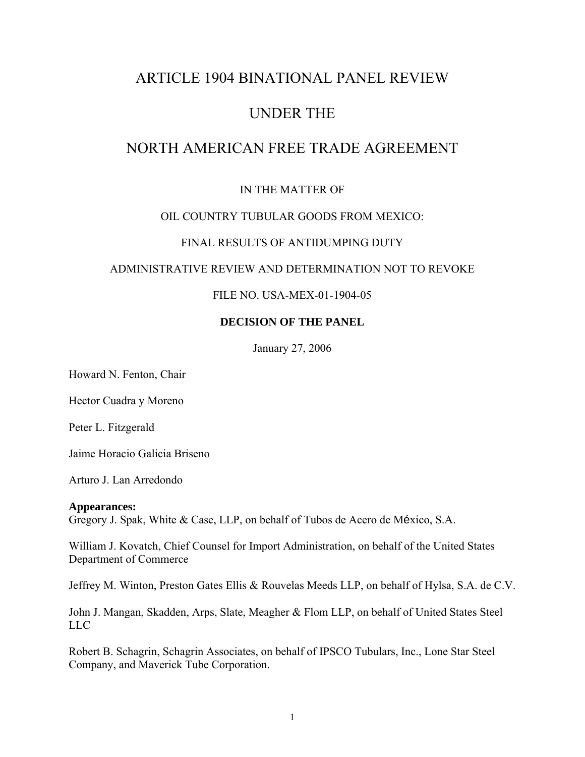# ARTICLE 1904 BINATIONAL PANEL REVIEW

# UNDER THE

# NORTH AMERICAN FREE TRADE AGREEMENT

IN THE MATTER OF

OIL COUNTRY TUBULAR GOODS FROM MEXICO:

FINAL RESULTS OF ANTIDUMPING DUTY

ADMINISTRATIVE REVIEW AND DETERMINATION NOT TO REVOKE

FILE NO. USA-MEX-01-1904-05

**DECISION OF THE PANEL**

January 27, 2006

Howard N. Fenton, Chair

Hector Cuadra y Moreno

Peter L. Fitzgerald

Jaime Horacio Galicia Briseno

Arturo J. Lan Arredondo

**Appearances:**
Gregory J. Spak, White & Case, LLP, on behalf of Tubos de Acero de México, S.A.

William J. Kovatch, Chief Counsel for Import Administration, on behalf of the United States Department of Commerce

Jeffrey M. Winton, Preston Gates Ellis & Rouvelas Meeds LLP, on behalf of Hylsa, S.A. de C.V.

John J. Mangan, Skadden, Arps, Slate, Meagher & Flom LLP, on behalf of United States Steel LLC

Robert B. Schagrin, Schagrin Associates, on behalf of IPSCO Tubulars, Inc., Lone Star Steel Company, and Maverick Tube Corporation.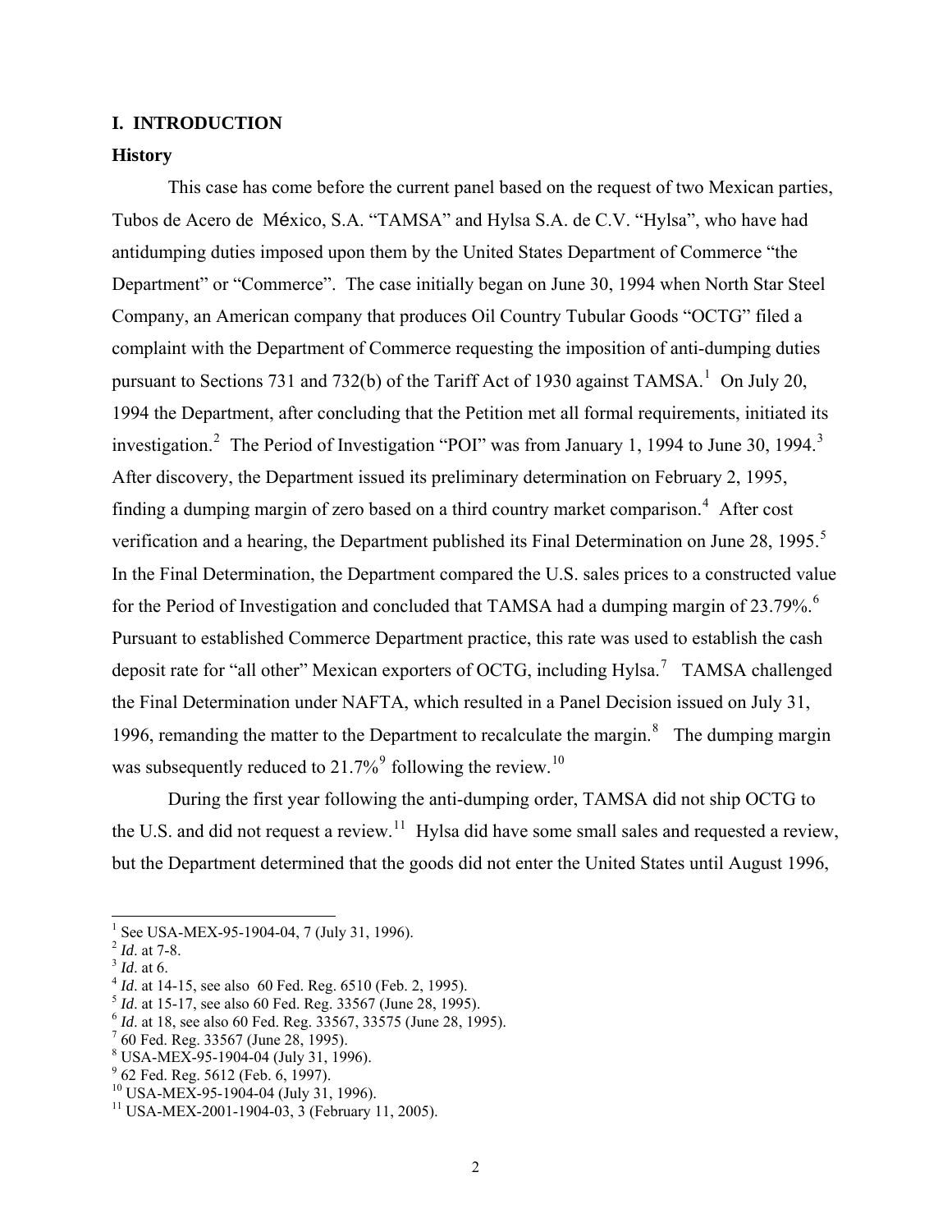## I. INTRODUCTION

### History

This case has come before the current panel based on the request of two Mexican parties, Tubos de Acero de México, S.A. "TAMSA" and Hylsa S.A. de C.V. "Hylsa", who have had antidumping duties imposed upon them by the United States Department of Commerce "the Department" or "Commerce". The case initially began on June 30, 1994 when North Star Steel Company, an American company that produces Oil Country Tubular Goods "OCTG" filed a complaint with the Department of Commerce requesting the imposition of anti-dumping duties pursuant to Sections 731 and 732(b) of the Tariff Act of 1930 against TAMSA.[1] On July 20, 1994 the Department, after concluding that the Petition met all formal requirements, initiated its investigation.[2] The Period of Investigation "POI" was from January 1, 1994 to June 30, 1994.[3] After discovery, the Department issued its preliminary determination on February 2, 1995, finding a dumping margin of zero based on a third country market comparison.[4] After cost verification and a hearing, the Department published its Final Determination on June 28, 1995.[5] In the Final Determination, the Department compared the U.S. sales prices to a constructed value for the Period of Investigation and concluded that TAMSA had a dumping margin of 23.79%.[6] Pursuant to established Commerce Department practice, this rate was used to establish the cash deposit rate for "all other" Mexican exporters of OCTG, including Hylsa.[7] TAMSA challenged the Final Determination under NAFTA, which resulted in a Panel Decision issued on July 31, 1996, remanding the matter to the Department to recalculate the margin.[8] The dumping margin was subsequently reduced to 21.7%[9] following the review.[10]

During the first year following the anti-dumping order, TAMSA did not ship OCTG to the U.S. and did not request a review.[11] Hylsa did have some small sales and requested a review, but the Department determined that the goods did not enter the United States until August 1996,

---

[1] See USA-MEX-95-1904-04, 7 (July 31, 1996).

[2] *Id*. at 7-8.

[3] *Id*. at 6.

[4] *Id*. at 14-15, see also 60 Fed. Reg. 6510 (Feb. 2, 1995).

[5] *Id*. at 15-17, see also 60 Fed. Reg. 33567 (June 28, 1995).

[6] *Id*. at 18, see also 60 Fed. Reg. 33567, 33575 (June 28, 1995).

[7] 60 Fed. Reg. 33567 (June 28, 1995).

[8] USA-MEX-95-1904-04 (July 31, 1996).

[9] 62 Fed. Reg. 5612 (Feb. 6, 1997).

[10] USA-MEX-95-1904-04 (July 31, 1996).

[11] USA-MEX-2001-1904-03, 3 (February 11, 2005).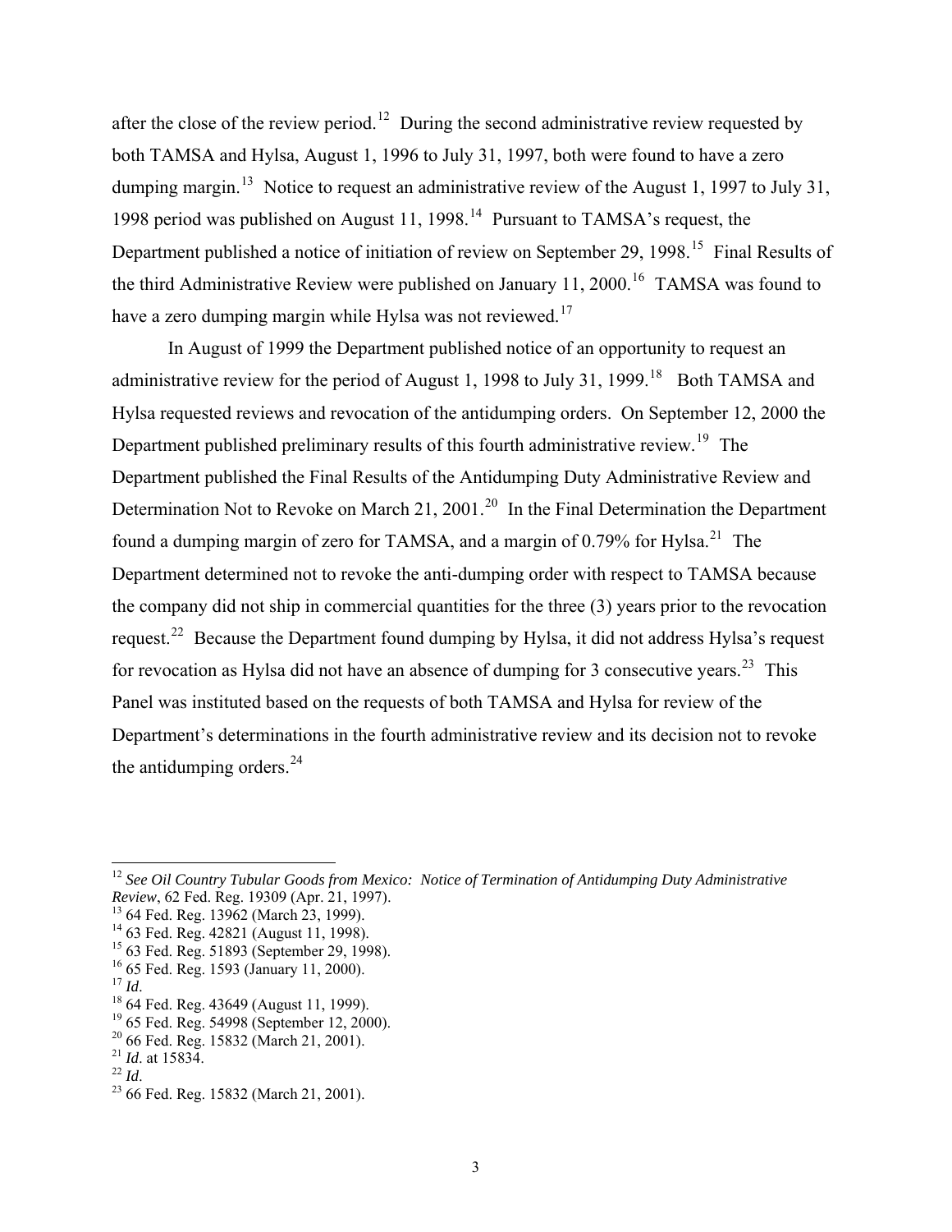after the close of the review period.[12] During the second administrative review requested by both TAMSA and Hylsa, August 1, 1996 to July 31, 1997, both were found to have a zero dumping margin.[13] Notice to request an administrative review of the August 1, 1997 to July 31, 1998 period was published on August 11, 1998.[14] Pursuant to TAMSA's request, the Department published a notice of initiation of review on September 29, 1998.[15] Final Results of the third Administrative Review were published on January 11, 2000.[16] TAMSA was found to have a zero dumping margin while Hylsa was not reviewed.[17]

In August of 1999 the Department published notice of an opportunity to request an administrative review for the period of August 1, 1998 to July 31, 1999.[18] Both TAMSA and Hylsa requested reviews and revocation of the antidumping orders. On September 12, 2000 the Department published preliminary results of this fourth administrative review.[19] The Department published the Final Results of the Antidumping Duty Administrative Review and Determination Not to Revoke on March 21, 2001.[20] In the Final Determination the Department found a dumping margin of zero for TAMSA, and a margin of 0.79% for Hylsa.[21] The Department determined not to revoke the anti-dumping order with respect to TAMSA because the company did not ship in commercial quantities for the three (3) years prior to the revocation request.[22] Because the Department found dumping by Hylsa, it did not address Hylsa's request for revocation as Hylsa did not have an absence of dumping for 3 consecutive years.[23] This Panel was instituted based on the requests of both TAMSA and Hylsa for review of the Department's determinations in the fourth administrative review and its decision not to revoke the antidumping orders.[24]

---

[12] *See Oil Country Tubular Goods from Mexico: Notice of Termination of Antidumping Duty Administrative Review*, 62 Fed. Reg. 19309 (Apr. 21, 1997).
[13] 64 Fed. Reg. 13962 (March 23, 1999).
[14] 63 Fed. Reg. 42821 (August 11, 1998).
[15] 63 Fed. Reg. 51893 (September 29, 1998).
[16] 65 Fed. Reg. 1593 (January 11, 2000).
[17] *Id*.
[18] 64 Fed. Reg. 43649 (August 11, 1999).
[19] 65 Fed. Reg. 54998 (September 12, 2000).
[20] 66 Fed. Reg. 15832 (March 21, 2001).
[21] *Id*. at 15834.
[22] *Id*.
[23] 66 Fed. Reg. 15832 (March 21, 2001).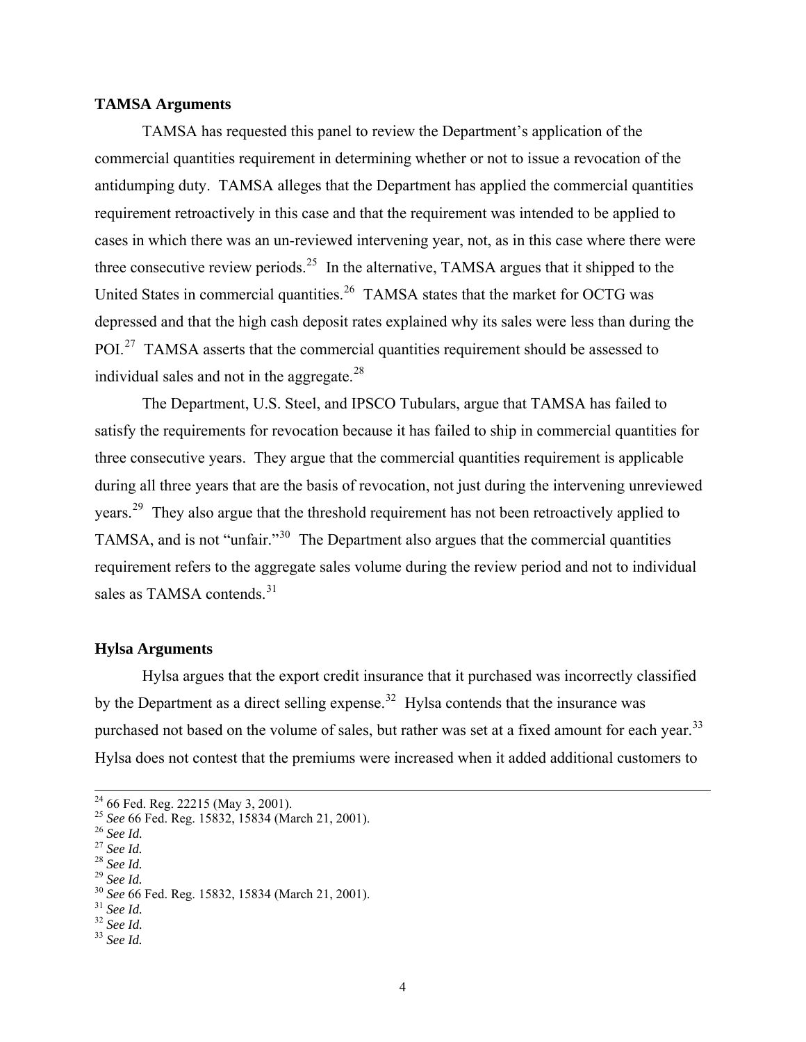**TAMSA Arguments**

TAMSA has requested this panel to review the Department's application of the commercial quantities requirement in determining whether or not to issue a revocation of the antidumping duty. TAMSA alleges that the Department has applied the commercial quantities requirement retroactively in this case and that the requirement was intended to be applied to cases in which there was an un-reviewed intervening year, not, as in this case where there were three consecutive review periods.[25] In the alternative, TAMSA argues that it shipped to the United States in commercial quantities.[26] TAMSA states that the market for OCTG was depressed and that the high cash deposit rates explained why its sales were less than during the POI.[27] TAMSA asserts that the commercial quantities requirement should be assessed to individual sales and not in the aggregate.[28]

The Department, U.S. Steel, and IPSCO Tubulars, argue that TAMSA has failed to satisfy the requirements for revocation because it has failed to ship in commercial quantities for three consecutive years. They argue that the commercial quantities requirement is applicable during all three years that are the basis of revocation, not just during the intervening unreviewed years.[29] They also argue that the threshold requirement has not been retroactively applied to TAMSA, and is not "unfair."[30] The Department also argues that the commercial quantities requirement refers to the aggregate sales volume during the review period and not to individual sales as TAMSA contends.[31]

**Hylsa Arguments**

Hylsa argues that the export credit insurance that it purchased was incorrectly classified by the Department as a direct selling expense.[32] Hylsa contends that the insurance was purchased not based on the volume of sales, but rather was set at a fixed amount for each year.[33] Hylsa does not contest that the premiums were increased when it added additional customers to

---

[24] 66 Fed. Reg. 22215 (May 3, 2001).
[25] *See* 66 Fed. Reg. 15832, 15834 (March 21, 2001).
[26] *See Id.*
[27] *See Id.*
[28] *See Id.*
[29] *See Id.*
[30] *See* 66 Fed. Reg. 15832, 15834 (March 21, 2001).
[31] *See Id.*
[32] *See Id.*
[33] *See Id.*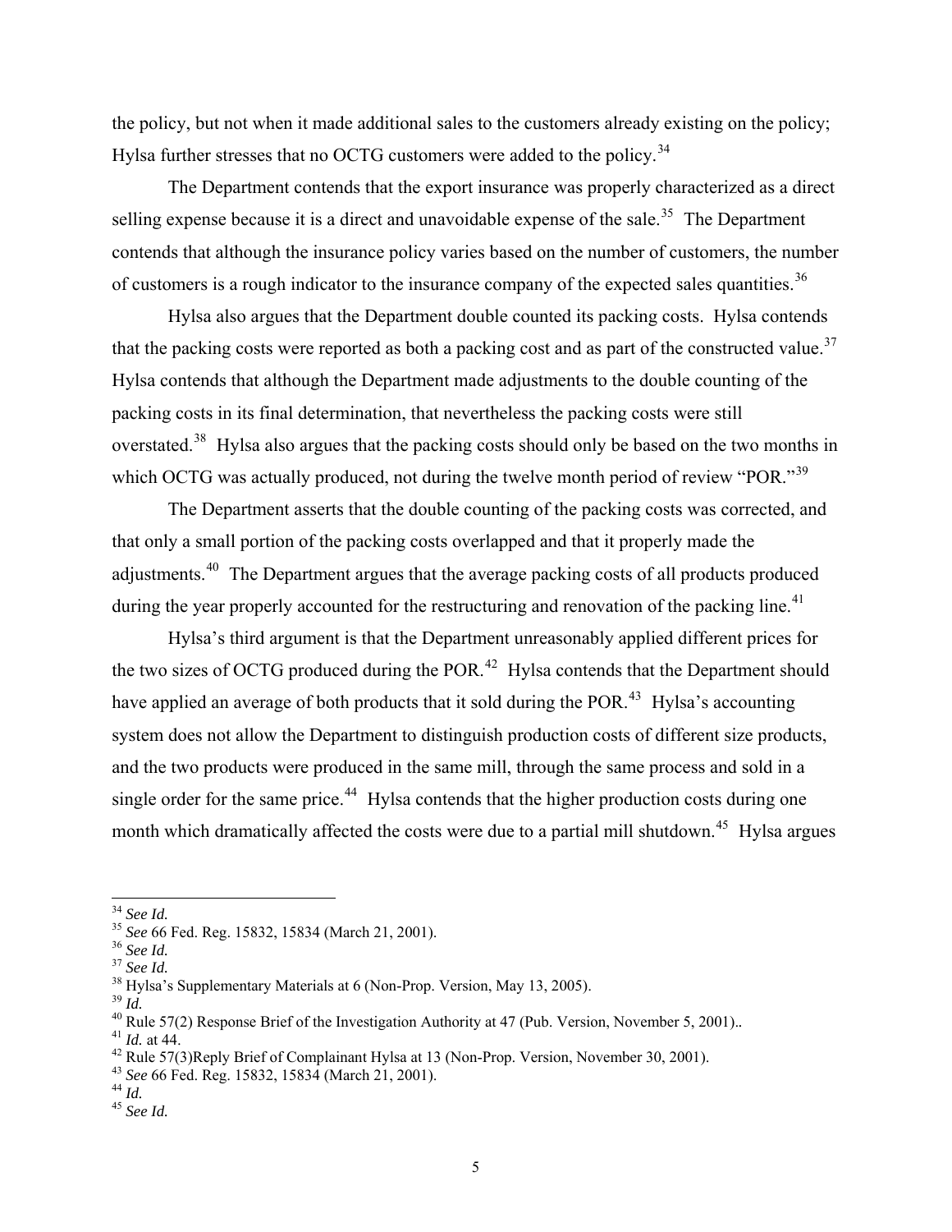the policy, but not when it made additional sales to the customers already existing on the policy; Hylsa further stresses that no OCTG customers were added to the policy.[34]

The Department contends that the export insurance was properly characterized as a direct selling expense because it is a direct and unavoidable expense of the sale.[35] The Department contends that although the insurance policy varies based on the number of customers, the number of customers is a rough indicator to the insurance company of the expected sales quantities.[36]

Hylsa also argues that the Department double counted its packing costs. Hylsa contends that the packing costs were reported as both a packing cost and as part of the constructed value.[37] Hylsa contends that although the Department made adjustments to the double counting of the packing costs in its final determination, that nevertheless the packing costs were still overstated.[38] Hylsa also argues that the packing costs should only be based on the two months in which OCTG was actually produced, not during the twelve month period of review "POR."[39]

The Department asserts that the double counting of the packing costs was corrected, and that only a small portion of the packing costs overlapped and that it properly made the adjustments.[40] The Department argues that the average packing costs of all products produced during the year properly accounted for the restructuring and renovation of the packing line.[41]

Hylsa's third argument is that the Department unreasonably applied different prices for the two sizes of OCTG produced during the POR.[42] Hylsa contends that the Department should have applied an average of both products that it sold during the POR.[43] Hylsa's accounting system does not allow the Department to distinguish production costs of different size products, and the two products were produced in the same mill, through the same process and sold in a single order for the same price.[44] Hylsa contends that the higher production costs during one month which dramatically affected the costs were due to a partial mill shutdown.[45] Hylsa argues

---

[34] *See Id.*

[35] *See* 66 Fed. Reg. 15832, 15834 (March 21, 2001).

[36] *See Id.*

[37] *See Id.*

[38] Hylsa's Supplementary Materials at 6 (Non-Prop. Version, May 13, 2005).

[39] *Id.*

[40] Rule 57(2) Response Brief of the Investigation Authority at 47 (Pub. Version, November 5, 2001)..

[41] *Id.* at 44.

[42] Rule 57(3)Reply Brief of Complainant Hylsa at 13 (Non-Prop. Version, November 30, 2001).

[43] *See* 66 Fed. Reg. 15832, 15834 (March 21, 2001).

[44] *Id.*

[45] *See Id.*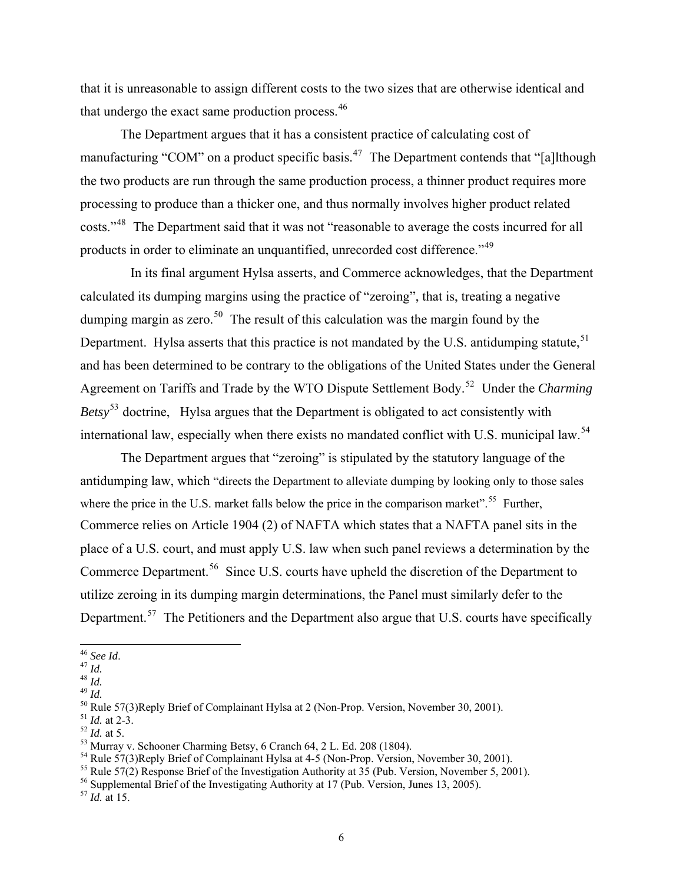that it is unreasonable to assign different costs to the two sizes that are otherwise identical and that undergo the exact same production process.[46]

The Department argues that it has a consistent practice of calculating cost of manufacturing "COM" on a product specific basis.[47] The Department contends that "[a]lthough the two products are run through the same production process, a thinner product requires more processing to produce than a thicker one, and thus normally involves higher product related costs."[48] The Department said that it was not "reasonable to average the costs incurred for all products in order to eliminate an unquantified, unrecorded cost difference."[49]

In its final argument Hylsa asserts, and Commerce acknowledges, that the Department calculated its dumping margins using the practice of "zeroing", that is, treating a negative dumping margin as zero.[50] The result of this calculation was the margin found by the Department. Hylsa asserts that this practice is not mandated by the U.S. antidumping statute,[51] and has been determined to be contrary to the obligations of the United States under the General Agreement on Tariffs and Trade by the WTO Dispute Settlement Body.[52] Under the *Charming Betsy*[53] doctrine, Hylsa argues that the Department is obligated to act consistently with international law, especially when there exists no mandated conflict with U.S. municipal law.[54]

The Department argues that "zeroing" is stipulated by the statutory language of the antidumping law, which "directs the Department to alleviate dumping by looking only to those sales where the price in the U.S. market falls below the price in the comparison market".[55] Further, Commerce relies on Article 1904 (2) of NAFTA which states that a NAFTA panel sits in the place of a U.S. court, and must apply U.S. law when such panel reviews a determination by the Commerce Department.[56] Since U.S. courts have upheld the discretion of the Department to utilize zeroing in its dumping margin determinations, the Panel must similarly defer to the Department.[57] The Petitioners and the Department also argue that U.S. courts have specifically

---

[46] *See Id*.
[47] *Id.*
[48] *Id.*
[49] *Id.*
[50] Rule 57(3)Reply Brief of Complainant Hylsa at 2 (Non-Prop. Version, November 30, 2001).
[51] *Id.* at 2-3.
[52] *Id.* at 5.
[53] Murray v. Schooner Charming Betsy, 6 Cranch 64, 2 L. Ed. 208 (1804).
[54] Rule 57(3)Reply Brief of Complainant Hylsa at 4-5 (Non-Prop. Version, November 30, 2001).
[55] Rule 57(2) Response Brief of the Investigation Authority at 35 (Pub. Version, November 5, 2001).
[56] Supplemental Brief of the Investigating Authority at 17 (Pub. Version, Junes 13, 2005).
[57] *Id.* at 15.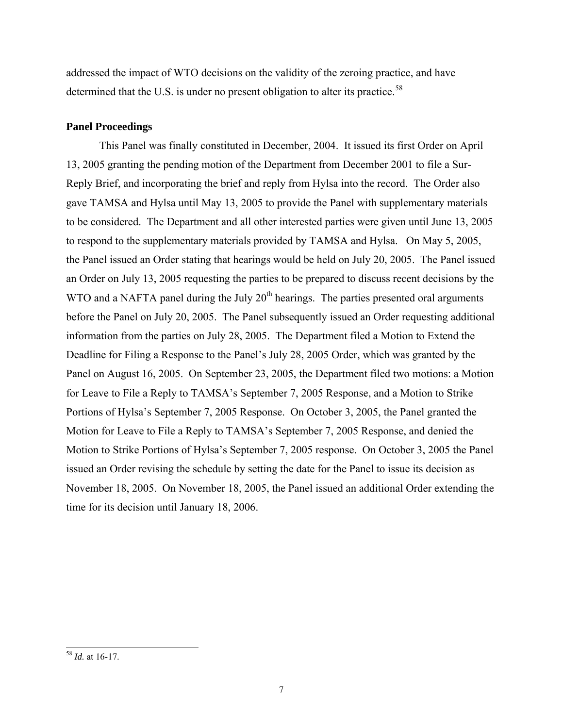addressed the impact of WTO decisions on the validity of the zeroing practice, and have determined that the U.S. is under no present obligation to alter its practice.[58]

**Panel Proceedings**

This Panel was finally constituted in December, 2004. It issued its first Order on April 13, 2005 granting the pending motion of the Department from December 2001 to file a Sur-Reply Brief, and incorporating the brief and reply from Hylsa into the record. The Order also gave TAMSA and Hylsa until May 13, 2005 to provide the Panel with supplementary materials to be considered. The Department and all other interested parties were given until June 13, 2005 to respond to the supplementary materials provided by TAMSA and Hylsa. On May 5, 2005, the Panel issued an Order stating that hearings would be held on July 20, 2005. The Panel issued an Order on July 13, 2005 requesting the parties to be prepared to discuss recent decisions by the WTO and a NAFTA panel during the July 20th hearings. The parties presented oral arguments before the Panel on July 20, 2005. The Panel subsequently issued an Order requesting additional information from the parties on July 28, 2005. The Department filed a Motion to Extend the Deadline for Filing a Response to the Panel's July 28, 2005 Order, which was granted by the Panel on August 16, 2005. On September 23, 2005, the Department filed two motions: a Motion for Leave to File a Reply to TAMSA's September 7, 2005 Response, and a Motion to Strike Portions of Hylsa's September 7, 2005 Response. On October 3, 2005, the Panel granted the Motion for Leave to File a Reply to TAMSA's September 7, 2005 Response, and denied the Motion to Strike Portions of Hylsa's September 7, 2005 response. On October 3, 2005 the Panel issued an Order revising the schedule by setting the date for the Panel to issue its decision as November 18, 2005. On November 18, 2005, the Panel issued an additional Order extending the time for its decision until January 18, 2006.

---

[58] *Id.* at 16-17.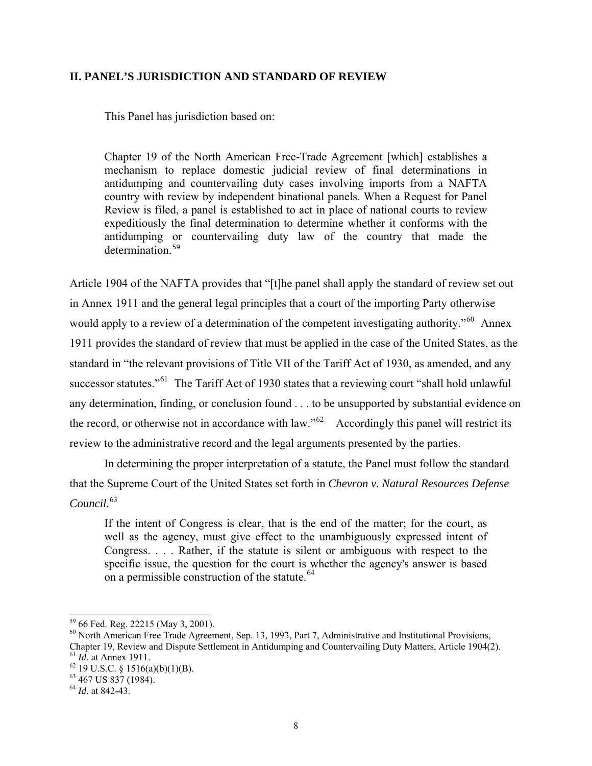## II. PANEL'S JURISDICTION AND STANDARD OF REVIEW

This Panel has jurisdiction based on:

> Chapter 19 of the North American Free-Trade Agreement [which] establishes a mechanism to replace domestic judicial review of final determinations in antidumping and countervailing duty cases involving imports from a NAFTA country with review by independent binational panels. When a Request for Panel Review is filed, a panel is established to act in place of national courts to review expeditiously the final determination to determine whether it conforms with the antidumping or countervailing duty law of the country that made the determination.[59]

Article 1904 of the NAFTA provides that "[t]he panel shall apply the standard of review set out in Annex 1911 and the general legal principles that a court of the importing Party otherwise would apply to a review of a determination of the competent investigating authority."[60] Annex 1911 provides the standard of review that must be applied in the case of the United States, as the standard in "the relevant provisions of Title VII of the Tariff Act of 1930, as amended, and any successor statutes."[61] The Tariff Act of 1930 states that a reviewing court "shall hold unlawful any determination, finding, or conclusion found . . . to be unsupported by substantial evidence on the record, or otherwise not in accordance with law."[62] Accordingly this panel will restrict its review to the administrative record and the legal arguments presented by the parties.

In determining the proper interpretation of a statute, the Panel must follow the standard that the Supreme Court of the United States set forth in *Chevron v. Natural Resources Defense Council.*[63]

> If the intent of Congress is clear, that is the end of the matter; for the court, as well as the agency, must give effect to the unambiguously expressed intent of Congress. . . . Rather, if the statute is silent or ambiguous with respect to the specific issue, the question for the court is whether the agency's answer is based on a permissible construction of the statute.[64]

---

[59] 66 Fed. Reg. 22215 (May 3, 2001).

[60] North American Free Trade Agreement, Sep. 13, 1993, Part 7, Administrative and Institutional Provisions, Chapter 19, Review and Dispute Settlement in Antidumping and Countervailing Duty Matters, Article 1904(2).

[61] *Id.* at Annex 1911.

[62] 19 U.S.C. § 1516(a)(b)(1)(B).

[63] 467 US 837 (1984).

[64] *Id.* at 842-43.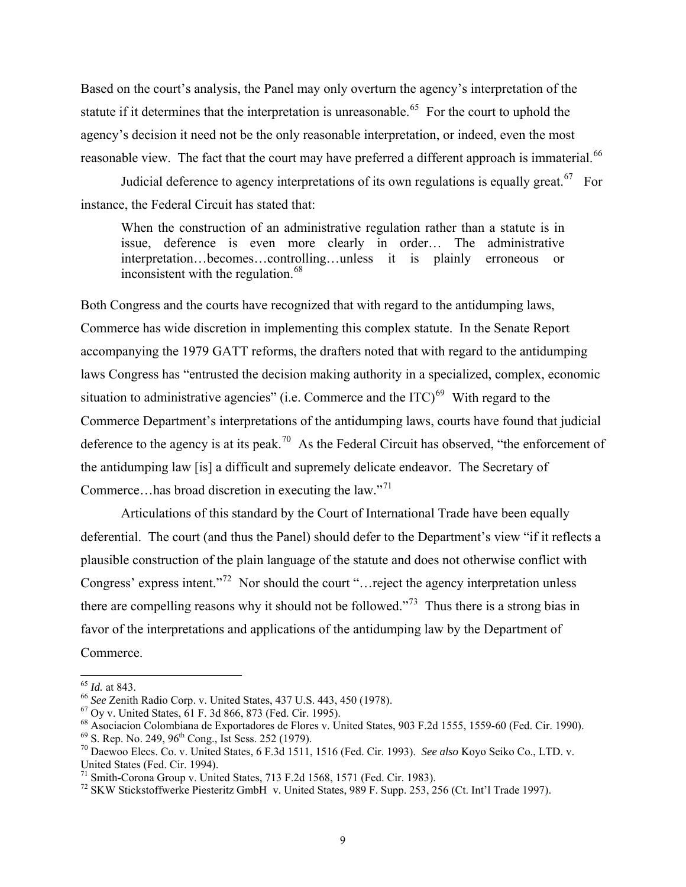Based on the court's analysis, the Panel may only overturn the agency's interpretation of the statute if it determines that the interpretation is unreasonable.[65] For the court to uphold the agency's decision it need not be the only reasonable interpretation, or indeed, even the most reasonable view. The fact that the court may have preferred a different approach is immaterial.[66]

Judicial deference to agency interpretations of its own regulations is equally great.[67] For instance, the Federal Circuit has stated that:

> When the construction of an administrative regulation rather than a statute is in issue, deference is even more clearly in order… The administrative interpretation…becomes…controlling…unless it is plainly erroneous or inconsistent with the regulation.[68]

Both Congress and the courts have recognized that with regard to the antidumping laws, Commerce has wide discretion in implementing this complex statute. In the Senate Report accompanying the 1979 GATT reforms, the drafters noted that with regard to the antidumping laws Congress has "entrusted the decision making authority in a specialized, complex, economic situation to administrative agencies" (i.e. Commerce and the ITC)[69] With regard to the Commerce Department's interpretations of the antidumping laws, courts have found that judicial deference to the agency is at its peak.[70] As the Federal Circuit has observed, "the enforcement of the antidumping law [is] a difficult and supremely delicate endeavor. The Secretary of Commerce…has broad discretion in executing the law."[71]

Articulations of this standard by the Court of International Trade have been equally deferential. The court (and thus the Panel) should defer to the Department's view "if it reflects a plausible construction of the plain language of the statute and does not otherwise conflict with Congress' express intent."[72] Nor should the court "…reject the agency interpretation unless there are compelling reasons why it should not be followed."[73] Thus there is a strong bias in favor of the interpretations and applications of the antidumping law by the Department of Commerce.

---

[65] *Id.* at 843.

[66] *See* Zenith Radio Corp. v. United States, 437 U.S. 443, 450 (1978).

[67] Oy v. United States, 61 F. 3d 866, 873 (Fed. Cir. 1995).

[68] Asociacion Colombiana de Exportadores de Flores v. United States, 903 F.2d 1555, 1559-60 (Fed. Cir. 1990).

[69] S. Rep. No. 249, 96th Cong., Ist Sess. 252 (1979).

[70] Daewoo Elecs. Co. v. United States, 6 F.3d 1511, 1516 (Fed. Cir. 1993). *See also* Koyo Seiko Co., LTD. v. United States (Fed. Cir. 1994).

[71] Smith-Corona Group v. United States, 713 F.2d 1568, 1571 (Fed. Cir. 1983).

[72] SKW Stickstoffwerke Piesteritz GmbH v. United States, 989 F. Supp. 253, 256 (Ct. Int'l Trade 1997).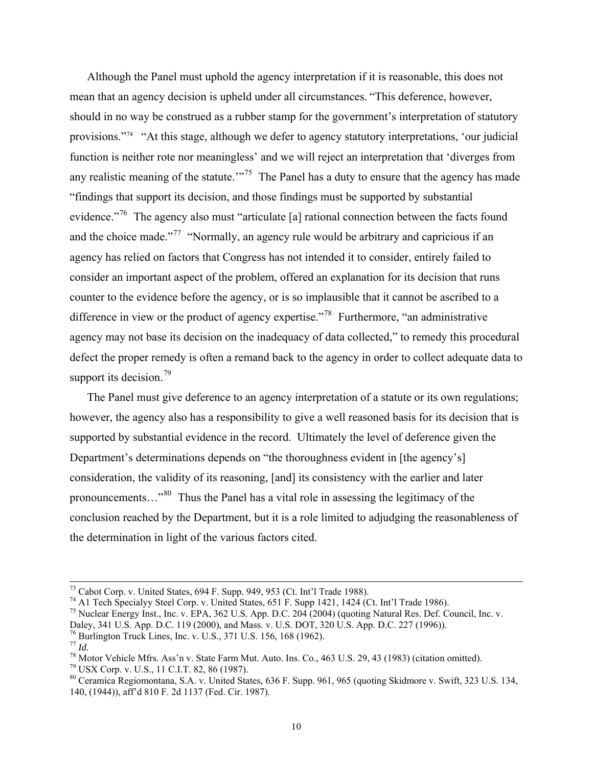Although the Panel must uphold the agency interpretation if it is reasonable, this does not mean that an agency decision is upheld under all circumstances. "This deference, however, should in no way be construed as a rubber stamp for the government's interpretation of statutory provisions."[74] "At this stage, although we defer to agency statutory interpretations, 'our judicial function is neither rote nor meaningless' and we will reject an interpretation that 'diverges from any realistic meaning of the statute.'"[75] The Panel has a duty to ensure that the agency has made "findings that support its decision, and those findings must be supported by substantial evidence."[76] The agency also must "articulate [a] rational connection between the facts found and the choice made."[77] "Normally, an agency rule would be arbitrary and capricious if an agency has relied on factors that Congress has not intended it to consider, entirely failed to consider an important aspect of the problem, offered an explanation for its decision that runs counter to the evidence before the agency, or is so implausible that it cannot be ascribed to a difference in view or the product of agency expertise."[78] Furthermore, "an administrative agency may not base its decision on the inadequacy of data collected," to remedy this procedural defect the proper remedy is often a remand back to the agency in order to collect adequate data to support its decision.[79]

The Panel must give deference to an agency interpretation of a statute or its own regulations; however, the agency also has a responsibility to give a well reasoned basis for its decision that is supported by substantial evidence in the record. Ultimately the level of deference given the Department's determinations depends on "the thoroughness evident in [the agency's] consideration, the validity of its reasoning, [and] its consistency with the earlier and later pronouncements…"[80] Thus the Panel has a vital role in assessing the legitimacy of the conclusion reached by the Department, but it is a role limited to adjudging the reasonableness of the determination in light of the various factors cited.

---

[73] Cabot Corp. v. United States, 694 F. Supp. 949, 953 (Ct. Int'l Trade 1988).
[74] A1 Tech Specialyy Steel Corp. v. United States, 651 F. Supp 1421, 1424 (Ct. Int'l Trade 1986).
[75] Nuclear Energy Inst., Inc. v. EPA, 362 U.S. App. D.C. 204 (2004) (quoting Natural Res. Def. Council, Inc. v. Daley, 341 U.S. App. D.C. 119 (2000), and Mass. v. U.S. DOT, 320 U.S. App. D.C. 227 (1996)).
[76] Burlington Truck Lines, Inc. v. U.S., 371 U.S. 156, 168 (1962).
[77] *Id.*
[78] Motor Vehicle Mfrs. Ass'n v. State Farm Mut. Auto. Ins. Co., 463 U.S. 29, 43 (1983) (citation omitted).
[79] USX Corp. v. U.S., 11 C.I.T. 82, 86 (1987).
[80] Ceramica Regiomontana, S.A. v. United States, 636 F. Supp. 961, 965 (quoting Skidmore v. Swift, 323 U.S. 134, 140, (1944)), aff'd 810 F. 2d 1137 (Fed. Cir. 1987).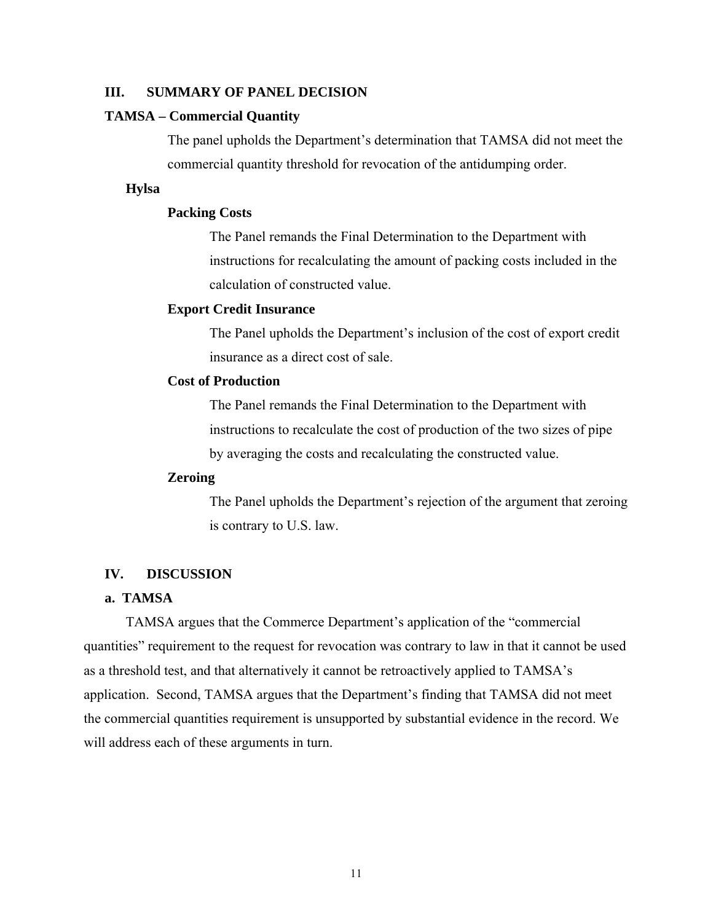## III. SUMMARY OF PANEL DECISION

### TAMSA – Commercial Quantity

The panel upholds the Department's determination that TAMSA did not meet the commercial quantity threshold for revocation of the antidumping order.

### Hylsa

#### Packing Costs

The Panel remands the Final Determination to the Department with instructions for recalculating the amount of packing costs included in the calculation of constructed value.

#### Export Credit Insurance

The Panel upholds the Department's inclusion of the cost of export credit insurance as a direct cost of sale.

#### Cost of Production

The Panel remands the Final Determination to the Department with instructions to recalculate the cost of production of the two sizes of pipe by averaging the costs and recalculating the constructed value.

#### Zeroing

The Panel upholds the Department's rejection of the argument that zeroing is contrary to U.S. law.

## IV. DISCUSSION

### a. TAMSA

TAMSA argues that the Commerce Department's application of the "commercial quantities" requirement to the request for revocation was contrary to law in that it cannot be used as a threshold test, and that alternatively it cannot be retroactively applied to TAMSA's application. Second, TAMSA argues that the Department's finding that TAMSA did not meet the commercial quantities requirement is unsupported by substantial evidence in the record. We will address each of these arguments in turn.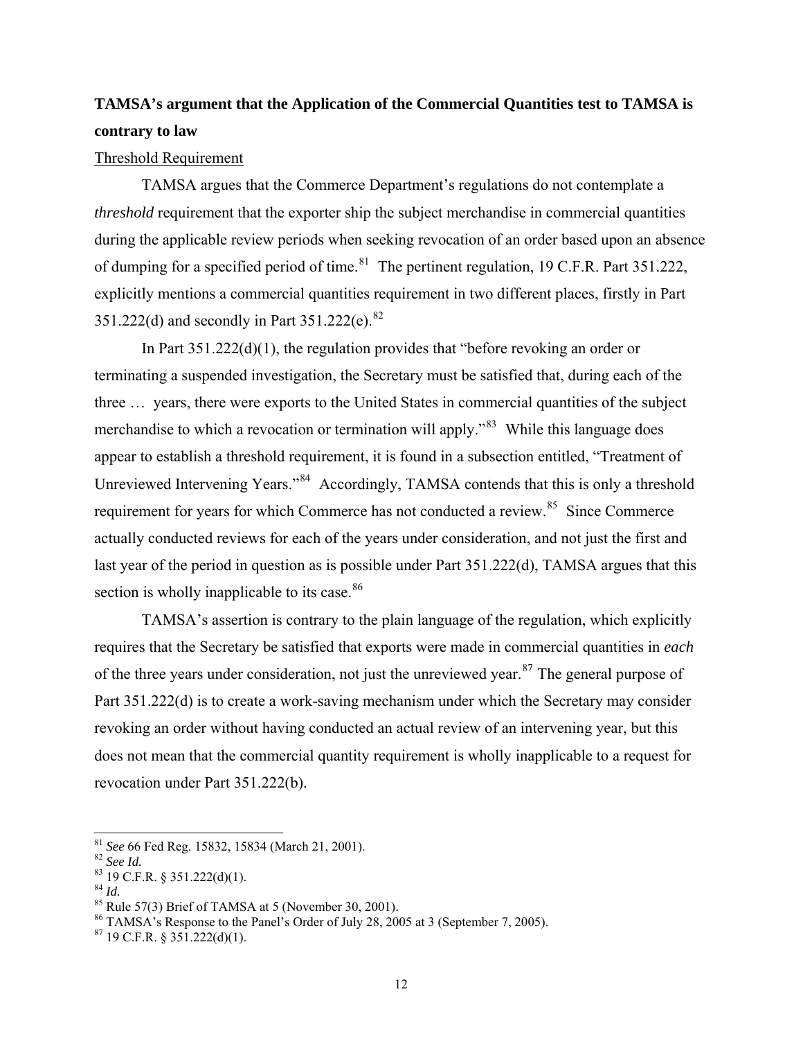**TAMSA's argument that the Application of the Commercial Quantities test to TAMSA is contrary to law**

Threshold Requirement

TAMSA argues that the Commerce Department's regulations do not contemplate a *threshold* requirement that the exporter ship the subject merchandise in commercial quantities during the applicable review periods when seeking revocation of an order based upon an absence of dumping for a specified period of time.[81] The pertinent regulation, 19 C.F.R. Part 351.222, explicitly mentions a commercial quantities requirement in two different places, firstly in Part 351.222(d) and secondly in Part 351.222(e).[82]

In Part 351.222(d)(1), the regulation provides that "before revoking an order or terminating a suspended investigation, the Secretary must be satisfied that, during each of the three … years, there were exports to the United States in commercial quantities of the subject merchandise to which a revocation or termination will apply."[83] While this language does appear to establish a threshold requirement, it is found in a subsection entitled, "Treatment of Unreviewed Intervening Years."[84] Accordingly, TAMSA contends that this is only a threshold requirement for years for which Commerce has not conducted a review.[85] Since Commerce actually conducted reviews for each of the years under consideration, and not just the first and last year of the period in question as is possible under Part 351.222(d), TAMSA argues that this section is wholly inapplicable to its case.[86]

TAMSA's assertion is contrary to the plain language of the regulation, which explicitly requires that the Secretary be satisfied that exports were made in commercial quantities in *each* of the three years under consideration, not just the unreviewed year.[87] The general purpose of Part 351.222(d) is to create a work-saving mechanism under which the Secretary may consider revoking an order without having conducted an actual review of an intervening year, but this does not mean that the commercial quantity requirement is wholly inapplicable to a request for revocation under Part 351.222(b).

---

[81] *See* 66 Fed Reg. 15832, 15834 (March 21, 2001).

[82] *See Id.*

[83] 19 C.F.R. § 351.222(d)(1).

[84] *Id.*

[85] Rule 57(3) Brief of TAMSA at 5 (November 30, 2001).

[86] TAMSA's Response to the Panel's Order of July 28, 2005 at 3 (September 7, 2005).

[87] 19 C.F.R. § 351.222(d)(1).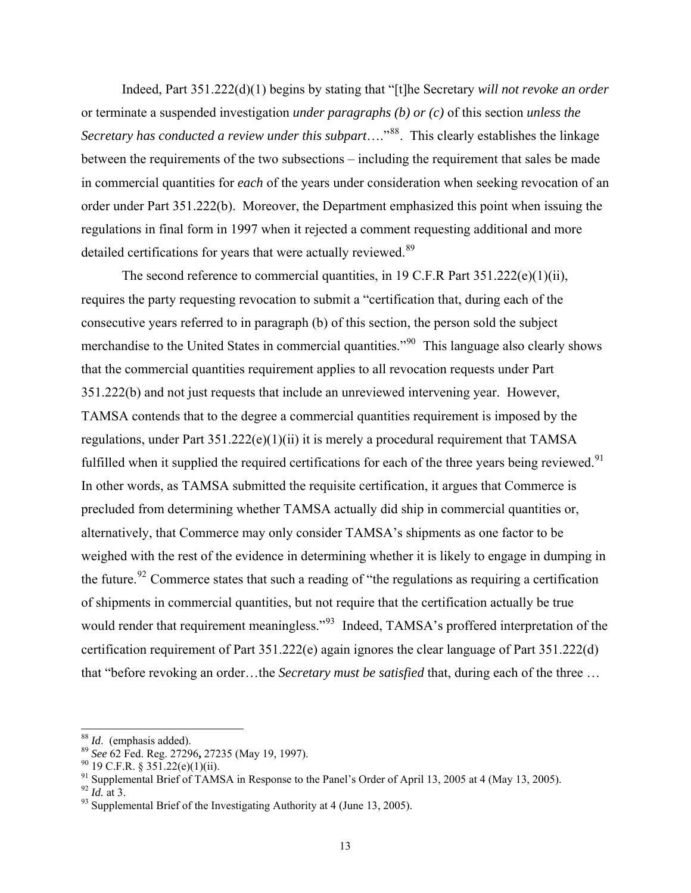Indeed, Part 351.222(d)(1) begins by stating that "[t]he Secretary *will not revoke an order* or terminate a suspended investigation *under paragraphs (b) or (c)* of this section *unless the Secretary has conducted a review under this subpart*…."[88]. This clearly establishes the linkage between the requirements of the two subsections – including the requirement that sales be made in commercial quantities for *each* of the years under consideration when seeking revocation of an order under Part 351.222(b). Moreover, the Department emphasized this point when issuing the regulations in final form in 1997 when it rejected a comment requesting additional and more detailed certifications for years that were actually reviewed.[89]

The second reference to commercial quantities, in 19 C.F.R Part 351.222(e)(1)(ii), requires the party requesting revocation to submit a "certification that, during each of the consecutive years referred to in paragraph (b) of this section, the person sold the subject merchandise to the United States in commercial quantities."[90] This language also clearly shows that the commercial quantities requirement applies to all revocation requests under Part 351.222(b) and not just requests that include an unreviewed intervening year. However, TAMSA contends that to the degree a commercial quantities requirement is imposed by the regulations, under Part 351.222(e)(1)(ii) it is merely a procedural requirement that TAMSA fulfilled when it supplied the required certifications for each of the three years being reviewed.[91] In other words, as TAMSA submitted the requisite certification, it argues that Commerce is precluded from determining whether TAMSA actually did ship in commercial quantities or, alternatively, that Commerce may only consider TAMSA's shipments as one factor to be weighed with the rest of the evidence in determining whether it is likely to engage in dumping in the future.[92] Commerce states that such a reading of "the regulations as requiring a certification of shipments in commercial quantities, but not require that the certification actually be true would render that requirement meaningless."[93] Indeed, TAMSA's proffered interpretation of the certification requirement of Part 351.222(e) again ignores the clear language of Part 351.222(d) that "before revoking an order…the *Secretary must be satisfied* that, during each of the three …

---

[88] *Id*. (emphasis added).

[89] *See* 62 Fed. Reg. 27296**,** 27235 (May 19, 1997).

[90] 19 C.F.R. § 351.22(e)(1)(ii).

[91] Supplemental Brief of TAMSA in Response to the Panel's Order of April 13, 2005 at 4 (May 13, 2005).

[92] *Id.* at 3.

[93] Supplemental Brief of the Investigating Authority at 4 (June 13, 2005).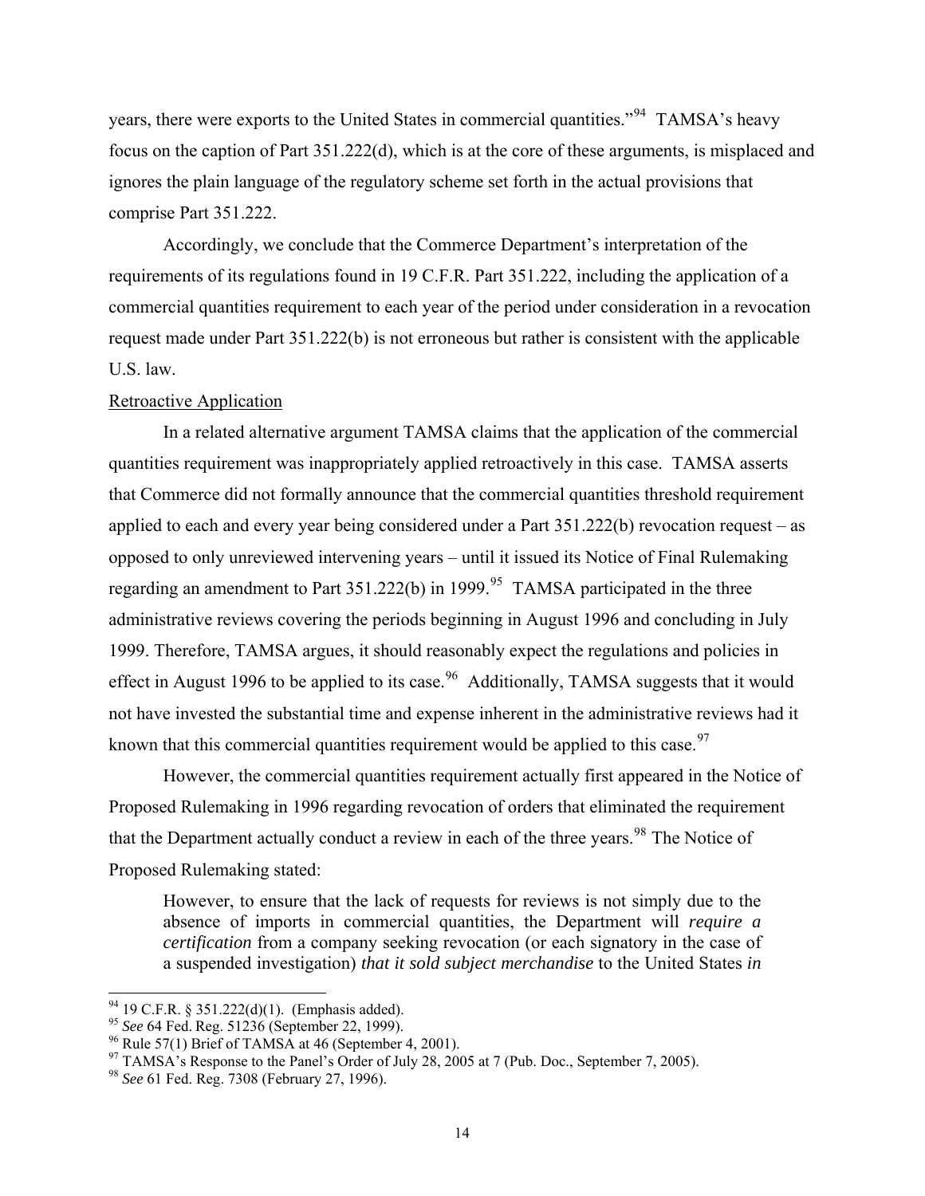years, there were exports to the United States in commercial quantities."[94] TAMSA's heavy focus on the caption of Part 351.222(d), which is at the core of these arguments, is misplaced and ignores the plain language of the regulatory scheme set forth in the actual provisions that comprise Part 351.222.

Accordingly, we conclude that the Commerce Department's interpretation of the requirements of its regulations found in 19 C.F.R. Part 351.222, including the application of a commercial quantities requirement to each year of the period under consideration in a revocation request made under Part 351.222(b) is not erroneous but rather is consistent with the applicable U.S. law.

Retroactive Application

In a related alternative argument TAMSA claims that the application of the commercial quantities requirement was inappropriately applied retroactively in this case. TAMSA asserts that Commerce did not formally announce that the commercial quantities threshold requirement applied to each and every year being considered under a Part 351.222(b) revocation request – as opposed to only unreviewed intervening years – until it issued its Notice of Final Rulemaking regarding an amendment to Part 351.222(b) in 1999.[95] TAMSA participated in the three administrative reviews covering the periods beginning in August 1996 and concluding in July 1999. Therefore, TAMSA argues, it should reasonably expect the regulations and policies in effect in August 1996 to be applied to its case.[96] Additionally, TAMSA suggests that it would not have invested the substantial time and expense inherent in the administrative reviews had it known that this commercial quantities requirement would be applied to this case.[97]

However, the commercial quantities requirement actually first appeared in the Notice of Proposed Rulemaking in 1996 regarding revocation of orders that eliminated the requirement that the Department actually conduct a review in each of the three years.[98] The Notice of Proposed Rulemaking stated:

> However, to ensure that the lack of requests for reviews is not simply due to the absence of imports in commercial quantities, the Department will *require a certification* from a company seeking revocation (or each signatory in the case of a suspended investigation) *that it sold subject merchandise* to the United States *in*

---

[94] 19 C.F.R. § 351.222(d)(1). (Emphasis added).

[95] *See* 64 Fed. Reg. 51236 (September 22, 1999).

[96] Rule 57(1) Brief of TAMSA at 46 (September 4, 2001).

[97] TAMSA's Response to the Panel's Order of July 28, 2005 at 7 (Pub. Doc., September 7, 2005).

[98] *See* 61 Fed. Reg. 7308 (February 27, 1996).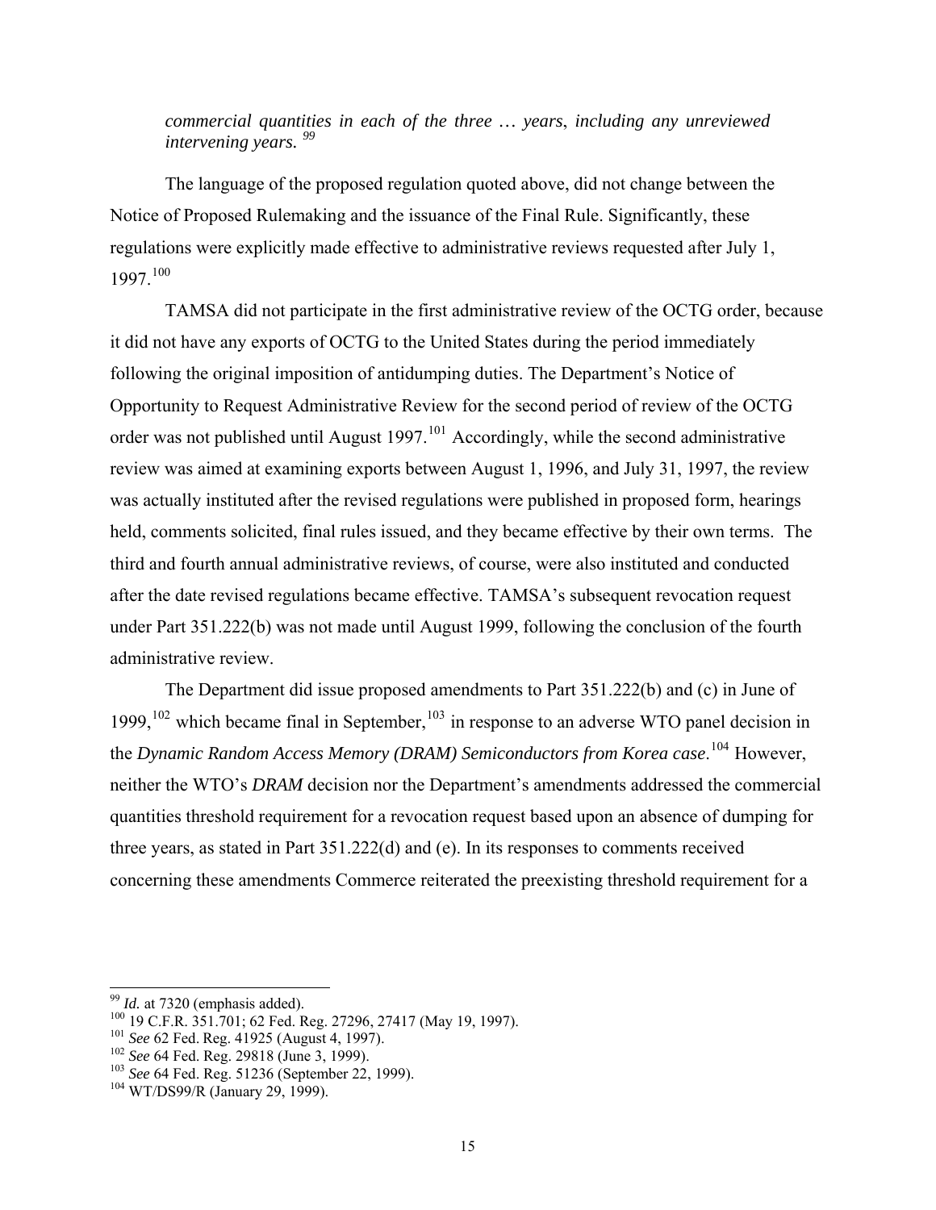*commercial quantities in each of the three … years, including any unreviewed intervening years.* [99]

The language of the proposed regulation quoted above, did not change between the Notice of Proposed Rulemaking and the issuance of the Final Rule. Significantly, these regulations were explicitly made effective to administrative reviews requested after July 1, 1997.[100]

TAMSA did not participate in the first administrative review of the OCTG order, because it did not have any exports of OCTG to the United States during the period immediately following the original imposition of antidumping duties. The Department's Notice of Opportunity to Request Administrative Review for the second period of review of the OCTG order was not published until August 1997.[101] Accordingly, while the second administrative review was aimed at examining exports between August 1, 1996, and July 31, 1997, the review was actually instituted after the revised regulations were published in proposed form, hearings held, comments solicited, final rules issued, and they became effective by their own terms. The third and fourth annual administrative reviews, of course, were also instituted and conducted after the date revised regulations became effective. TAMSA's subsequent revocation request under Part 351.222(b) was not made until August 1999, following the conclusion of the fourth administrative review.

The Department did issue proposed amendments to Part 351.222(b) and (c) in June of 1999,[102] which became final in September,[103] in response to an adverse WTO panel decision in the *Dynamic Random Access Memory (DRAM) Semiconductors from Korea case*.[104] However, neither the WTO's *DRAM* decision nor the Department's amendments addressed the commercial quantities threshold requirement for a revocation request based upon an absence of dumping for three years, as stated in Part 351.222(d) and (e). In its responses to comments received concerning these amendments Commerce reiterated the preexisting threshold requirement for a

---

[99] *Id.* at 7320 (emphasis added).

[100] 19 C.F.R. 351.701; 62 Fed. Reg. 27296, 27417 (May 19, 1997).

[101] *See* 62 Fed. Reg. 41925 (August 4, 1997).

[102] *See* 64 Fed. Reg. 29818 (June 3, 1999).

[103] *See* 64 Fed. Reg. 51236 (September 22, 1999).

[104] WT/DS99/R (January 29, 1999).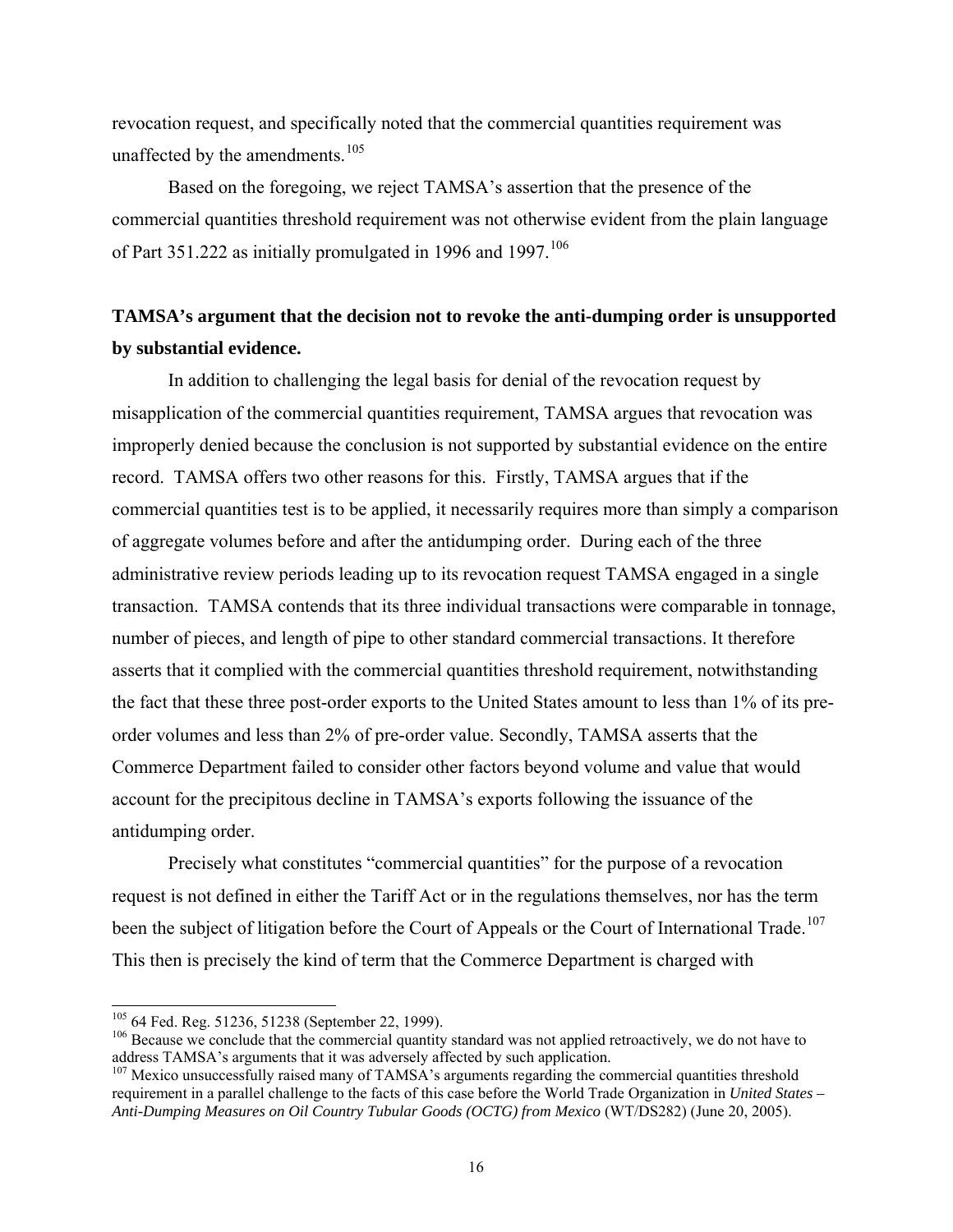revocation request, and specifically noted that the commercial quantities requirement was unaffected by the amendments.[105]

Based on the foregoing, we reject TAMSA's assertion that the presence of the commercial quantities threshold requirement was not otherwise evident from the plain language of Part 351.222 as initially promulgated in 1996 and 1997.[106]

**TAMSA's argument that the decision not to revoke the anti-dumping order is unsupported by substantial evidence.**

In addition to challenging the legal basis for denial of the revocation request by misapplication of the commercial quantities requirement, TAMSA argues that revocation was improperly denied because the conclusion is not supported by substantial evidence on the entire record. TAMSA offers two other reasons for this. Firstly, TAMSA argues that if the commercial quantities test is to be applied, it necessarily requires more than simply a comparison of aggregate volumes before and after the antidumping order. During each of the three administrative review periods leading up to its revocation request TAMSA engaged in a single transaction. TAMSA contends that its three individual transactions were comparable in tonnage, number of pieces, and length of pipe to other standard commercial transactions. It therefore asserts that it complied with the commercial quantities threshold requirement, notwithstanding the fact that these three post-order exports to the United States amount to less than 1% of its pre-order volumes and less than 2% of pre-order value. Secondly, TAMSA asserts that the Commerce Department failed to consider other factors beyond volume and value that would account for the precipitous decline in TAMSA's exports following the issuance of the antidumping order.

Precisely what constitutes "commercial quantities" for the purpose of a revocation request is not defined in either the Tariff Act or in the regulations themselves, nor has the term been the subject of litigation before the Court of Appeals or the Court of International Trade.[107] This then is precisely the kind of term that the Commerce Department is charged with

---

[105] 64 Fed. Reg. 51236, 51238 (September 22, 1999).

[106] Because we conclude that the commercial quantity standard was not applied retroactively, we do not have to address TAMSA's arguments that it was adversely affected by such application.

[107] Mexico unsuccessfully raised many of TAMSA's arguments regarding the commercial quantities threshold requirement in a parallel challenge to the facts of this case before the World Trade Organization in *United States – Anti-Dumping Measures on Oil Country Tubular Goods (OCTG) from Mexico* (WT/DS282) (June 20, 2005).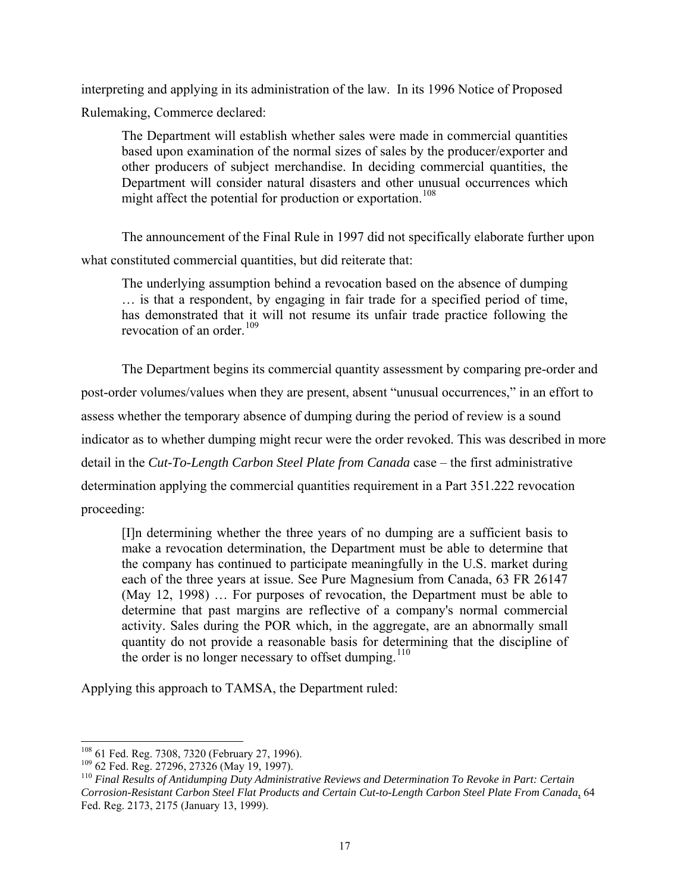interpreting and applying in its administration of the law. In its 1996 Notice of Proposed Rulemaking, Commerce declared:

> The Department will establish whether sales were made in commercial quantities based upon examination of the normal sizes of sales by the producer/exporter and other producers of subject merchandise. In deciding commercial quantities, the Department will consider natural disasters and other unusual occurrences which might affect the potential for production or exportation.[108]

The announcement of the Final Rule in 1997 did not specifically elaborate further upon what constituted commercial quantities, but did reiterate that:

> The underlying assumption behind a revocation based on the absence of dumping … is that a respondent, by engaging in fair trade for a specified period of time, has demonstrated that it will not resume its unfair trade practice following the revocation of an order.[109]

The Department begins its commercial quantity assessment by comparing pre-order and post-order volumes/values when they are present, absent "unusual occurrences," in an effort to assess whether the temporary absence of dumping during the period of review is a sound indicator as to whether dumping might recur were the order revoked. This was described in more detail in the *Cut-To-Length Carbon Steel Plate from Canada* case – the first administrative determination applying the commercial quantities requirement in a Part 351.222 revocation proceeding:

> [I]n determining whether the three years of no dumping are a sufficient basis to make a revocation determination, the Department must be able to determine that the company has continued to participate meaningfully in the U.S. market during each of the three years at issue. See Pure Magnesium from Canada, 63 FR 26147 (May 12, 1998) … For purposes of revocation, the Department must be able to determine that past margins are reflective of a company's normal commercial activity. Sales during the POR which, in the aggregate, are an abnormally small quantity do not provide a reasonable basis for determining that the discipline of the order is no longer necessary to offset dumping.[110]

Applying this approach to TAMSA, the Department ruled:

---

[108] 61 Fed. Reg. 7308, 7320 (February 27, 1996).

[109] 62 Fed. Reg. 27296, 27326 (May 19, 1997).

[110] *Final Results of Antidumping Duty Administrative Reviews and Determination To Revoke in Part: Certain Corrosion-Resistant Carbon Steel Flat Products and Certain Cut-to-Length Carbon Steel Plate From Canada*, 64 Fed. Reg. 2173, 2175 (January 13, 1999).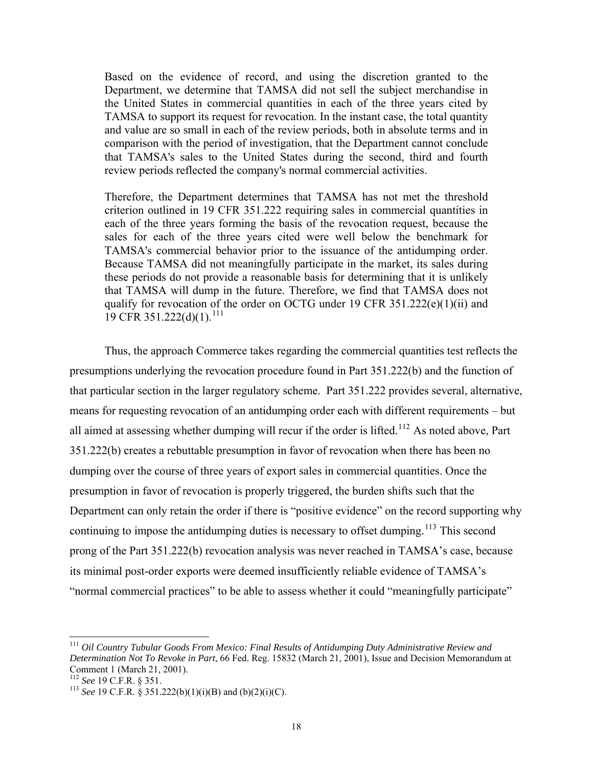> Based on the evidence of record, and using the discretion granted to the Department, we determine that TAMSA did not sell the subject merchandise in the United States in commercial quantities in each of the three years cited by TAMSA to support its request for revocation. In the instant case, the total quantity and value are so small in each of the review periods, both in absolute terms and in comparison with the period of investigation, that the Department cannot conclude that TAMSA's sales to the United States during the second, third and fourth review periods reflected the company's normal commercial activities.
>
> Therefore, the Department determines that TAMSA has not met the threshold criterion outlined in 19 CFR 351.222 requiring sales in commercial quantities in each of the three years forming the basis of the revocation request, because the sales for each of the three years cited were well below the benchmark for TAMSA's commercial behavior prior to the issuance of the antidumping order. Because TAMSA did not meaningfully participate in the market, its sales during these periods do not provide a reasonable basis for determining that it is unlikely that TAMSA will dump in the future. Therefore, we find that TAMSA does not qualify for revocation of the order on OCTG under 19 CFR 351.222(e)(1)(ii) and 19 CFR 351.222(d)(1).[111]

Thus, the approach Commerce takes regarding the commercial quantities test reflects the presumptions underlying the revocation procedure found in Part 351.222(b) and the function of that particular section in the larger regulatory scheme. Part 351.222 provides several, alternative, means for requesting revocation of an antidumping order each with different requirements – but all aimed at assessing whether dumping will recur if the order is lifted.[112] As noted above, Part 351.222(b) creates a rebuttable presumption in favor of revocation when there has been no dumping over the course of three years of export sales in commercial quantities. Once the presumption in favor of revocation is properly triggered, the burden shifts such that the Department can only retain the order if there is "positive evidence" on the record supporting why continuing to impose the antidumping duties is necessary to offset dumping.[113] This second prong of the Part 351.222(b) revocation analysis was never reached in TAMSA's case, because its minimal post-order exports were deemed insufficiently reliable evidence of TAMSA's "normal commercial practices" to be able to assess whether it could "meaningfully participate"

---

[111] *Oil Country Tubular Goods From Mexico: Final Results of Antidumping Duty Administrative Review and Determination Not To Revoke in Part*, 66 Fed. Reg. 15832 (March 21, 2001), Issue and Decision Memorandum at Comment 1 (March 21, 2001).

[112] *See* 19 C.F.R. § 351.

[113] *See* 19 C.F.R. § 351.222(b)(1)(i)(B) and (b)(2)(i)(C).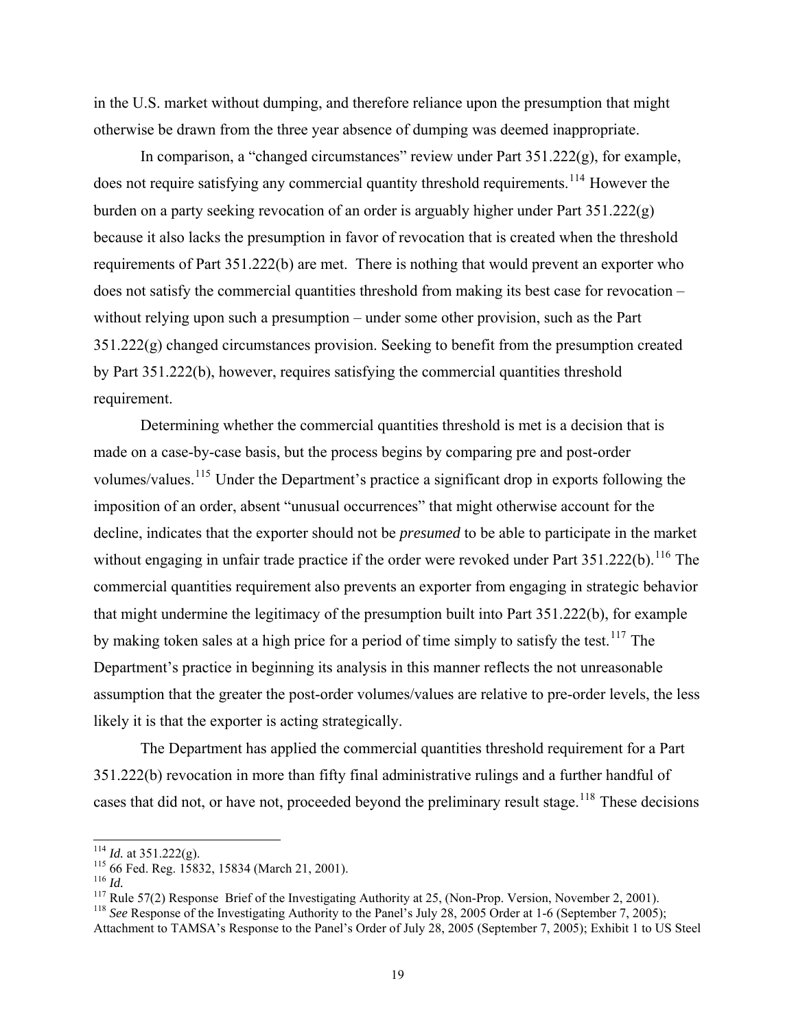in the U.S. market without dumping, and therefore reliance upon the presumption that might otherwise be drawn from the three year absence of dumping was deemed inappropriate.

In comparison, a "changed circumstances" review under Part 351.222(g), for example, does not require satisfying any commercial quantity threshold requirements.[114] However the burden on a party seeking revocation of an order is arguably higher under Part 351.222(g) because it also lacks the presumption in favor of revocation that is created when the threshold requirements of Part 351.222(b) are met. There is nothing that would prevent an exporter who does not satisfy the commercial quantities threshold from making its best case for revocation – without relying upon such a presumption – under some other provision, such as the Part 351.222(g) changed circumstances provision. Seeking to benefit from the presumption created by Part 351.222(b), however, requires satisfying the commercial quantities threshold requirement.

Determining whether the commercial quantities threshold is met is a decision that is made on a case-by-case basis, but the process begins by comparing pre and post-order volumes/values.[115] Under the Department's practice a significant drop in exports following the imposition of an order, absent "unusual occurrences" that might otherwise account for the decline, indicates that the exporter should not be *presumed* to be able to participate in the market without engaging in unfair trade practice if the order were revoked under Part 351.222(b).[116] The commercial quantities requirement also prevents an exporter from engaging in strategic behavior that might undermine the legitimacy of the presumption built into Part 351.222(b), for example by making token sales at a high price for a period of time simply to satisfy the test.[117] The Department's practice in beginning its analysis in this manner reflects the not unreasonable assumption that the greater the post-order volumes/values are relative to pre-order levels, the less likely it is that the exporter is acting strategically.

The Department has applied the commercial quantities threshold requirement for a Part 351.222(b) revocation in more than fifty final administrative rulings and a further handful of cases that did not, or have not, proceeded beyond the preliminary result stage.[118] These decisions

---

[114] *Id.* at 351.222(g).

[115] 66 Fed. Reg. 15832, 15834 (March 21, 2001).

[116] *Id.*

[117] Rule 57(2) Response Brief of the Investigating Authority at 25, (Non-Prop. Version, November 2, 2001).

[118] *See* Response of the Investigating Authority to the Panel's July 28, 2005 Order at 1-6 (September 7, 2005); Attachment to TAMSA's Response to the Panel's Order of July 28, 2005 (September 7, 2005); Exhibit 1 to US Steel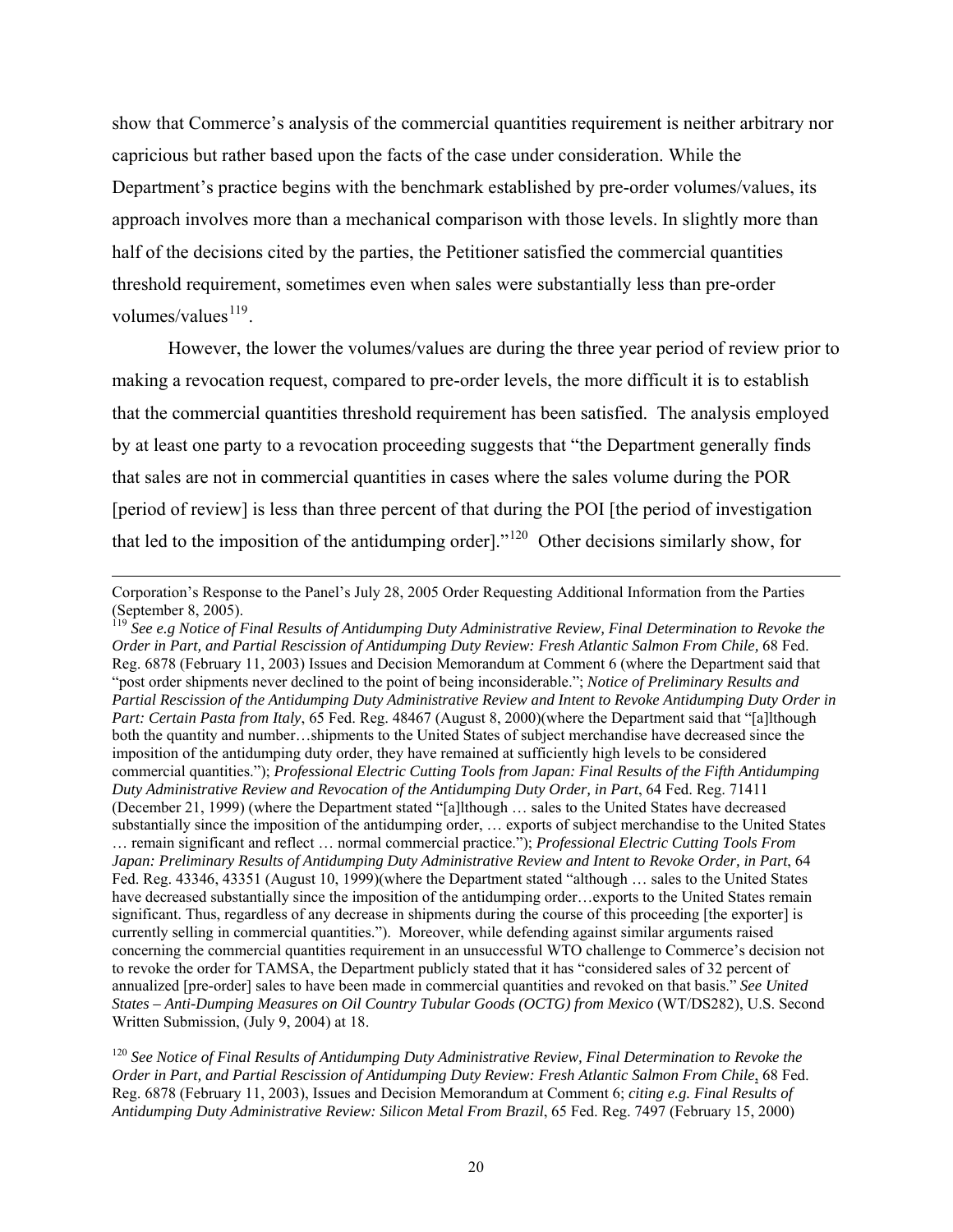show that Commerce's analysis of the commercial quantities requirement is neither arbitrary nor capricious but rather based upon the facts of the case under consideration. While the Department's practice begins with the benchmark established by pre-order volumes/values, its approach involves more than a mechanical comparison with those levels. In slightly more than half of the decisions cited by the parties, the Petitioner satisfied the commercial quantities threshold requirement, sometimes even when sales were substantially less than pre-order volumes/values[119].

However, the lower the volumes/values are during the three year period of review prior to making a revocation request, compared to pre-order levels, the more difficult it is to establish that the commercial quantities threshold requirement has been satisfied. The analysis employed by at least one party to a revocation proceeding suggests that "the Department generally finds that sales are not in commercial quantities in cases where the sales volume during the POR [period of review] is less than three percent of that during the POI [the period of investigation that led to the imposition of the antidumping order]."[120] Other decisions similarly show, for

---

Corporation's Response to the Panel's July 28, 2005 Order Requesting Additional Information from the Parties (September 8, 2005).

[119] *See e.g Notice of Final Results of Antidumping Duty Administrative Review, Final Determination to Revoke the Order in Part, and Partial Rescission of Antidumping Duty Review: Fresh Atlantic Salmon From Chile,* 68 Fed. Reg. 6878 (February 11, 2003) Issues and Decision Memorandum at Comment 6 (where the Department said that "post order shipments never declined to the point of being inconsiderable."; *Notice of Preliminary Results and Partial Rescission of the Antidumping Duty Administrative Review and Intent to Revoke Antidumping Duty Order in Part: Certain Pasta from Italy*, 65 Fed. Reg. 48467 (August 8, 2000)(where the Department said that "[a]lthough both the quantity and number…shipments to the United States of subject merchandise have decreased since the imposition of the antidumping duty order, they have remained at sufficiently high levels to be considered commercial quantities."); *Professional Electric Cutting Tools from Japan: Final Results of the Fifth Antidumping Duty Administrative Review and Revocation of the Antidumping Duty Order, in Part*, 64 Fed. Reg. 71411 (December 21, 1999) (where the Department stated "[a]lthough … sales to the United States have decreased substantially since the imposition of the antidumping order, … exports of subject merchandise to the United States … remain significant and reflect … normal commercial practice."); *Professional Electric Cutting Tools From Japan: Preliminary Results of Antidumping Duty Administrative Review and Intent to Revoke Order, in Part*, 64 Fed. Reg. 43346, 43351 (August 10, 1999)(where the Department stated "although … sales to the United States have decreased substantially since the imposition of the antidumping order…exports to the United States remain significant. Thus, regardless of any decrease in shipments during the course of this proceeding [the exporter] is currently selling in commercial quantities."). Moreover, while defending against similar arguments raised concerning the commercial quantities requirement in an unsuccessful WTO challenge to Commerce's decision not to revoke the order for TAMSA, the Department publicly stated that it has "considered sales of 32 percent of annualized [pre-order] sales to have been made in commercial quantities and revoked on that basis." *See United States – Anti-Dumping Measures on Oil Country Tubular Goods (OCTG) from Mexico* (WT/DS282), U.S. Second Written Submission, (July 9, 2004) at 18.

[120] *See Notice of Final Results of Antidumping Duty Administrative Review, Final Determination to Revoke the Order in Part, and Partial Rescission of Antidumping Duty Review: Fresh Atlantic Salmon From Chile*, 68 Fed. Reg. 6878 (February 11, 2003), Issues and Decision Memorandum at Comment 6; *citing e.g. Final Results of Antidumping Duty Administrative Review: Silicon Metal From Brazil*, 65 Fed. Reg. 7497 (February 15, 2000)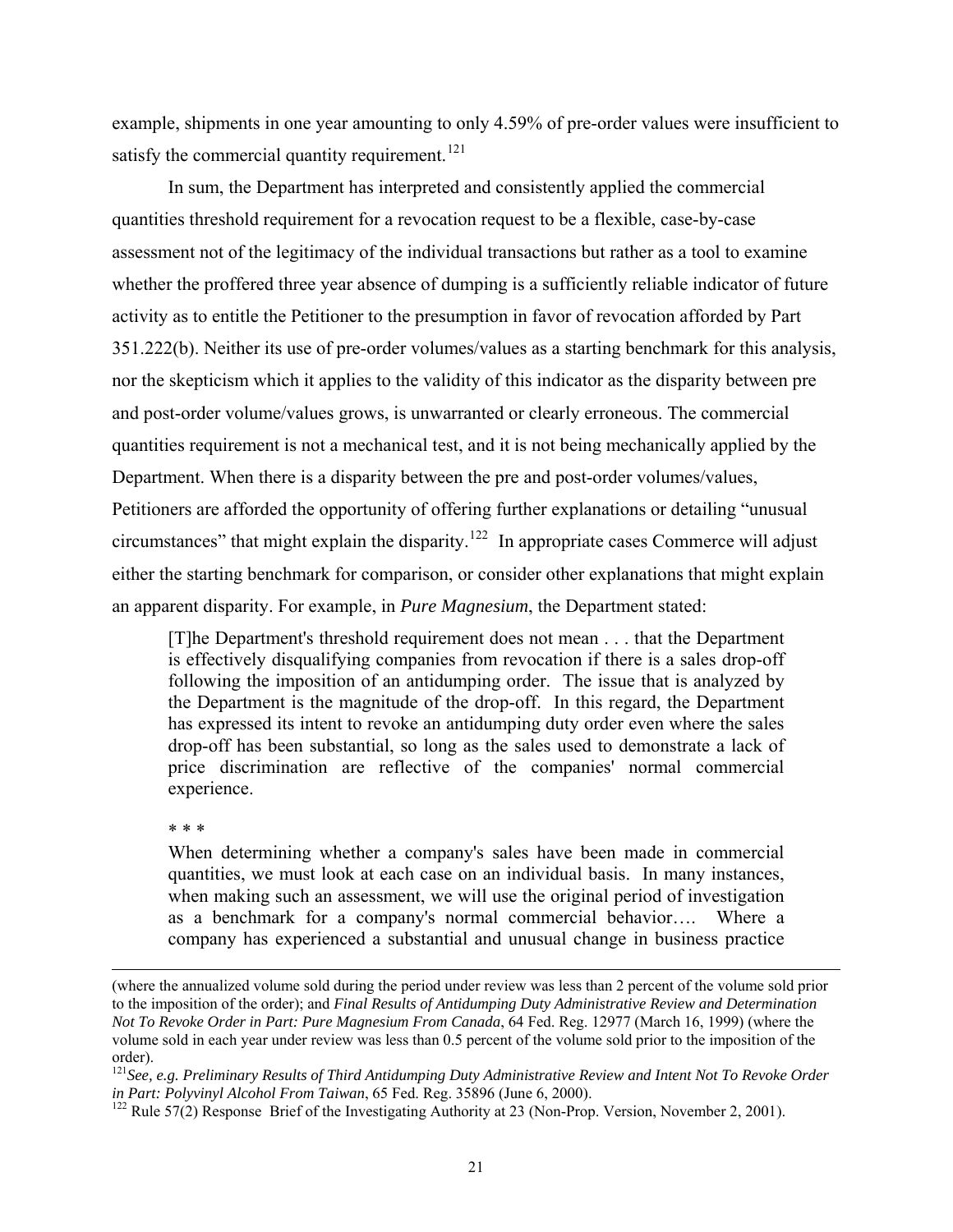example, shipments in one year amounting to only 4.59% of pre-order values were insufficient to satisfy the commercial quantity requirement.[121]

In sum, the Department has interpreted and consistently applied the commercial quantities threshold requirement for a revocation request to be a flexible, case-by-case assessment not of the legitimacy of the individual transactions but rather as a tool to examine whether the proffered three year absence of dumping is a sufficiently reliable indicator of future activity as to entitle the Petitioner to the presumption in favor of revocation afforded by Part 351.222(b). Neither its use of pre-order volumes/values as a starting benchmark for this analysis, nor the skepticism which it applies to the validity of this indicator as the disparity between pre and post-order volume/values grows, is unwarranted or clearly erroneous. The commercial quantities requirement is not a mechanical test, and it is not being mechanically applied by the Department. When there is a disparity between the pre and post-order volumes/values, Petitioners are afforded the opportunity of offering further explanations or detailing "unusual circumstances" that might explain the disparity.[122] In appropriate cases Commerce will adjust either the starting benchmark for comparison, or consider other explanations that might explain an apparent disparity. For example, in *Pure Magnesium*, the Department stated:

> [T]he Department's threshold requirement does not mean . . . that the Department is effectively disqualifying companies from revocation if there is a sales drop-off following the imposition of an antidumping order. The issue that is analyzed by the Department is the magnitude of the drop-off. In this regard, the Department has expressed its intent to revoke an antidumping duty order even where the sales drop-off has been substantial, so long as the sales used to demonstrate a lack of price discrimination are reflective of the companies' normal commercial experience.
>
> \* \* \*
>
> When determining whether a company's sales have been made in commercial quantities, we must look at each case on an individual basis. In many instances, when making such an assessment, we will use the original period of investigation as a benchmark for a company's normal commercial behavior…. Where a company has experienced a substantial and unusual change in business practice

---

(where the annualized volume sold during the period under review was less than 2 percent of the volume sold prior to the imposition of the order); and *Final Results of Antidumping Duty Administrative Review and Determination Not To Revoke Order in Part: Pure Magnesium From Canada*, 64 Fed. Reg. 12977 (March 16, 1999) (where the volume sold in each year under review was less than 0.5 percent of the volume sold prior to the imposition of the order).

[121] *See, e.g. Preliminary Results of Third Antidumping Duty Administrative Review and Intent Not To Revoke Order in Part: Polyvinyl Alcohol From Taiwan*, 65 Fed. Reg. 35896 (June 6, 2000).

[122] Rule 57(2) Response Brief of the Investigating Authority at 23 (Non-Prop. Version, November 2, 2001).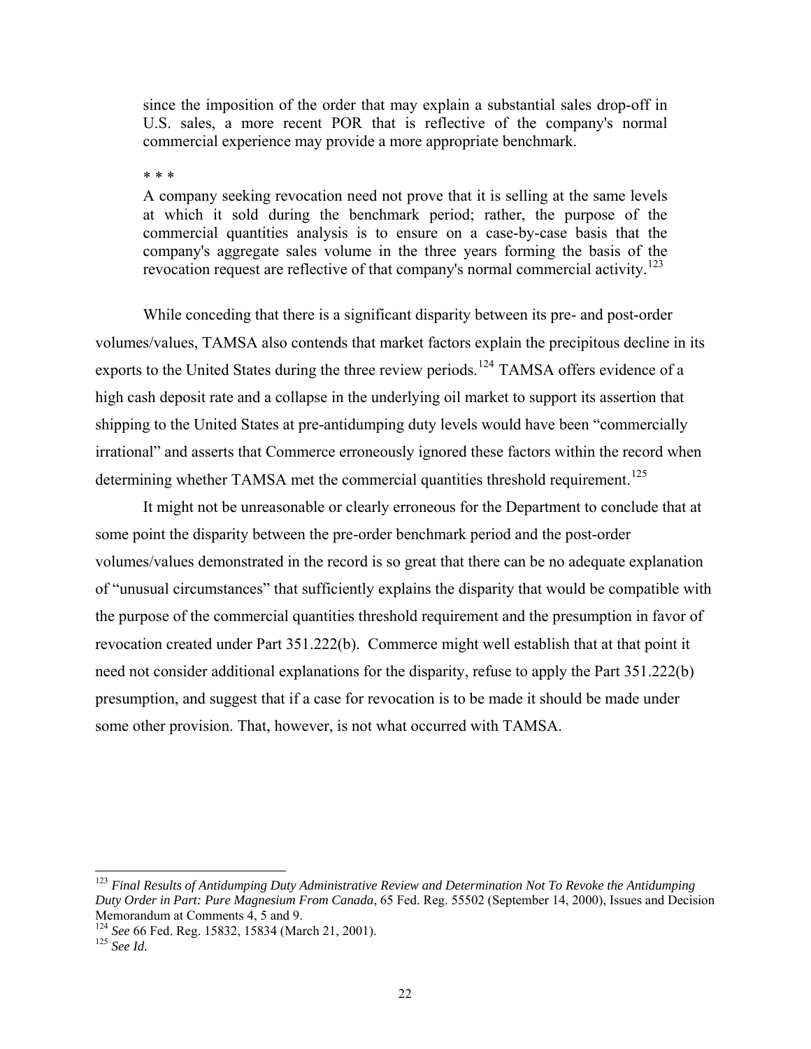> since the imposition of the order that may explain a substantial sales drop-off in U.S. sales, a more recent POR that is reflective of the company's normal commercial experience may provide a more appropriate benchmark.
>
> \* \* \*
>
> A company seeking revocation need not prove that it is selling at the same levels at which it sold during the benchmark period; rather, the purpose of the commercial quantities analysis is to ensure on a case-by-case basis that the company's aggregate sales volume in the three years forming the basis of the revocation request are reflective of that company's normal commercial activity.[123]

While conceding that there is a significant disparity between its pre- and post-order volumes/values, TAMSA also contends that market factors explain the precipitous decline in its exports to the United States during the three review periods.[124] TAMSA offers evidence of a high cash deposit rate and a collapse in the underlying oil market to support its assertion that shipping to the United States at pre-antidumping duty levels would have been "commercially irrational" and asserts that Commerce erroneously ignored these factors within the record when determining whether TAMSA met the commercial quantities threshold requirement.[125]

It might not be unreasonable or clearly erroneous for the Department to conclude that at some point the disparity between the pre-order benchmark period and the post-order volumes/values demonstrated in the record is so great that there can be no adequate explanation of "unusual circumstances" that sufficiently explains the disparity that would be compatible with the purpose of the commercial quantities threshold requirement and the presumption in favor of revocation created under Part 351.222(b). Commerce might well establish that at that point it need not consider additional explanations for the disparity, refuse to apply the Part 351.222(b) presumption, and suggest that if a case for revocation is to be made it should be made under some other provision. That, however, is not what occurred with TAMSA.

---

[123] *Final Results of Antidumping Duty Administrative Review and Determination Not To Revoke the Antidumping Duty Order in Part: Pure Magnesium From Canada*, 65 Fed. Reg. 55502 (September 14, 2000), Issues and Decision Memorandum at Comments 4, 5 and 9.

[124] *See* 66 Fed. Reg. 15832, 15834 (March 21, 2001).

[125] *See Id.*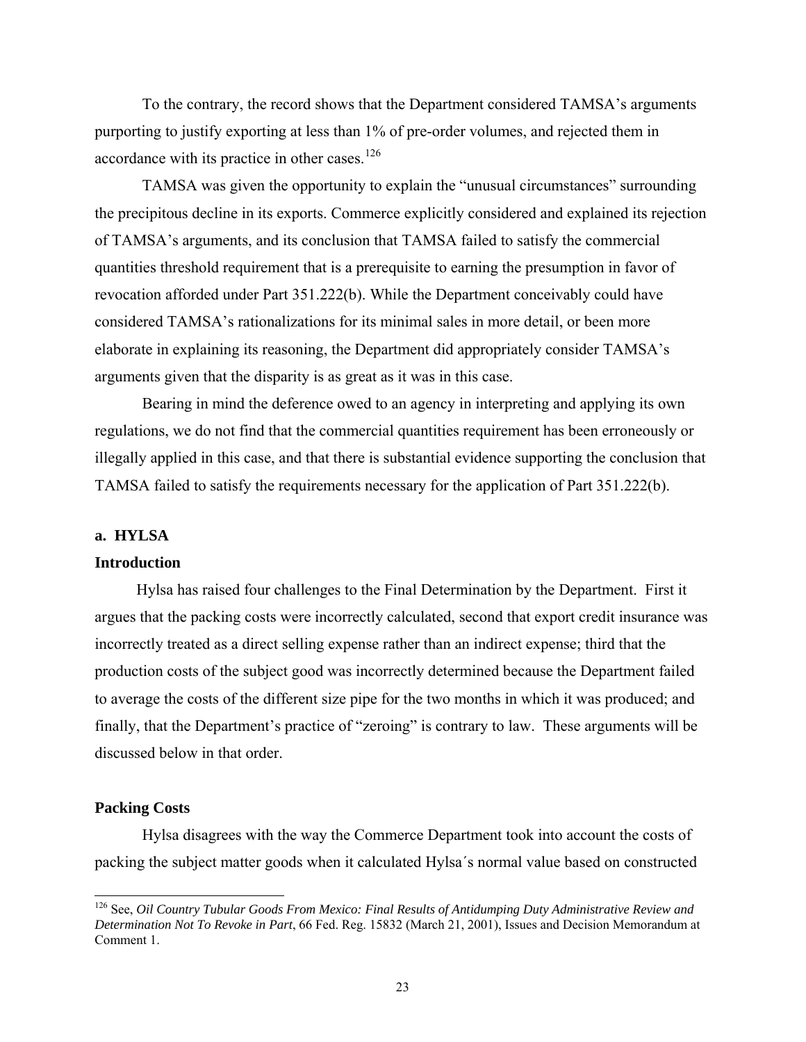To the contrary, the record shows that the Department considered TAMSA's arguments purporting to justify exporting at less than 1% of pre-order volumes, and rejected them in accordance with its practice in other cases.[126]

TAMSA was given the opportunity to explain the "unusual circumstances" surrounding the precipitous decline in its exports. Commerce explicitly considered and explained its rejection of TAMSA's arguments, and its conclusion that TAMSA failed to satisfy the commercial quantities threshold requirement that is a prerequisite to earning the presumption in favor of revocation afforded under Part 351.222(b). While the Department conceivably could have considered TAMSA's rationalizations for its minimal sales in more detail, or been more elaborate in explaining its reasoning, the Department did appropriately consider TAMSA's arguments given that the disparity is as great as it was in this case.

Bearing in mind the deference owed to an agency in interpreting and applying its own regulations, we do not find that the commercial quantities requirement has been erroneously or illegally applied in this case, and that there is substantial evidence supporting the conclusion that TAMSA failed to satisfy the requirements necessary for the application of Part 351.222(b).

**a. HYLSA**

**Introduction**

Hylsa has raised four challenges to the Final Determination by the Department. First it argues that the packing costs were incorrectly calculated, second that export credit insurance was incorrectly treated as a direct selling expense rather than an indirect expense; third that the production costs of the subject good was incorrectly determined because the Department failed to average the costs of the different size pipe for the two months in which it was produced; and finally, that the Department's practice of "zeroing" is contrary to law. These arguments will be discussed below in that order.

**Packing Costs**

Hylsa disagrees with the way the Commerce Department took into account the costs of packing the subject matter goods when it calculated Hylsa´s normal value based on constructed

[126] See, *Oil Country Tubular Goods From Mexico: Final Results of Antidumping Duty Administrative Review and Determination Not To Revoke in Part*, 66 Fed. Reg. 15832 (March 21, 2001), Issues and Decision Memorandum at Comment 1.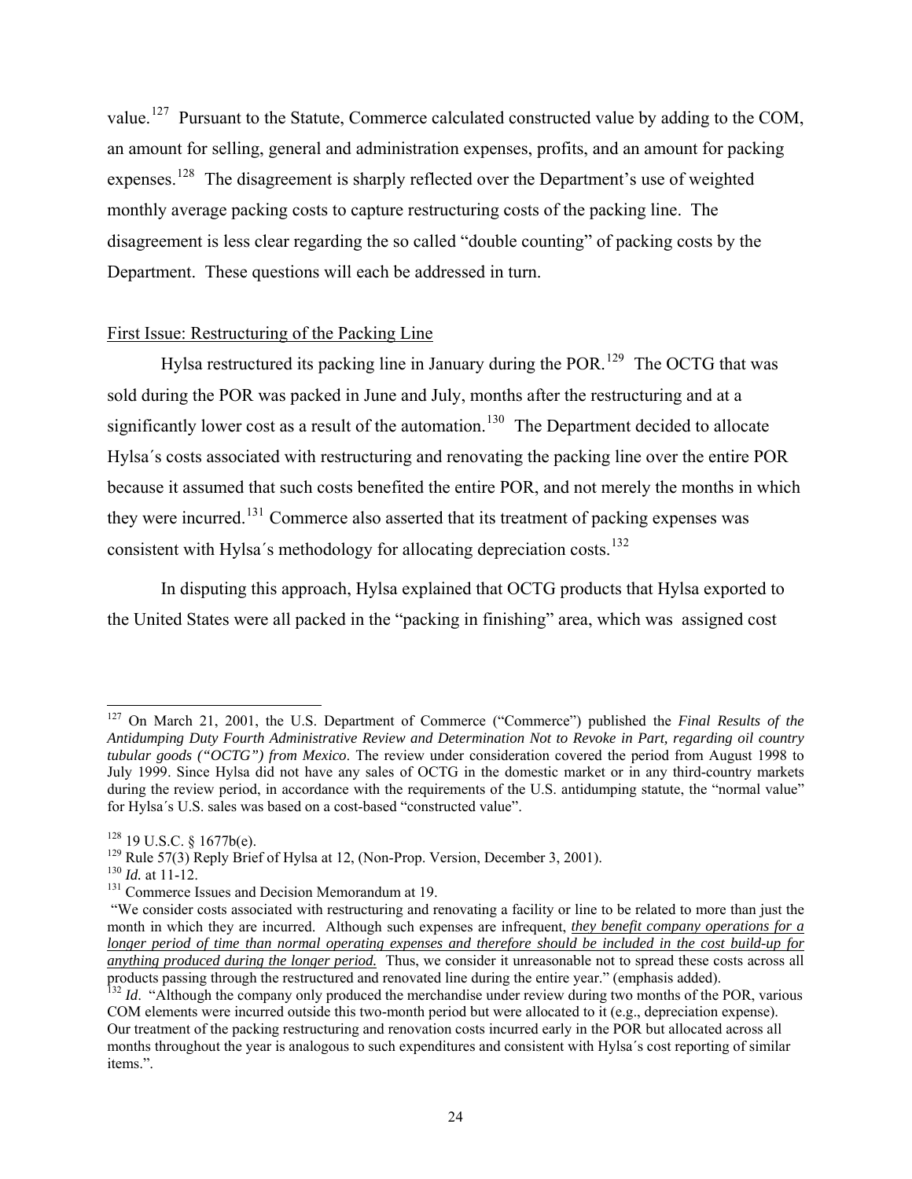value.[127] Pursuant to the Statute, Commerce calculated constructed value by adding to the COM, an amount for selling, general and administration expenses, profits, and an amount for packing expenses.[128] The disagreement is sharply reflected over the Department's use of weighted monthly average packing costs to capture restructuring costs of the packing line. The disagreement is less clear regarding the so called "double counting" of packing costs by the Department. These questions will each be addressed in turn.

<u>First Issue: Restructuring of the Packing Line</u>

Hylsa restructured its packing line in January during the POR.[129] The OCTG that was sold during the POR was packed in June and July, months after the restructuring and at a significantly lower cost as a result of the automation.[130] The Department decided to allocate Hylsa´s costs associated with restructuring and renovating the packing line over the entire POR because it assumed that such costs benefited the entire POR, and not merely the months in which they were incurred.[131] Commerce also asserted that its treatment of packing expenses was consistent with Hylsa´s methodology for allocating depreciation costs.[132]

In disputing this approach, Hylsa explained that OCTG products that Hylsa exported to the United States were all packed in the "packing in finishing" area, which was assigned cost

---

[127] On March 21, 2001, the U.S. Department of Commerce ("Commerce") published the *Final Results of the Antidumping Duty Fourth Administrative Review and Determination Not to Revoke in Part, regarding oil country tubular goods ("OCTG") from Mexico*. The review under consideration covered the period from August 1998 to July 1999. Since Hylsa did not have any sales of OCTG in the domestic market or in any third-country markets during the review period, in accordance with the requirements of the U.S. antidumping statute, the "normal value" for Hylsa´s U.S. sales was based on a cost-based "constructed value".

[128] 19 U.S.C. § 1677b(e).

[129] Rule 57(3) Reply Brief of Hylsa at 12, (Non-Prop. Version, December 3, 2001).

[130] *Id.* at 11-12.

[131] Commerce Issues and Decision Memorandum at 19.

"We consider costs associated with restructuring and renovating a facility or line to be related to more than just the month in which they are incurred. Although such expenses are infrequent, <u>*they benefit company operations for a longer period of time than normal operating expenses and therefore should be included in the cost build-up for anything produced during the longer period.*</u> Thus, we consider it unreasonable not to spread these costs across all products passing through the restructured and renovated line during the entire year." (emphasis added).

[132] *Id*. "Although the company only produced the merchandise under review during two months of the POR, various COM elements were incurred outside this two-month period but were allocated to it (e.g., depreciation expense). Our treatment of the packing restructuring and renovation costs incurred early in the POR but allocated across all months throughout the year is analogous to such expenditures and consistent with Hylsa´s cost reporting of similar items.".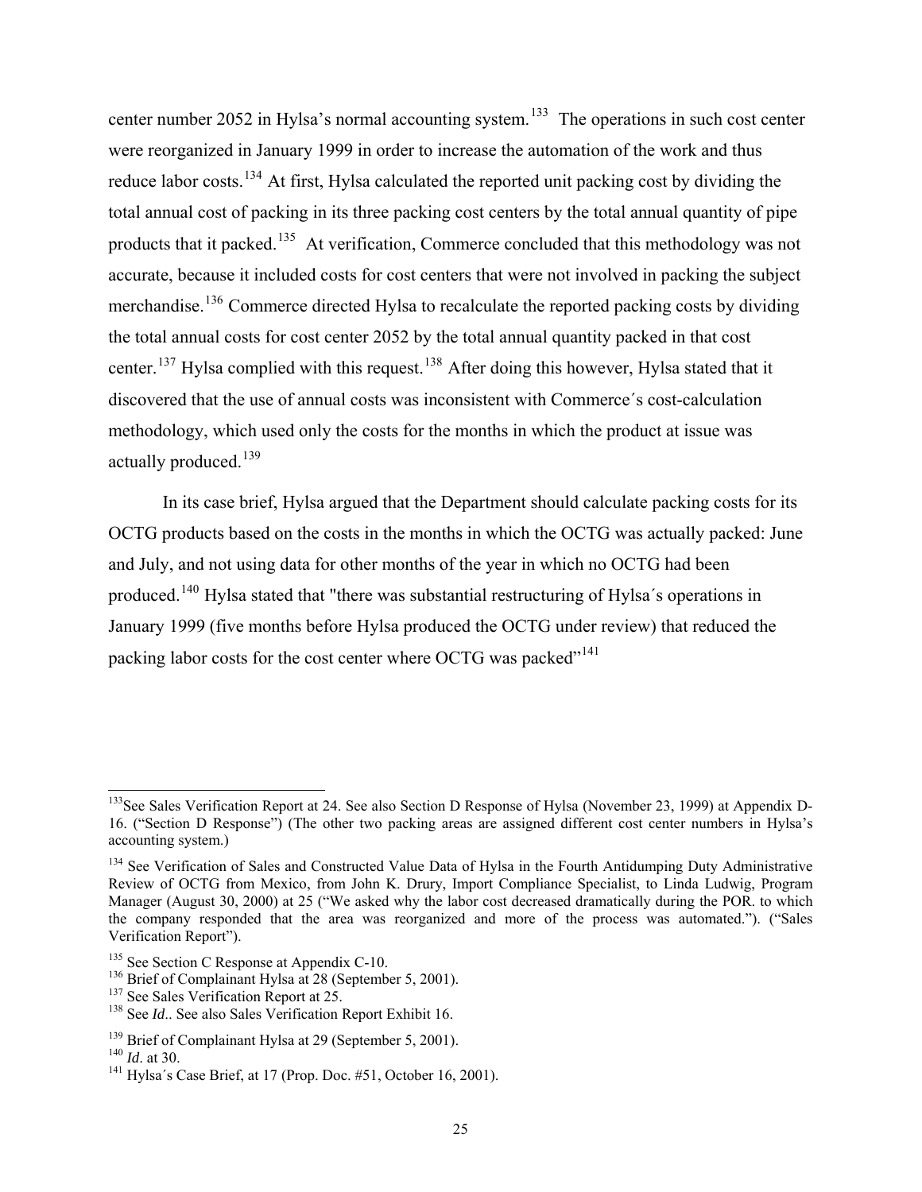center number 2052 in Hylsa's normal accounting system.[133] The operations in such cost center were reorganized in January 1999 in order to increase the automation of the work and thus reduce labor costs.[134] At first, Hylsa calculated the reported unit packing cost by dividing the total annual cost of packing in its three packing cost centers by the total annual quantity of pipe products that it packed.[135] At verification, Commerce concluded that this methodology was not accurate, because it included costs for cost centers that were not involved in packing the subject merchandise.[136] Commerce directed Hylsa to recalculate the reported packing costs by dividing the total annual costs for cost center 2052 by the total annual quantity packed in that cost center.[137] Hylsa complied with this request.[138] After doing this however, Hylsa stated that it discovered that the use of annual costs was inconsistent with Commerce´s cost-calculation methodology, which used only the costs for the months in which the product at issue was actually produced.[139]

In its case brief, Hylsa argued that the Department should calculate packing costs for its OCTG products based on the costs in the months in which the OCTG was actually packed: June and July, and not using data for other months of the year in which no OCTG had been produced.[140] Hylsa stated that "there was substantial restructuring of Hylsa´s operations in January 1999 (five months before Hylsa produced the OCTG under review) that reduced the packing labor costs for the cost center where OCTG was packed"[141]

---

[133] See Sales Verification Report at 24. See also Section D Response of Hylsa (November 23, 1999) at Appendix D-16. ("Section D Response") (The other two packing areas are assigned different cost center numbers in Hylsa's accounting system.)

[134] See Verification of Sales and Constructed Value Data of Hylsa in the Fourth Antidumping Duty Administrative Review of OCTG from Mexico, from John K. Drury, Import Compliance Specialist, to Linda Ludwig, Program Manager (August 30, 2000) at 25 ("We asked why the labor cost decreased dramatically during the POR. to which the company responded that the area was reorganized and more of the process was automated."). ("Sales Verification Report").

[135] See Section C Response at Appendix C-10.

[136] Brief of Complainant Hylsa at 28 (September 5, 2001).

[137] See Sales Verification Report at 25.

[138] See *Id*.. See also Sales Verification Report Exhibit 16.

[139] Brief of Complainant Hylsa at 29 (September 5, 2001).

[140] *Id*. at 30.

[141] Hylsa´s Case Brief, at 17 (Prop. Doc. #51, October 16, 2001).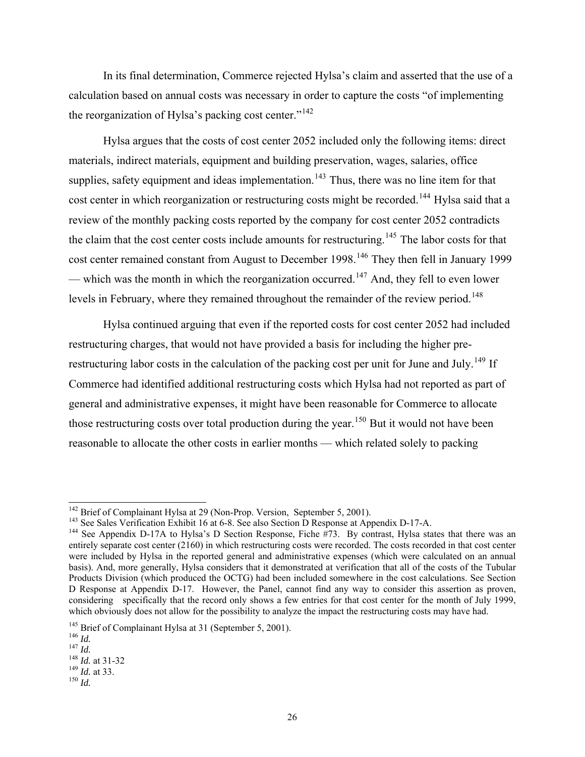In its final determination, Commerce rejected Hylsa's claim and asserted that the use of a calculation based on annual costs was necessary in order to capture the costs "of implementing the reorganization of Hylsa's packing cost center."[142]

Hylsa argues that the costs of cost center 2052 included only the following items: direct materials, indirect materials, equipment and building preservation, wages, salaries, office supplies, safety equipment and ideas implementation.[143] Thus, there was no line item for that cost center in which reorganization or restructuring costs might be recorded.[144] Hylsa said that a review of the monthly packing costs reported by the company for cost center 2052 contradicts the claim that the cost center costs include amounts for restructuring.[145] The labor costs for that cost center remained constant from August to December 1998.[146] They then fell in January 1999 — which was the month in which the reorganization occurred.[147] And, they fell to even lower levels in February, where they remained throughout the remainder of the review period.[148]

Hylsa continued arguing that even if the reported costs for cost center 2052 had included restructuring charges, that would not have provided a basis for including the higher pre-restructuring labor costs in the calculation of the packing cost per unit for June and July.[149] If Commerce had identified additional restructuring costs which Hylsa had not reported as part of general and administrative expenses, it might have been reasonable for Commerce to allocate those restructuring costs over total production during the year.[150] But it would not have been reasonable to allocate the other costs in earlier months — which related solely to packing

---

[142] Brief of Complainant Hylsa at 29 (Non-Prop. Version, September 5, 2001).

[143] See Sales Verification Exhibit 16 at 6-8. See also Section D Response at Appendix D-17-A.

[144] See Appendix D-17A to Hylsa's D Section Response, Fiche #73. By contrast, Hylsa states that there was an entirely separate cost center (2160) in which restructuring costs were recorded. The costs recorded in that cost center were included by Hylsa in the reported general and administrative expenses (which were calculated on an annual basis). And, more generally, Hylsa considers that it demonstrated at verification that all of the costs of the Tubular Products Division (which produced the OCTG) had been included somewhere in the cost calculations. See Section D Response at Appendix D-17. However, the Panel, cannot find any way to consider this assertion as proven, considering specifically that the record only shows a few entries for that cost center for the month of July 1999, which obviously does not allow for the possibility to analyze the impact the restructuring costs may have had.

[145] Brief of Complainant Hylsa at 31 (September 5, 2001).

[146] *Id.*

[147] *Id.*

[148] *Id.* at 31-32

[149] *Id.* at 33.

[150] *Id.*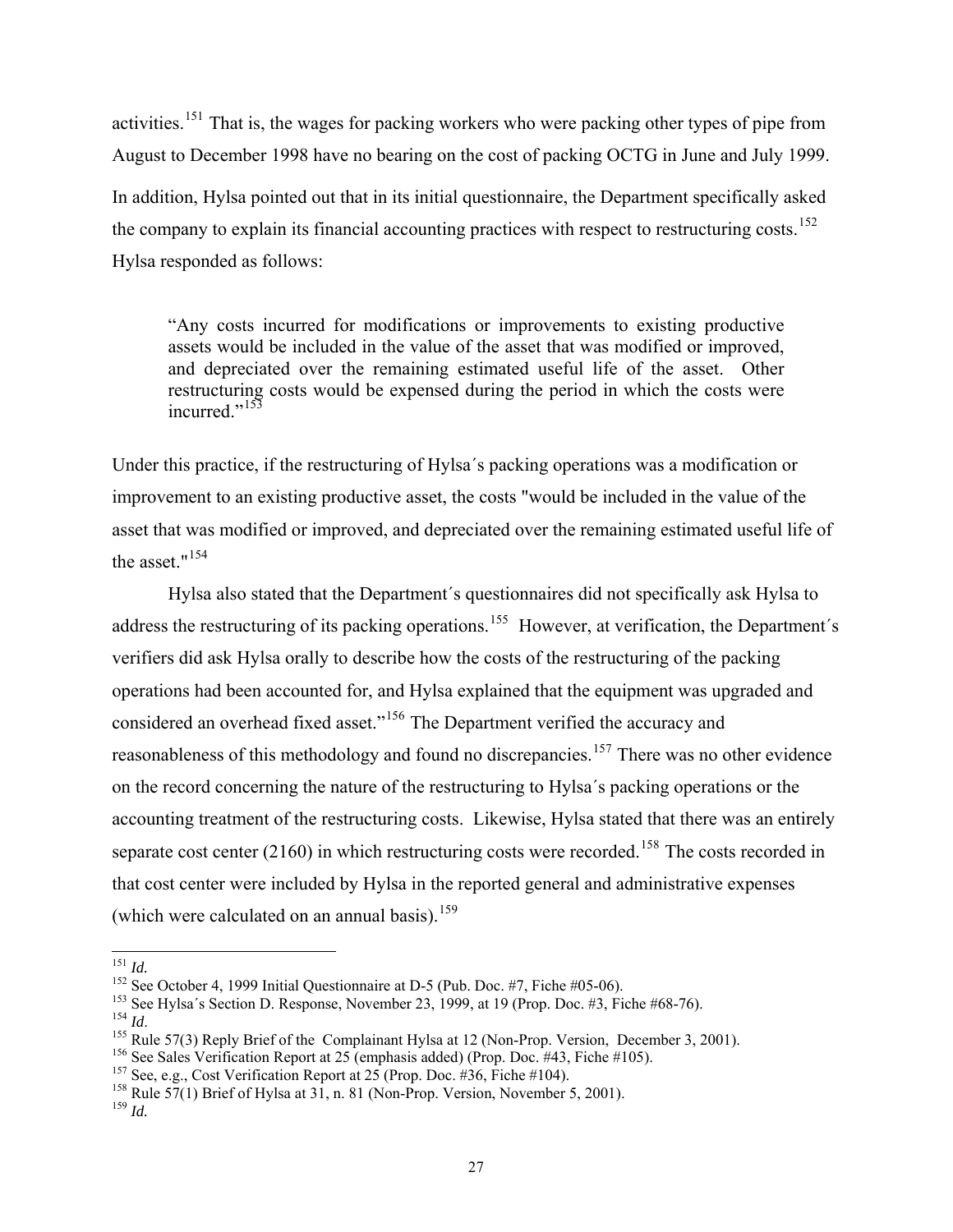activities.[151] That is, the wages for packing workers who were packing other types of pipe from August to December 1998 have no bearing on the cost of packing OCTG in June and July 1999.

In addition, Hylsa pointed out that in its initial questionnaire, the Department specifically asked the company to explain its financial accounting practices with respect to restructuring costs.[152] Hylsa responded as follows:

> "Any costs incurred for modifications or improvements to existing productive assets would be included in the value of the asset that was modified or improved, and depreciated over the remaining estimated useful life of the asset. Other restructuring costs would be expensed during the period in which the costs were incurred."[153]

Under this practice, if the restructuring of Hylsa´s packing operations was a modification or improvement to an existing productive asset, the costs "would be included in the value of the asset that was modified or improved, and depreciated over the remaining estimated useful life of the asset."[154]

Hylsa also stated that the Department´s questionnaires did not specifically ask Hylsa to address the restructuring of its packing operations.[155] However, at verification, the Department´s verifiers did ask Hylsa orally to describe how the costs of the restructuring of the packing operations had been accounted for, and Hylsa explained that the equipment was upgraded and considered an overhead fixed asset."[156] The Department verified the accuracy and reasonableness of this methodology and found no discrepancies.[157] There was no other evidence on the record concerning the nature of the restructuring to Hylsa´s packing operations or the accounting treatment of the restructuring costs. Likewise, Hylsa stated that there was an entirely separate cost center (2160) in which restructuring costs were recorded.[158] The costs recorded in that cost center were included by Hylsa in the reported general and administrative expenses (which were calculated on an annual basis).[159]

---

[151] *Id.*

[152] See October 4, 1999 Initial Questionnaire at D-5 (Pub. Doc. #7, Fiche #05-06).

[153] See Hylsa´s Section D. Response, November 23, 1999, at 19 (Prop. Doc. #3, Fiche #68-76).

[154] *Id*.

[155] Rule 57(3) Reply Brief of the Complainant Hylsa at 12 (Non-Prop. Version, December 3, 2001).

[156] See Sales Verification Report at 25 (emphasis added) (Prop. Doc. #43, Fiche #105).

[157] See, e.g., Cost Verification Report at 25 (Prop. Doc. #36, Fiche #104).

[158] Rule 57(1) Brief of Hylsa at 31, n. 81 (Non-Prop. Version, November 5, 2001).

[159] *Id.*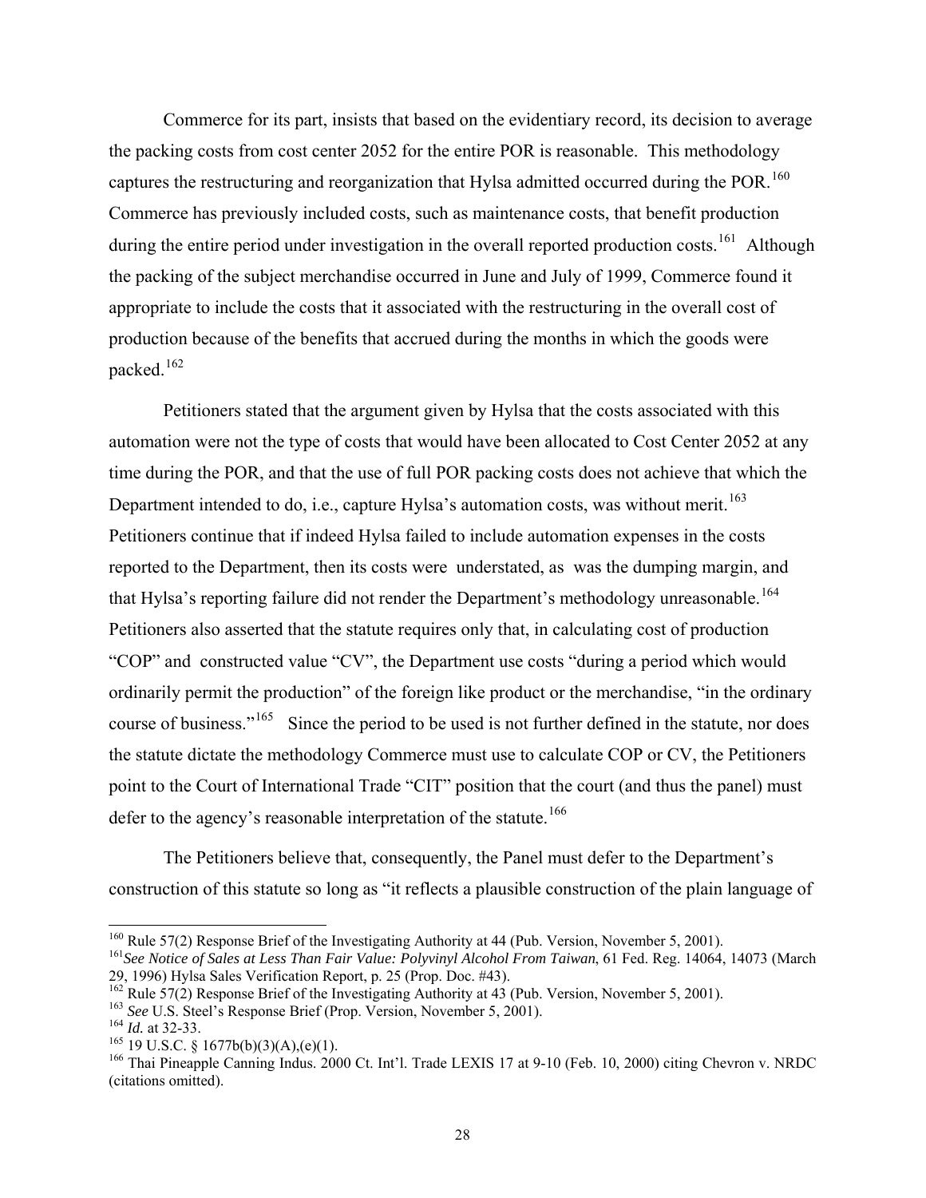Commerce for its part, insists that based on the evidentiary record, its decision to average the packing costs from cost center 2052 for the entire POR is reasonable. This methodology captures the restructuring and reorganization that Hylsa admitted occurred during the POR.[160] Commerce has previously included costs, such as maintenance costs, that benefit production during the entire period under investigation in the overall reported production costs.[161] Although the packing of the subject merchandise occurred in June and July of 1999, Commerce found it appropriate to include the costs that it associated with the restructuring in the overall cost of production because of the benefits that accrued during the months in which the goods were packed.[162]

Petitioners stated that the argument given by Hylsa that the costs associated with this automation were not the type of costs that would have been allocated to Cost Center 2052 at any time during the POR, and that the use of full POR packing costs does not achieve that which the Department intended to do, i.e., capture Hylsa's automation costs, was without merit.[163] Petitioners continue that if indeed Hylsa failed to include automation expenses in the costs reported to the Department, then its costs were understated, as was the dumping margin, and that Hylsa's reporting failure did not render the Department's methodology unreasonable.[164] Petitioners also asserted that the statute requires only that, in calculating cost of production "COP" and constructed value "CV", the Department use costs "during a period which would ordinarily permit the production" of the foreign like product or the merchandise, "in the ordinary course of business."[165] Since the period to be used is not further defined in the statute, nor does the statute dictate the methodology Commerce must use to calculate COP or CV, the Petitioners point to the Court of International Trade "CIT" position that the court (and thus the panel) must defer to the agency's reasonable interpretation of the statute.[166]

The Petitioners believe that, consequently, the Panel must defer to the Department's construction of this statute so long as "it reflects a plausible construction of the plain language of

---

[160] Rule 57(2) Response Brief of the Investigating Authority at 44 (Pub. Version, November 5, 2001).

[161] *See Notice of Sales at Less Than Fair Value: Polyvinyl Alcohol From Taiwan*, 61 Fed. Reg. 14064, 14073 (March 29, 1996) Hylsa Sales Verification Report, p. 25 (Prop. Doc. #43).

[162] Rule 57(2) Response Brief of the Investigating Authority at 43 (Pub. Version, November 5, 2001).

[163] *See* U.S. Steel's Response Brief (Prop. Version, November 5, 2001).

[164] *Id.* at 32-33.

[165] 19 U.S.C. § 1677b(b)(3)(A),(e)(1).

[166] Thai Pineapple Canning Indus. 2000 Ct. Int'l. Trade LEXIS 17 at 9-10 (Feb. 10, 2000) citing Chevron v. NRDC (citations omitted).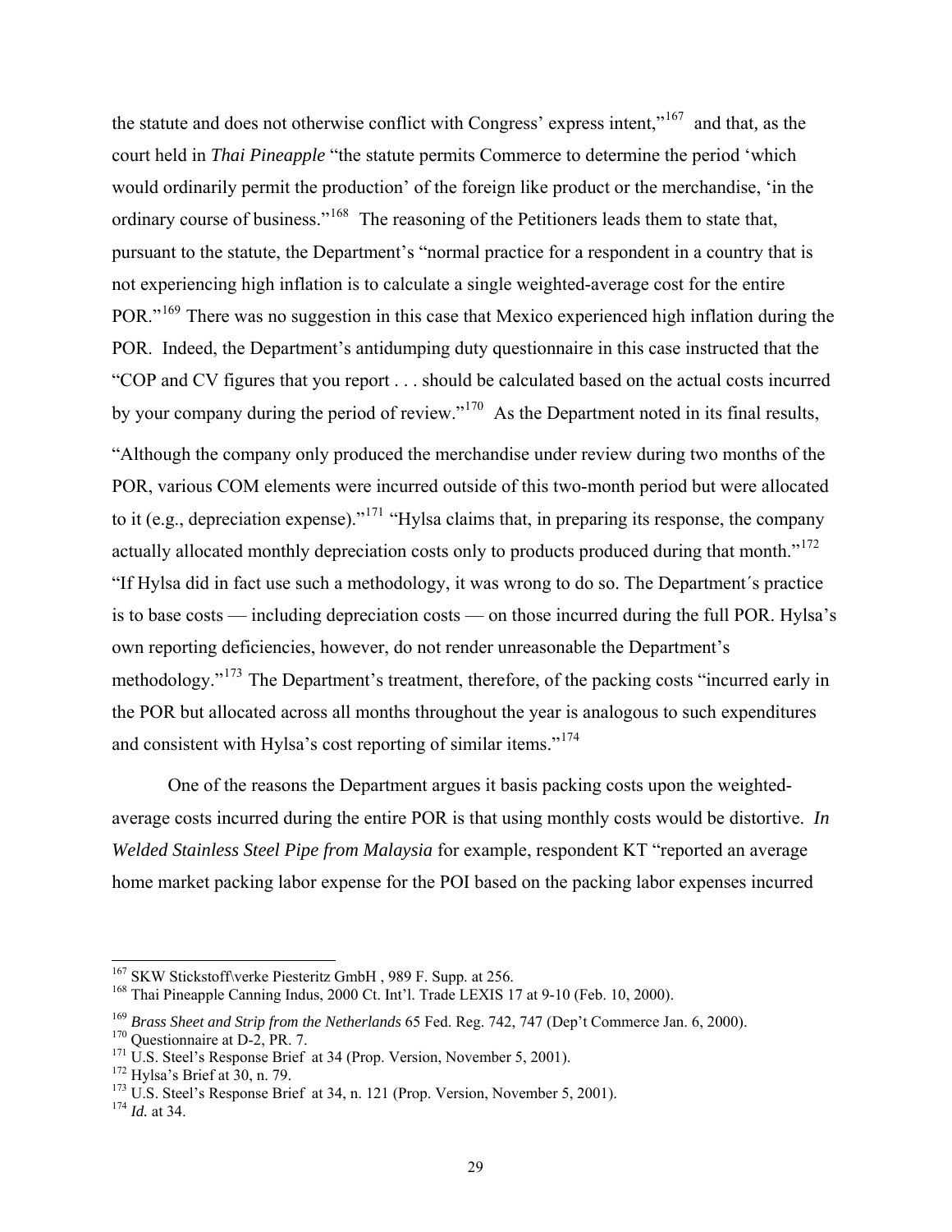the statute and does not otherwise conflict with Congress' express intent,"[167] and that, as the court held in *Thai Pineapple* "the statute permits Commerce to determine the period 'which would ordinarily permit the production' of the foreign like product or the merchandise, 'in the ordinary course of business."[168] The reasoning of the Petitioners leads them to state that, pursuant to the statute, the Department's "normal practice for a respondent in a country that is not experiencing high inflation is to calculate a single weighted-average cost for the entire POR."[169] There was no suggestion in this case that Mexico experienced high inflation during the POR. Indeed, the Department's antidumping duty questionnaire in this case instructed that the "COP and CV figures that you report . . . should be calculated based on the actual costs incurred by your company during the period of review."[170] As the Department noted in its final results,

"Although the company only produced the merchandise under review during two months of the POR, various COM elements were incurred outside of this two-month period but were allocated to it (e.g., depreciation expense)."[171] "Hylsa claims that, in preparing its response, the company actually allocated monthly depreciation costs only to products produced during that month."[172] "If Hylsa did in fact use such a methodology, it was wrong to do so. The Department´s practice is to base costs — including depreciation costs — on those incurred during the full POR. Hylsa's own reporting deficiencies, however, do not render unreasonable the Department's methodology."[173] The Department's treatment, therefore, of the packing costs "incurred early in the POR but allocated across all months throughout the year is analogous to such expenditures and consistent with Hylsa's cost reporting of similar items."[174]

One of the reasons the Department argues it basis packing costs upon the weighted-average costs incurred during the entire POR is that using monthly costs would be distortive. *In Welded Stainless Steel Pipe from Malaysia* for example, respondent KT "reported an average home market packing labor expense for the POI based on the packing labor expenses incurred

---

[167] SKW Stickstoff\verke Piesteritz GmbH , 989 F. Supp. at 256.

[168] Thai Pineapple Canning Indus, 2000 Ct. Int'l. Trade LEXIS 17 at 9-10 (Feb. 10, 2000).

[169] *Brass Sheet and Strip from the Netherlands* 65 Fed. Reg. 742, 747 (Dep't Commerce Jan. 6, 2000).

[170] Questionnaire at D-2, PR. 7.

[171] U.S. Steel's Response Brief at 34 (Prop. Version, November 5, 2001).

[172] Hylsa's Brief at 30, n. 79.

[173] U.S. Steel's Response Brief at 34, n. 121 (Prop. Version, November 5, 2001).

[174] *Id.* at 34.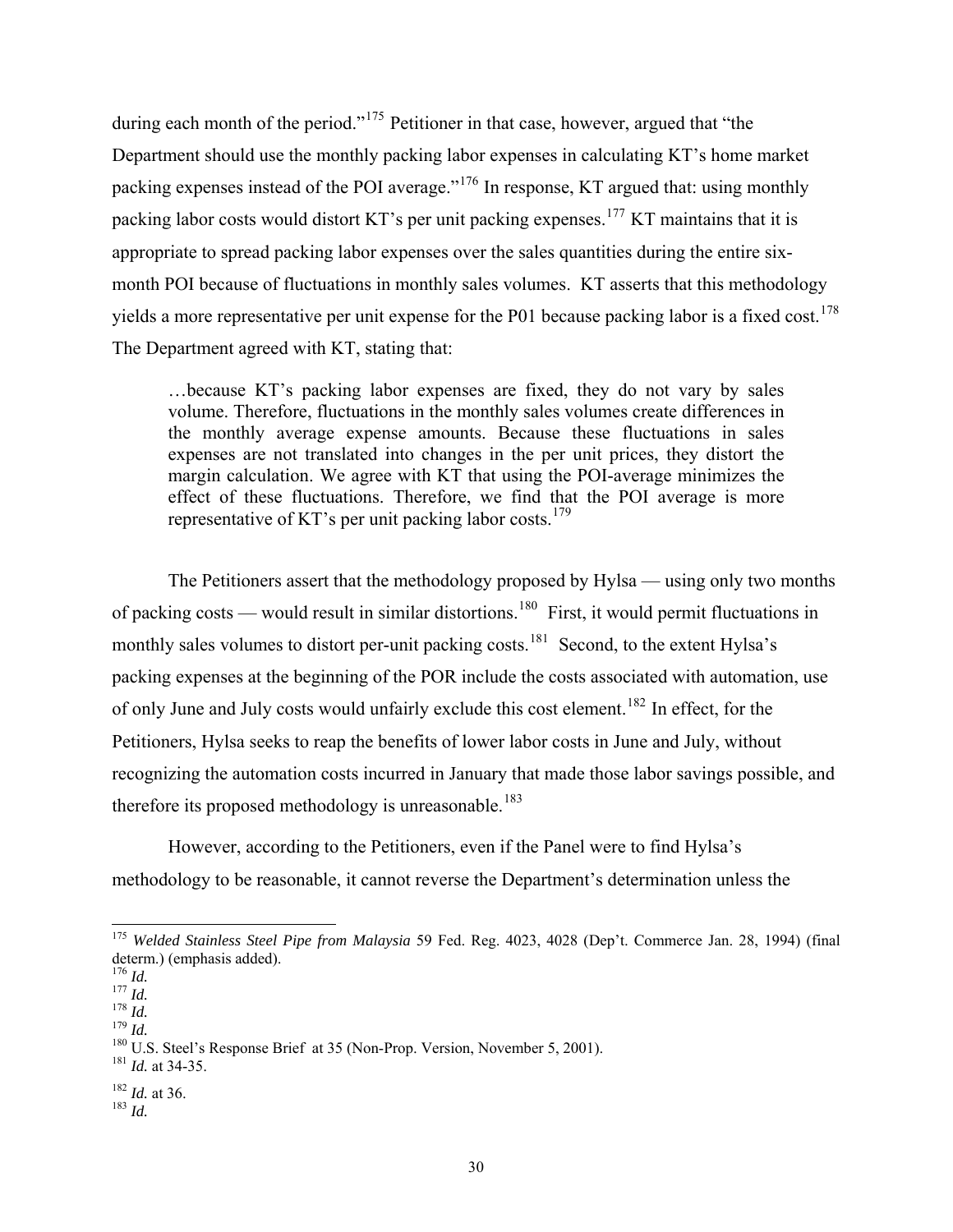during each month of the period."[175] Petitioner in that case, however, argued that "the Department should use the monthly packing labor expenses in calculating KT's home market packing expenses instead of the POI average."[176] In response, KT argued that: using monthly packing labor costs would distort KT's per unit packing expenses.[177] KT maintains that it is appropriate to spread packing labor expenses over the sales quantities during the entire six-month POI because of fluctuations in monthly sales volumes. KT asserts that this methodology yields a more representative per unit expense for the P01 because packing labor is a fixed cost.[178] The Department agreed with KT, stating that:

> …because KT's packing labor expenses are fixed, they do not vary by sales volume. Therefore, fluctuations in the monthly sales volumes create differences in the monthly average expense amounts. Because these fluctuations in sales expenses are not translated into changes in the per unit prices, they distort the margin calculation. We agree with KT that using the POI-average minimizes the effect of these fluctuations. Therefore, we find that the POI average is more representative of KT's per unit packing labor costs.[179]

The Petitioners assert that the methodology proposed by Hylsa — using only two months of packing costs — would result in similar distortions.[180] First, it would permit fluctuations in monthly sales volumes to distort per-unit packing costs.[181] Second, to the extent Hylsa's packing expenses at the beginning of the POR include the costs associated with automation, use of only June and July costs would unfairly exclude this cost element.[182] In effect, for the Petitioners, Hylsa seeks to reap the benefits of lower labor costs in June and July, without recognizing the automation costs incurred in January that made those labor savings possible, and therefore its proposed methodology is unreasonable.[183]

However, according to the Petitioners, even if the Panel were to find Hylsa's methodology to be reasonable, it cannot reverse the Department's determination unless the

---

[175] *Welded Stainless Steel Pipe from Malaysia* 59 Fed. Reg. 4023, 4028 (Dep't. Commerce Jan. 28, 1994) (final determ.) (emphasis added).

[176] *Id.*

[177] *Id.*

[178] *Id.*

[179] *Id.*

[180] U.S. Steel's Response Brief at 35 (Non-Prop. Version, November 5, 2001).

[181] *Id.* at 34-35.

[182] *Id.* at 36.

[183] *Id.*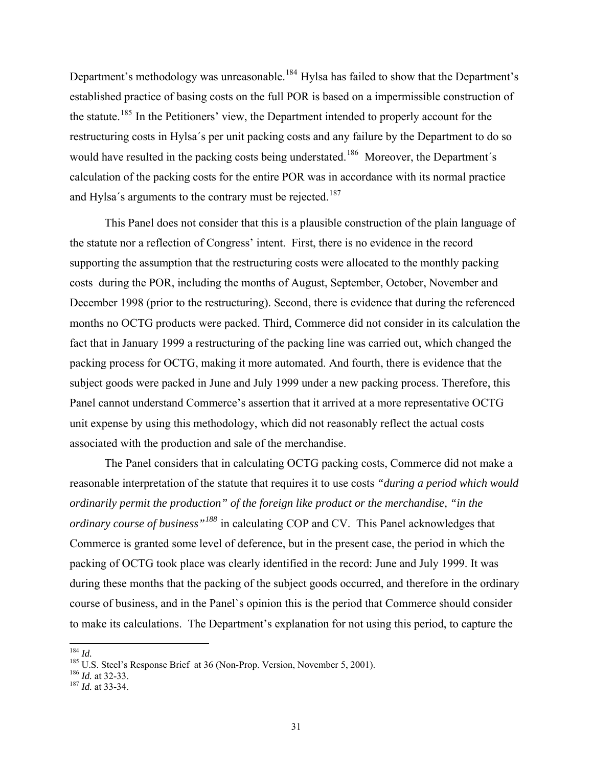Department's methodology was unreasonable.[184] Hylsa has failed to show that the Department's established practice of basing costs on the full POR is based on a impermissible construction of the statute.[185] In the Petitioners' view, the Department intended to properly account for the restructuring costs in Hylsa´s per unit packing costs and any failure by the Department to do so would have resulted in the packing costs being understated.[186] Moreover, the Department´s calculation of the packing costs for the entire POR was in accordance with its normal practice and Hylsa´s arguments to the contrary must be rejected.[187]

This Panel does not consider that this is a plausible construction of the plain language of the statute nor a reflection of Congress' intent. First, there is no evidence in the record supporting the assumption that the restructuring costs were allocated to the monthly packing costs during the POR, including the months of August, September, October, November and December 1998 (prior to the restructuring). Second, there is evidence that during the referenced months no OCTG products were packed. Third, Commerce did not consider in its calculation the fact that in January 1999 a restructuring of the packing line was carried out, which changed the packing process for OCTG, making it more automated. And fourth, there is evidence that the subject goods were packed in June and July 1999 under a new packing process. Therefore, this Panel cannot understand Commerce's assertion that it arrived at a more representative OCTG unit expense by using this methodology, which did not reasonably reflect the actual costs associated with the production and sale of the merchandise.

The Panel considers that in calculating OCTG packing costs, Commerce did not make a reasonable interpretation of the statute that requires it to use costs *"during a period which would ordinarily permit the production" of the foreign like product or the merchandise, "in the ordinary course of business"*[188] in calculating COP and CV. This Panel acknowledges that Commerce is granted some level of deference, but in the present case, the period in which the packing of OCTG took place was clearly identified in the record: June and July 1999. It was during these months that the packing of the subject goods occurred, and therefore in the ordinary course of business, and in the Panel`s opinion this is the period that Commerce should consider to make its calculations. The Department's explanation for not using this period, to capture the

---

[184] *Id.*

[185] U.S. Steel's Response Brief at 36 (Non-Prop. Version, November 5, 2001).

[186] *Id.* at 32-33.

[187] *Id.* at 33-34.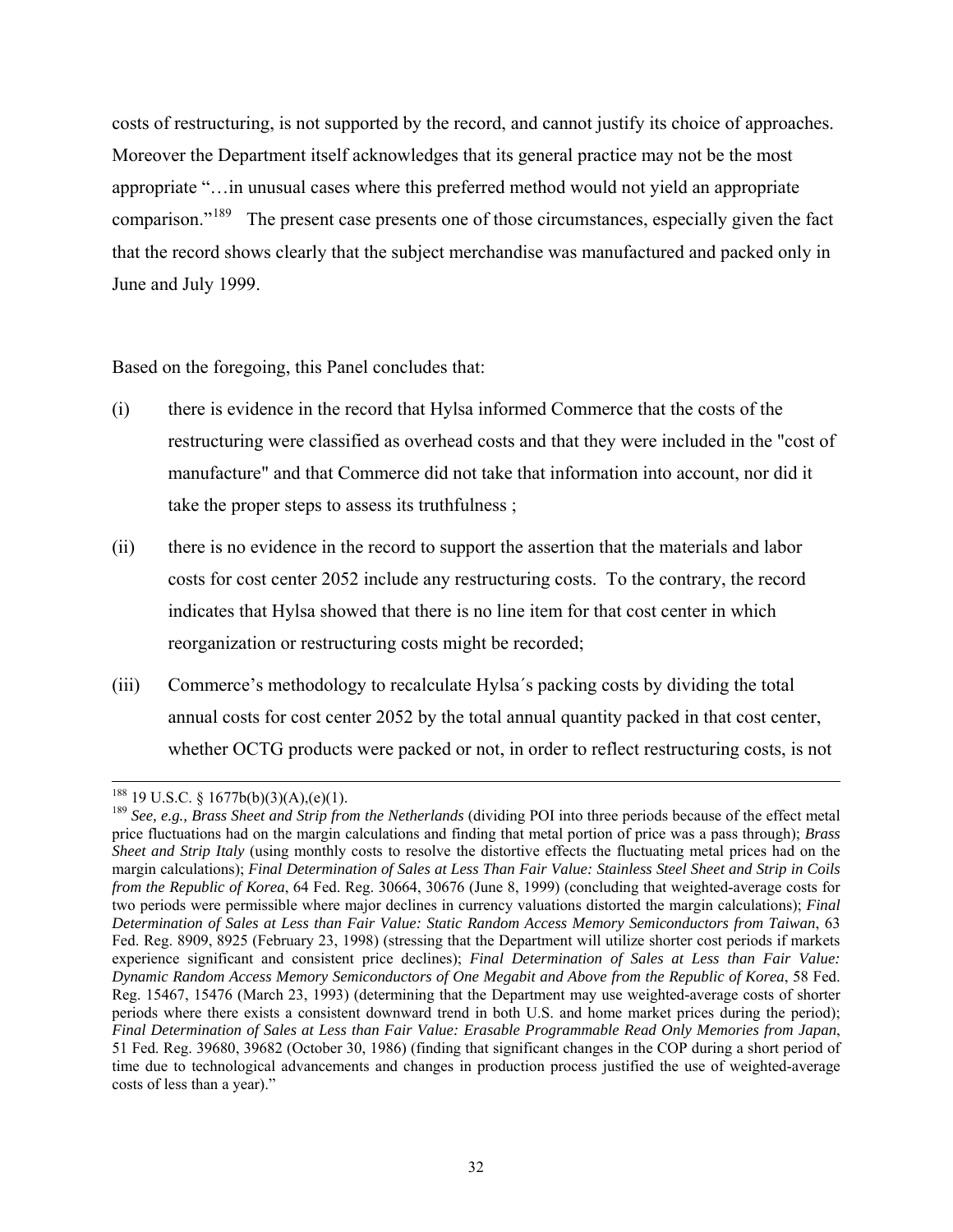costs of restructuring, is not supported by the record, and cannot justify its choice of approaches. Moreover the Department itself acknowledges that its general practice may not be the most appropriate "…in unusual cases where this preferred method would not yield an appropriate comparison."[189] The present case presents one of those circumstances, especially given the fact that the record shows clearly that the subject merchandise was manufactured and packed only in June and July 1999.

Based on the foregoing, this Panel concludes that:

(i) there is evidence in the record that Hylsa informed Commerce that the costs of the restructuring were classified as overhead costs and that they were included in the "cost of manufacture" and that Commerce did not take that information into account, nor did it take the proper steps to assess its truthfulness ;

(ii) there is no evidence in the record to support the assertion that the materials and labor costs for cost center 2052 include any restructuring costs. To the contrary, the record indicates that Hylsa showed that there is no line item for that cost center in which reorganization or restructuring costs might be recorded;

(iii) Commerce's methodology to recalculate Hylsa´s packing costs by dividing the total annual costs for cost center 2052 by the total annual quantity packed in that cost center, whether OCTG products were packed or not, in order to reflect restructuring costs, is not

---

[188] 19 U.S.C. § 1677b(b)(3)(A),(e)(1).

[189] *See, e.g., Brass Sheet and Strip from the Netherlands* (dividing POI into three periods because of the effect metal price fluctuations had on the margin calculations and finding that metal portion of price was a pass through); *Brass Sheet and Strip Italy* (using monthly costs to resolve the distortive effects the fluctuating metal prices had on the margin calculations); *Final Determination of Sales at Less Than Fair Value: Stainless Steel Sheet and Strip in Coils from the Republic of Korea*, 64 Fed. Reg. 30664, 30676 (June 8, 1999) (concluding that weighted-average costs for two periods were permissible where major declines in currency valuations distorted the margin calculations); *Final Determination of Sales at Less than Fair Value: Static Random Access Memory Semiconductors from Taiwan*, 63 Fed. Reg. 8909, 8925 (February 23, 1998) (stressing that the Department will utilize shorter cost periods if markets experience significant and consistent price declines); *Final Determination of Sales at Less than Fair Value: Dynamic Random Access Memory Semiconductors of One Megabit and Above from the Republic of Korea*, 58 Fed. Reg. 15467, 15476 (March 23, 1993) (determining that the Department may use weighted-average costs of shorter periods where there exists a consistent downward trend in both U.S. and home market prices during the period); *Final Determination of Sales at Less than Fair Value: Erasable Programmable Read Only Memories from Japan*, 51 Fed. Reg. 39680, 39682 (October 30, 1986) (finding that significant changes in the COP during a short period of time due to technological advancements and changes in production process justified the use of weighted-average costs of less than a year)."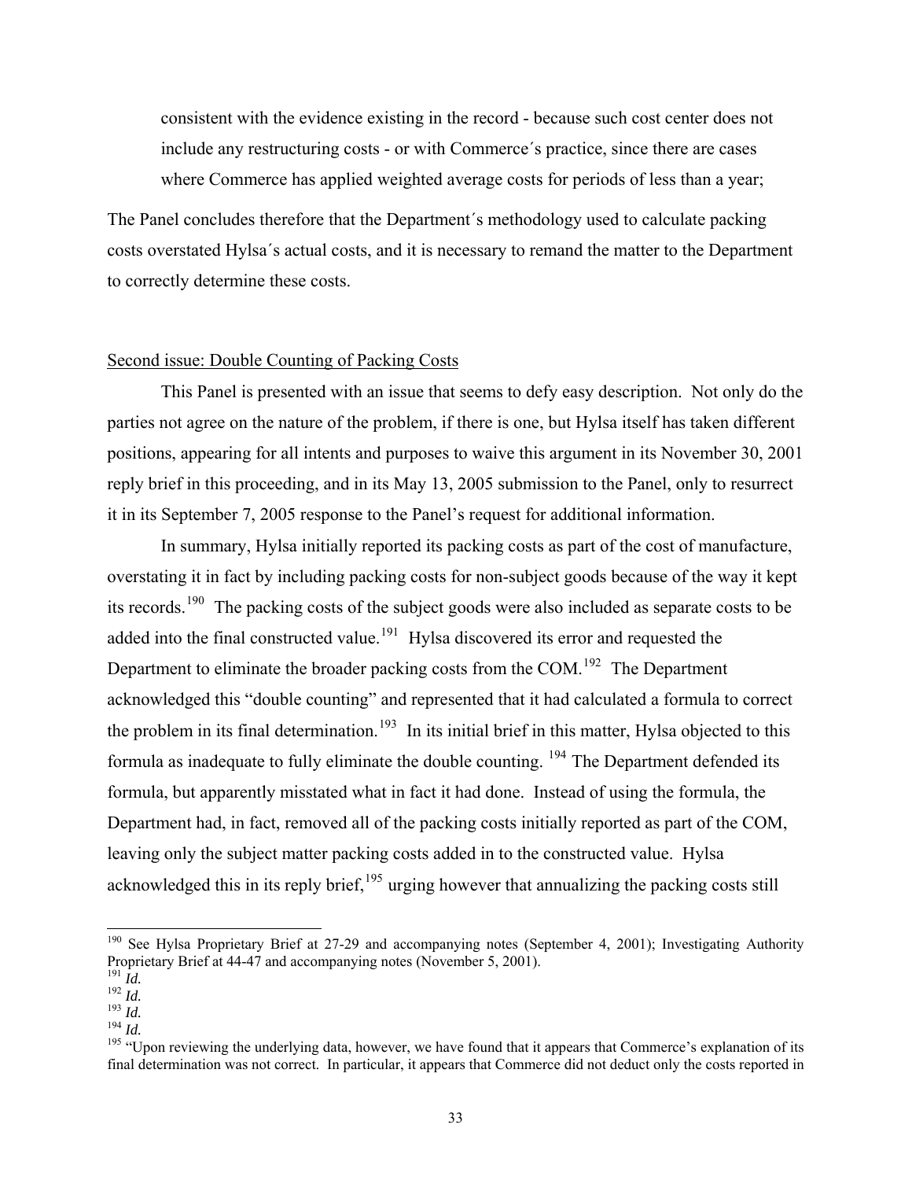consistent with the evidence existing in the record - because such cost center does not include any restructuring costs - or with Commerce´s practice, since there are cases where Commerce has applied weighted average costs for periods of less than a year;

The Panel concludes therefore that the Department´s methodology used to calculate packing costs overstated Hylsa´s actual costs, and it is necessary to remand the matter to the Department to correctly determine these costs.

Second issue: Double Counting of Packing Costs

This Panel is presented with an issue that seems to defy easy description. Not only do the parties not agree on the nature of the problem, if there is one, but Hylsa itself has taken different positions, appearing for all intents and purposes to waive this argument in its November 30, 2001 reply brief in this proceeding, and in its May 13, 2005 submission to the Panel, only to resurrect it in its September 7, 2005 response to the Panel's request for additional information.

In summary, Hylsa initially reported its packing costs as part of the cost of manufacture, overstating it in fact by including packing costs for non-subject goods because of the way it kept its records.[190] The packing costs of the subject goods were also included as separate costs to be added into the final constructed value.[191] Hylsa discovered its error and requested the Department to eliminate the broader packing costs from the COM.[192] The Department acknowledged this "double counting" and represented that it had calculated a formula to correct the problem in its final determination.[193] In its initial brief in this matter, Hylsa objected to this formula as inadequate to fully eliminate the double counting. [194] The Department defended its formula, but apparently misstated what in fact it had done. Instead of using the formula, the Department had, in fact, removed all of the packing costs initially reported as part of the COM, leaving only the subject matter packing costs added in to the constructed value. Hylsa acknowledged this in its reply brief,[195] urging however that annualizing the packing costs still

[190] See Hylsa Proprietary Brief at 27-29 and accompanying notes (September 4, 2001); Investigating Authority Proprietary Brief at 44-47 and accompanying notes (November 5, 2001).

[191] *Id.*

[192] *Id.*

[193] *Id.*

[194] *Id.*

[195] "Upon reviewing the underlying data, however, we have found that it appears that Commerce's explanation of its final determination was not correct. In particular, it appears that Commerce did not deduct only the costs reported in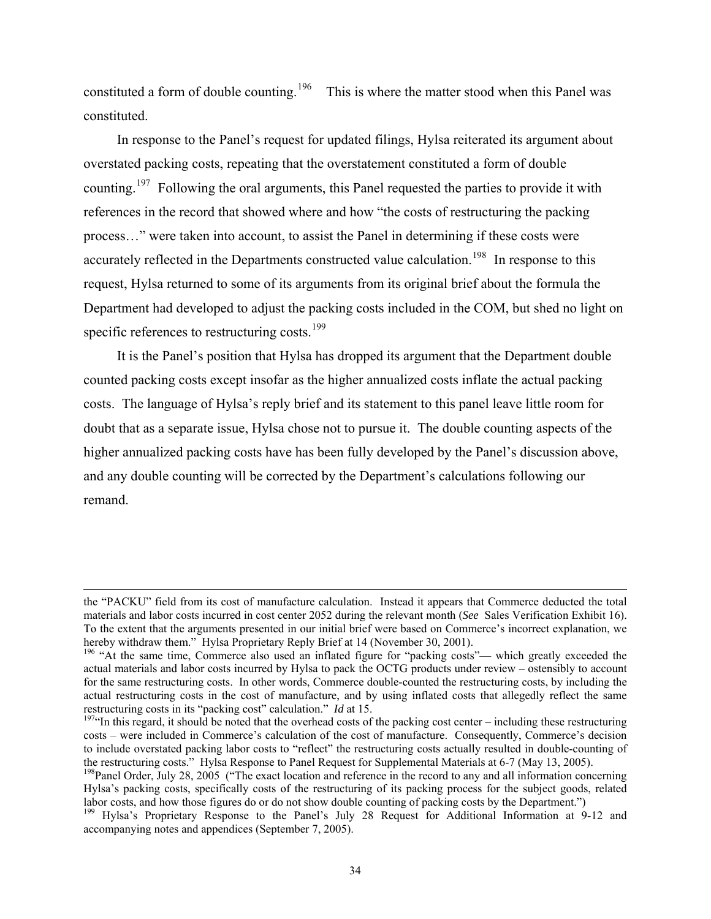constituted a form of double counting.[196] This is where the matter stood when this Panel was constituted.

In response to the Panel's request for updated filings, Hylsa reiterated its argument about overstated packing costs, repeating that the overstatement constituted a form of double counting.[197] Following the oral arguments, this Panel requested the parties to provide it with references in the record that showed where and how "the costs of restructuring the packing process…" were taken into account, to assist the Panel in determining if these costs were accurately reflected in the Departments constructed value calculation.[198] In response to this request, Hylsa returned to some of its arguments from its original brief about the formula the Department had developed to adjust the packing costs included in the COM, but shed no light on specific references to restructuring costs.[199]

It is the Panel's position that Hylsa has dropped its argument that the Department double counted packing costs except insofar as the higher annualized costs inflate the actual packing costs. The language of Hylsa's reply brief and its statement to this panel leave little room for doubt that as a separate issue, Hylsa chose not to pursue it. The double counting aspects of the higher annualized packing costs have has been fully developed by the Panel's discussion above, and any double counting will be corrected by the Department's calculations following our remand.

---

the "PACKU" field from its cost of manufacture calculation. Instead it appears that Commerce deducted the total materials and labor costs incurred in cost center 2052 during the relevant month (*See* Sales Verification Exhibit 16). To the extent that the arguments presented in our initial brief were based on Commerce's incorrect explanation, we hereby withdraw them." Hylsa Proprietary Reply Brief at 14 (November 30, 2001).

[196] "At the same time, Commerce also used an inflated figure for "packing costs"— which greatly exceeded the actual materials and labor costs incurred by Hylsa to pack the OCTG products under review – ostensibly to account for the same restructuring costs. In other words, Commerce double-counted the restructuring costs, by including the actual restructuring costs in the cost of manufacture, and by using inflated costs that allegedly reflect the same restructuring costs in its "packing cost" calculation." *Id* at 15.

[197] "In this regard, it should be noted that the overhead costs of the packing cost center – including these restructuring costs – were included in Commerce's calculation of the cost of manufacture. Consequently, Commerce's decision to include overstated packing labor costs to "reflect" the restructuring costs actually resulted in double-counting of the restructuring costs." Hylsa Response to Panel Request for Supplemental Materials at 6-7 (May 13, 2005).

[198] Panel Order, July 28, 2005 ("The exact location and reference in the record to any and all information concerning Hylsa's packing costs, specifically costs of the restructuring of its packing process for the subject goods, related labor costs, and how those figures do or do not show double counting of packing costs by the Department.")

[199] Hylsa's Proprietary Response to the Panel's July 28 Request for Additional Information at 9-12 and accompanying notes and appendices (September 7, 2005).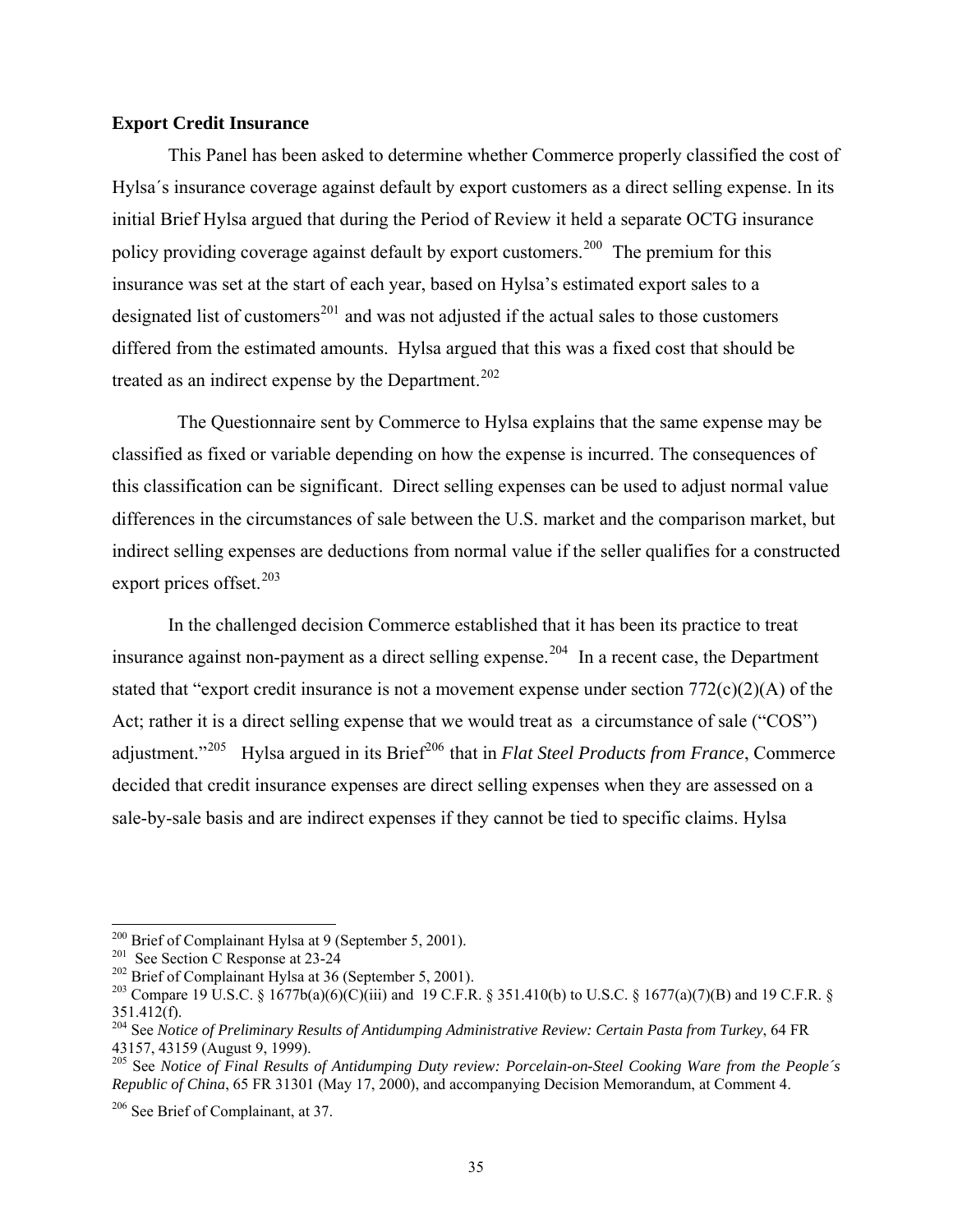**Export Credit Insurance**

This Panel has been asked to determine whether Commerce properly classified the cost of Hylsa´s insurance coverage against default by export customers as a direct selling expense. In its initial Brief Hylsa argued that during the Period of Review it held a separate OCTG insurance policy providing coverage against default by export customers.[200] The premium for this insurance was set at the start of each year, based on Hylsa's estimated export sales to a designated list of customers[201] and was not adjusted if the actual sales to those customers differed from the estimated amounts. Hylsa argued that this was a fixed cost that should be treated as an indirect expense by the Department.[202]

The Questionnaire sent by Commerce to Hylsa explains that the same expense may be classified as fixed or variable depending on how the expense is incurred. The consequences of this classification can be significant. Direct selling expenses can be used to adjust normal value differences in the circumstances of sale between the U.S. market and the comparison market, but indirect selling expenses are deductions from normal value if the seller qualifies for a constructed export prices offset.[203]

In the challenged decision Commerce established that it has been its practice to treat insurance against non-payment as a direct selling expense.[204] In a recent case, the Department stated that "export credit insurance is not a movement expense under section 772(c)(2)(A) of the Act; rather it is a direct selling expense that we would treat as a circumstance of sale ("COS") adjustment."[205] Hylsa argued in its Brief[206] that in *Flat Steel Products from France*, Commerce decided that credit insurance expenses are direct selling expenses when they are assessed on a sale-by-sale basis and are indirect expenses if they cannot be tied to specific claims. Hylsa

---

[200] Brief of Complainant Hylsa at 9 (September 5, 2001).

[201] See Section C Response at 23-24

[202] Brief of Complainant Hylsa at 36 (September 5, 2001).

[203] Compare 19 U.S.C. § 1677b(a)(6)(C)(iii) and 19 C.F.R. § 351.410(b) to U.S.C. § 1677(a)(7)(B) and 19 C.F.R. § 351.412(f).

[204] See *Notice of Preliminary Results of Antidumping Administrative Review: Certain Pasta from Turkey*, 64 FR 43157, 43159 (August 9, 1999).

[205] See *Notice of Final Results of Antidumping Duty review: Porcelain-on-Steel Cooking Ware from the People´s Republic of China*, 65 FR 31301 (May 17, 2000), and accompanying Decision Memorandum, at Comment 4.

[206] See Brief of Complainant, at 37.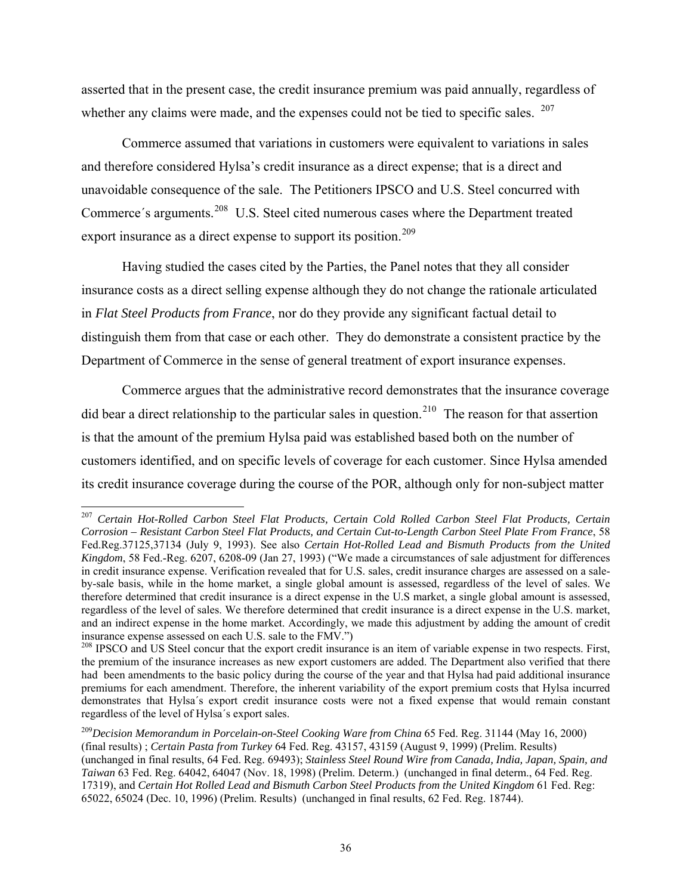asserted that in the present case, the credit insurance premium was paid annually, regardless of whether any claims were made, and the expenses could not be tied to specific sales. [207]

Commerce assumed that variations in customers were equivalent to variations in sales and therefore considered Hylsa's credit insurance as a direct expense; that is a direct and unavoidable consequence of the sale. The Petitioners IPSCO and U.S. Steel concurred with Commerce´s arguments.[208] U.S. Steel cited numerous cases where the Department treated export insurance as a direct expense to support its position.[209]

Having studied the cases cited by the Parties, the Panel notes that they all consider insurance costs as a direct selling expense although they do not change the rationale articulated in *Flat Steel Products from France*, nor do they provide any significant factual detail to distinguish them from that case or each other. They do demonstrate a consistent practice by the Department of Commerce in the sense of general treatment of export insurance expenses.

Commerce argues that the administrative record demonstrates that the insurance coverage did bear a direct relationship to the particular sales in question.[210] The reason for that assertion is that the amount of the premium Hylsa paid was established based both on the number of customers identified, and on specific levels of coverage for each customer. Since Hylsa amended its credit insurance coverage during the course of the POR, although only for non-subject matter

---

[207] *Certain Hot-Rolled Carbon Steel Flat Products, Certain Cold Rolled Carbon Steel Flat Products, Certain Corrosion – Resistant Carbon Steel Flat Products, and Certain Cut-to-Length Carbon Steel Plate From France*, 58 Fed.Reg.37125,37134 (July 9, 1993). See also *Certain Hot-Rolled Lead and Bismuth Products from the United Kingdom*, 58 Fed.-Reg. 6207, 6208-09 (Jan 27, 1993) ("We made a circumstances of sale adjustment for differences in credit insurance expense. Verification revealed that for U.S. sales, credit insurance charges are assessed on a sale-by-sale basis, while in the home market, a single global amount is assessed, regardless of the level of sales. We therefore determined that credit insurance is a direct expense in the U.S market, a single global amount is assessed, regardless of the level of sales. We therefore determined that credit insurance is a direct expense in the U.S. market, and an indirect expense in the home market. Accordingly, we made this adjustment by adding the amount of credit insurance expense assessed on each U.S. sale to the FMV.")

[208] IPSCO and US Steel concur that the export credit insurance is an item of variable expense in two respects. First, the premium of the insurance increases as new export customers are added. The Department also verified that there had been amendments to the basic policy during the course of the year and that Hylsa had paid additional insurance premiums for each amendment. Therefore, the inherent variability of the export premium costs that Hylsa incurred demonstrates that Hylsa´s export credit insurance costs were not a fixed expense that would remain constant regardless of the level of Hylsa´s export sales.

[209] *Decision Memorandum in Porcelain-on-Steel Cooking Ware from China* 65 Fed. Reg. 31144 (May 16, 2000) (final results) ; *Certain Pasta from Turkey* 64 Fed. Reg. 43157, 43159 (August 9, 1999) (Prelim. Results) (unchanged in final results, 64 Fed. Reg. 69493); *Stainless Steel Round Wire from Canada, India, Japan, Spain, and Taiwan* 63 Fed. Reg. 64042, 64047 (Nov. 18, 1998) (Prelim. Determ.) (unchanged in final determ., 64 Fed. Reg. 17319), and *Certain Hot Rolled Lead and Bismuth Carbon Steel Products from the United Kingdom* 61 Fed. Reg: 65022, 65024 (Dec. 10, 1996) (Prelim. Results) (unchanged in final results, 62 Fed. Reg. 18744).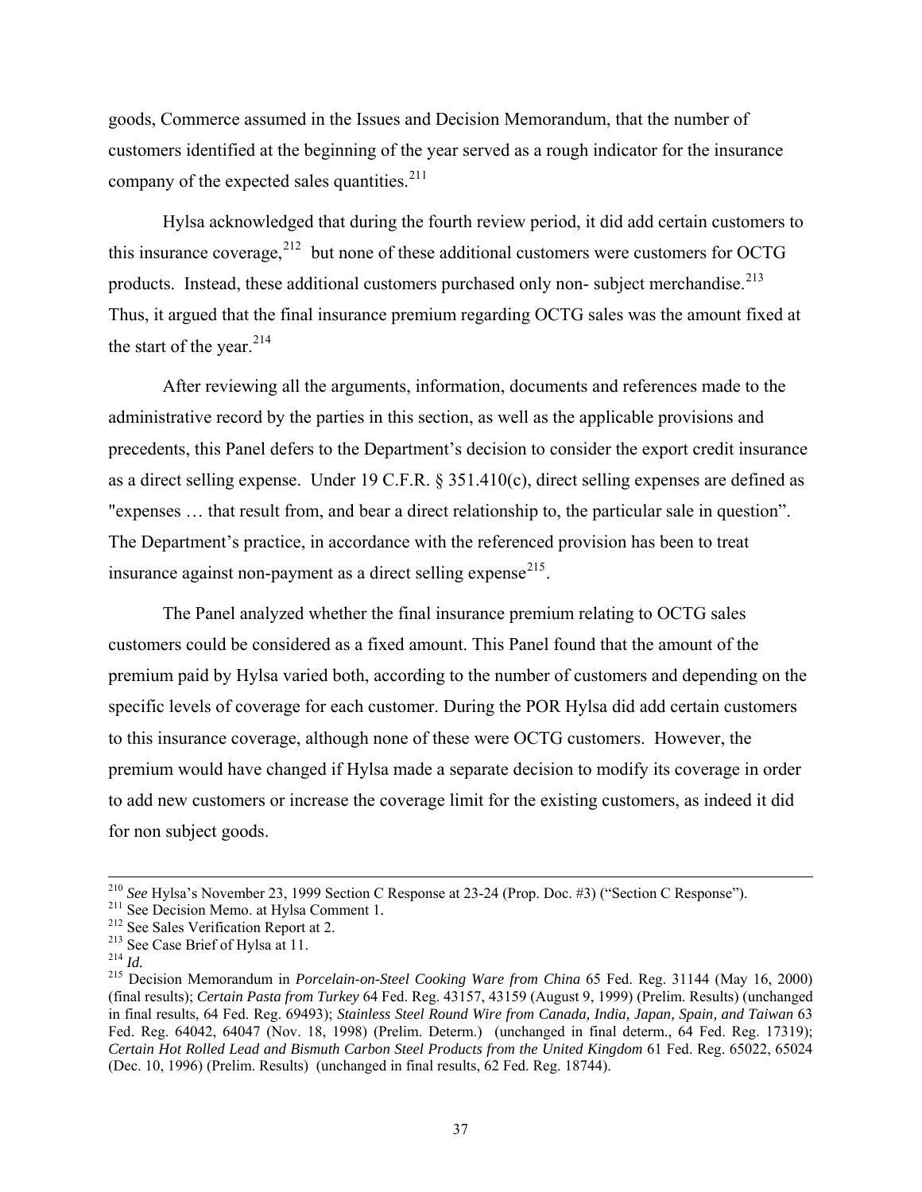goods, Commerce assumed in the Issues and Decision Memorandum, that the number of customers identified at the beginning of the year served as a rough indicator for the insurance company of the expected sales quantities.[211]

Hylsa acknowledged that during the fourth review period, it did add certain customers to this insurance coverage,[212] but none of these additional customers were customers for OCTG products. Instead, these additional customers purchased only non- subject merchandise.[213] Thus, it argued that the final insurance premium regarding OCTG sales was the amount fixed at the start of the year.[214]

After reviewing all the arguments, information, documents and references made to the administrative record by the parties in this section, as well as the applicable provisions and precedents, this Panel defers to the Department's decision to consider the export credit insurance as a direct selling expense. Under 19 C.F.R. § 351.410(c), direct selling expenses are defined as "expenses … that result from, and bear a direct relationship to, the particular sale in question". The Department's practice, in accordance with the referenced provision has been to treat insurance against non-payment as a direct selling expense[215].

The Panel analyzed whether the final insurance premium relating to OCTG sales customers could be considered as a fixed amount. This Panel found that the amount of the premium paid by Hylsa varied both, according to the number of customers and depending on the specific levels of coverage for each customer. During the POR Hylsa did add certain customers to this insurance coverage, although none of these were OCTG customers. However, the premium would have changed if Hylsa made a separate decision to modify its coverage in order to add new customers or increase the coverage limit for the existing customers, as indeed it did for non subject goods.

---

[210] *See* Hylsa's November 23, 1999 Section C Response at 23-24 (Prop. Doc. #3) ("Section C Response").

[211] See Decision Memo. at Hylsa Comment 1.

[212] See Sales Verification Report at 2.

[213] See Case Brief of Hylsa at 11.

[214] *Id.*

[215] Decision Memorandum in *Porcelain-on-Steel Cooking Ware from China* 65 Fed. Reg. 31144 (May 16, 2000) (final results); *Certain Pasta from Turkey* 64 Fed. Reg. 43157, 43159 (August 9, 1999) (Prelim. Results) (unchanged in final results, 64 Fed. Reg. 69493); *Stainless Steel Round Wire from Canada, India, Japan, Spain, and Taiwan* 63 Fed. Reg. 64042, 64047 (Nov. 18, 1998) (Prelim. Determ.) (unchanged in final determ., 64 Fed. Reg. 17319); *Certain Hot Rolled Lead and Bismuth Carbon Steel Products from the United Kingdom* 61 Fed. Reg. 65022, 65024 (Dec. 10, 1996) (Prelim. Results) (unchanged in final results, 62 Fed. Reg. 18744).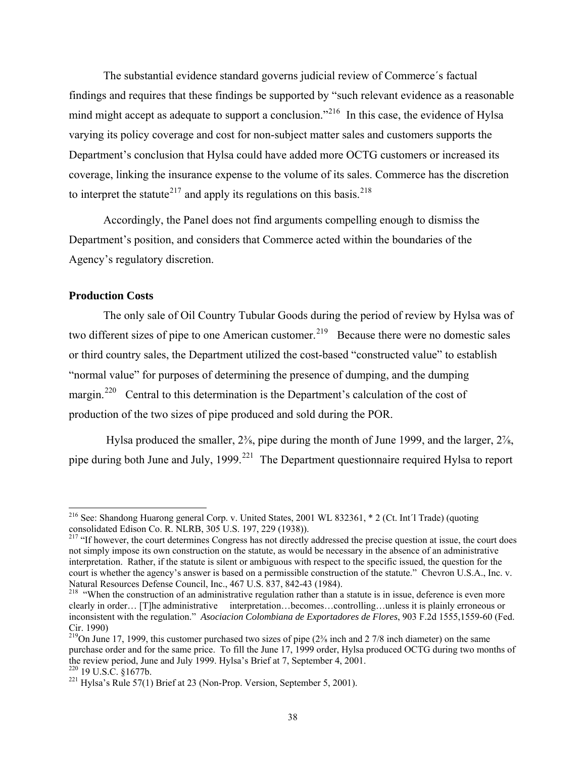The substantial evidence standard governs judicial review of Commerce´s factual findings and requires that these findings be supported by "such relevant evidence as a reasonable mind might accept as adequate to support a conclusion."[216] In this case, the evidence of Hylsa varying its policy coverage and cost for non-subject matter sales and customers supports the Department's conclusion that Hylsa could have added more OCTG customers or increased its coverage, linking the insurance expense to the volume of its sales. Commerce has the discretion to interpret the statute[217] and apply its regulations on this basis.[218]

Accordingly, the Panel does not find arguments compelling enough to dismiss the Department's position, and considers that Commerce acted within the boundaries of the Agency's regulatory discretion.

**Production Costs**

The only sale of Oil Country Tubular Goods during the period of review by Hylsa was of two different sizes of pipe to one American customer.[219] Because there were no domestic sales or third country sales, the Department utilized the cost-based "constructed value" to establish "normal value" for purposes of determining the presence of dumping, and the dumping margin.[220] Central to this determination is the Department's calculation of the cost of production of the two sizes of pipe produced and sold during the POR.

Hylsa produced the smaller, 2⅜, pipe during the month of June 1999, and the larger, 2⅞, pipe during both June and July, 1999.[221] The Department questionnaire required Hylsa to report

---

[216] See: Shandong Huarong general Corp. v. United States, 2001 WL 832361, * 2 (Ct. Int´l Trade) (quoting consolidated Edison Co. R. NLRB, 305 U.S. 197, 229 (1938)).

[217] "If however, the court determines Congress has not directly addressed the precise question at issue, the court does not simply impose its own construction on the statute, as would be necessary in the absence of an administrative interpretation. Rather, if the statute is silent or ambiguous with respect to the specific issued, the question for the court is whether the agency's answer is based on a permissible construction of the statute." Chevron U.S.A., Inc. v. Natural Resources Defense Council, Inc., 467 U.S. 837, 842-43 (1984).

[218] "When the construction of an administrative regulation rather than a statute is in issue, deference is even more clearly in order… [T]he administrative interpretation…becomes…controlling…unless it is plainly erroneous or inconsistent with the regulation." *Asociacion Colombiana de Exportadores de Flores*, 903 F.2d 1555,1559-60 (Fed. Cir. 1990)

[219] On June 17, 1999, this customer purchased two sizes of pipe (2⅜ inch and 2 7/8 inch diameter) on the same purchase order and for the same price. To fill the June 17, 1999 order, Hylsa produced OCTG during two months of the review period, June and July 1999. Hylsa's Brief at 7, September 4, 2001.

[220] 19 U.S.C. §1677b.

[221] Hylsa's Rule 57(1) Brief at 23 (Non-Prop. Version, September 5, 2001).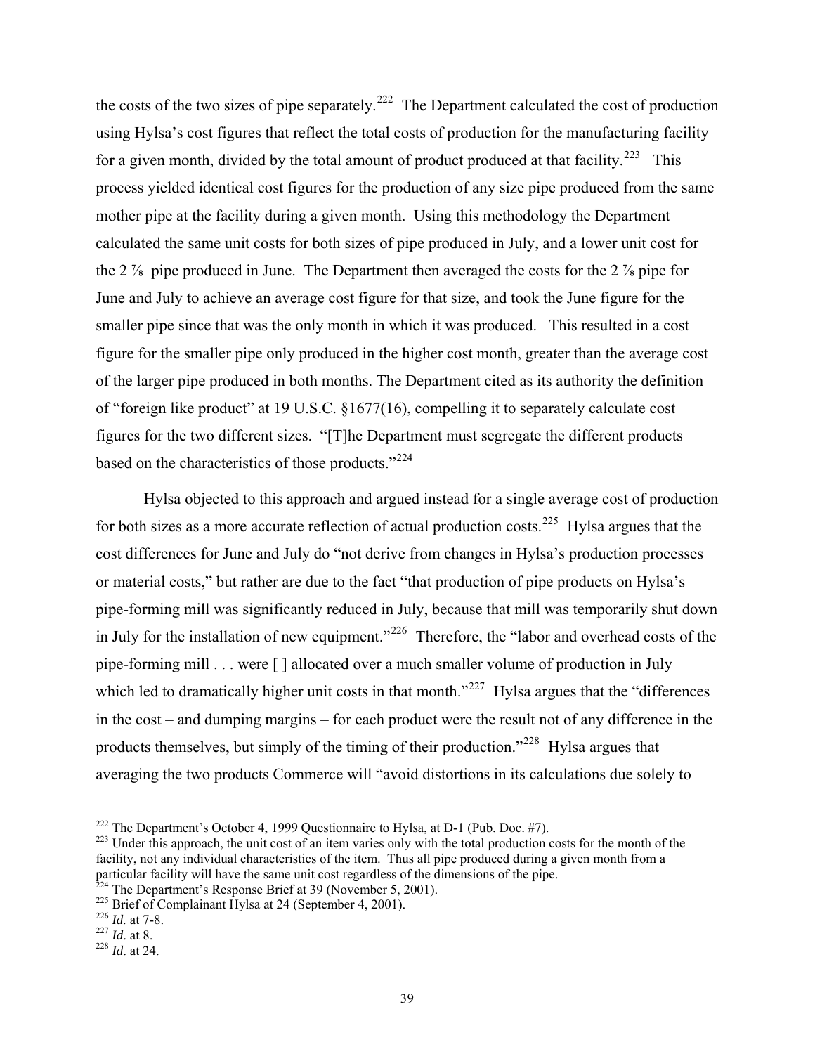the costs of the two sizes of pipe separately.[222] The Department calculated the cost of production using Hylsa's cost figures that reflect the total costs of production for the manufacturing facility for a given month, divided by the total amount of product produced at that facility.[223] This process yielded identical cost figures for the production of any size pipe produced from the same mother pipe at the facility during a given month. Using this methodology the Department calculated the same unit costs for both sizes of pipe produced in July, and a lower unit cost for the 2 ⅞ pipe produced in June. The Department then averaged the costs for the 2 ⅞ pipe for June and July to achieve an average cost figure for that size, and took the June figure for the smaller pipe since that was the only month in which it was produced. This resulted in a cost figure for the smaller pipe only produced in the higher cost month, greater than the average cost of the larger pipe produced in both months. The Department cited as its authority the definition of "foreign like product" at 19 U.S.C. §1677(16), compelling it to separately calculate cost figures for the two different sizes. "[T]he Department must segregate the different products based on the characteristics of those products."[224]

Hylsa objected to this approach and argued instead for a single average cost of production for both sizes as a more accurate reflection of actual production costs.[225] Hylsa argues that the cost differences for June and July do "not derive from changes in Hylsa's production processes or material costs," but rather are due to the fact "that production of pipe products on Hylsa's pipe-forming mill was significantly reduced in July, because that mill was temporarily shut down in July for the installation of new equipment."[226] Therefore, the "labor and overhead costs of the pipe-forming mill . . . were [ ] allocated over a much smaller volume of production in July – which led to dramatically higher unit costs in that month."[227] Hylsa argues that the "differences in the cost – and dumping margins – for each product were the result not of any difference in the products themselves, but simply of the timing of their production."[228] Hylsa argues that averaging the two products Commerce will "avoid distortions in its calculations due solely to

---

[222] The Department's October 4, 1999 Questionnaire to Hylsa, at D-1 (Pub. Doc. #7).

[223] Under this approach, the unit cost of an item varies only with the total production costs for the month of the facility, not any individual characteristics of the item. Thus all pipe produced during a given month from a particular facility will have the same unit cost regardless of the dimensions of the pipe.

[224] The Department's Response Brief at 39 (November 5, 2001).

[225] Brief of Complainant Hylsa at 24 (September 4, 2001).

[226] *Id.* at 7-8.

[227] *Id*. at 8.

[228] *Id*. at 24.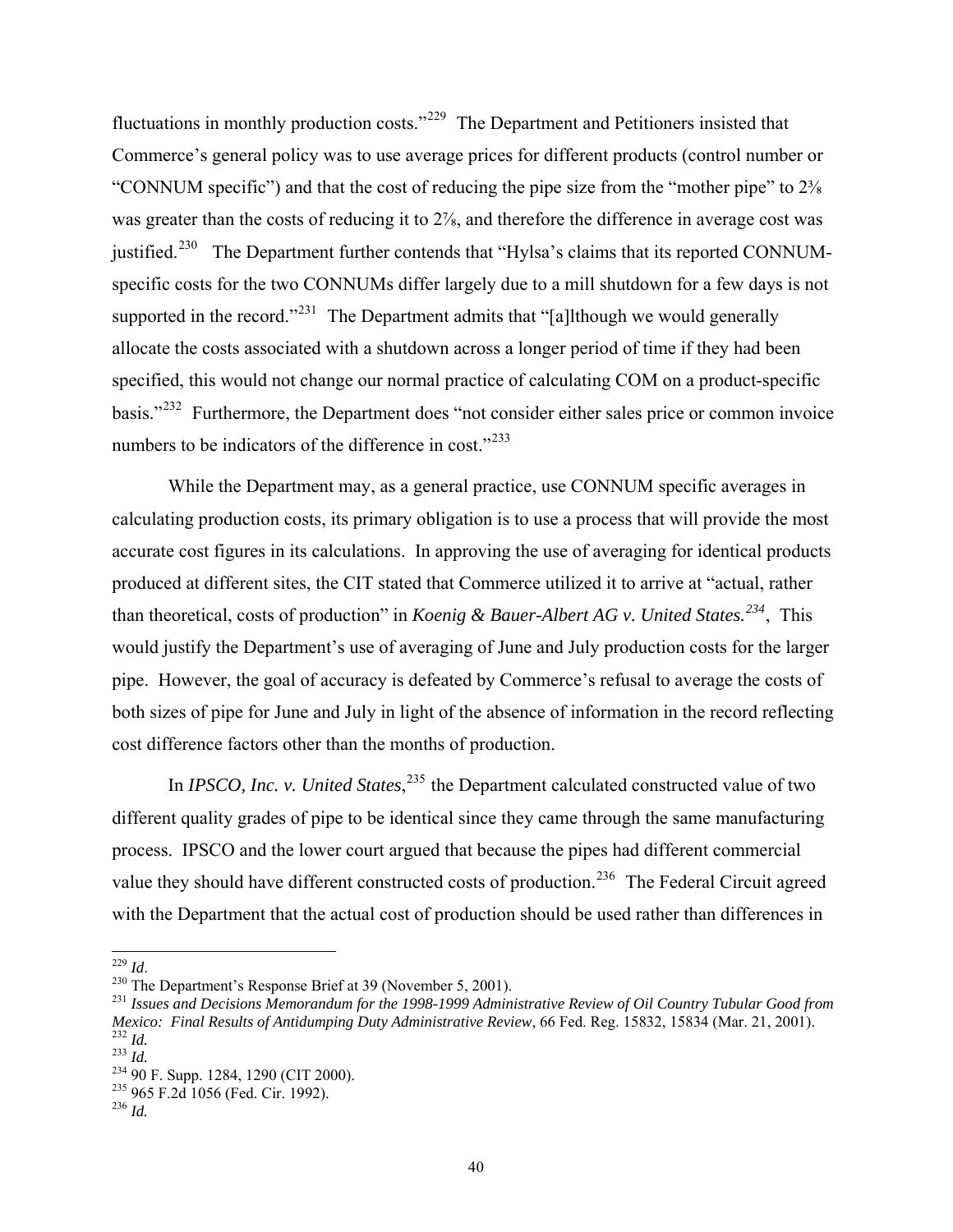fluctuations in monthly production costs."[229] The Department and Petitioners insisted that Commerce's general policy was to use average prices for different products (control number or "CONNUM specific") and that the cost of reducing the pipe size from the "mother pipe" to 2⅜ was greater than the costs of reducing it to 2⅞, and therefore the difference in average cost was justified.[230] The Department further contends that "Hylsa's claims that its reported CONNUM-specific costs for the two CONNUMs differ largely due to a mill shutdown for a few days is not supported in the record."[231] The Department admits that "[a]lthough we would generally allocate the costs associated with a shutdown across a longer period of time if they had been specified, this would not change our normal practice of calculating COM on a product-specific basis."[232] Furthermore, the Department does "not consider either sales price or common invoice numbers to be indicators of the difference in cost."[233]

While the Department may, as a general practice, use CONNUM specific averages in calculating production costs, its primary obligation is to use a process that will provide the most accurate cost figures in its calculations. In approving the use of averaging for identical products produced at different sites, the CIT stated that Commerce utilized it to arrive at "actual, rather than theoretical, costs of production" in *Koenig & Bauer-Albert AG v. United States.*[234], This would justify the Department's use of averaging of June and July production costs for the larger pipe. However, the goal of accuracy is defeated by Commerce's refusal to average the costs of both sizes of pipe for June and July in light of the absence of information in the record reflecting cost difference factors other than the months of production.

In *IPSCO, Inc. v. United States*,[235] the Department calculated constructed value of two different quality grades of pipe to be identical since they came through the same manufacturing process. IPSCO and the lower court argued that because the pipes had different commercial value they should have different constructed costs of production.[236] The Federal Circuit agreed with the Department that the actual cost of production should be used rather than differences in

---

[229] *Id*.

[230] The Department's Response Brief at 39 (November 5, 2001).

[231] *Issues and Decisions Memorandum for the 1998-1999 Administrative Review of Oil Country Tubular Good from Mexico: Final Results of Antidumping Duty Administrative Review*, 66 Fed. Reg. 15832, 15834 (Mar. 21, 2001).

[232] *Id.*

[233] *Id.*

[234] 90 F. Supp. 1284, 1290 (CIT 2000).

[235] 965 F.2d 1056 (Fed. Cir. 1992).

[236] *Id.*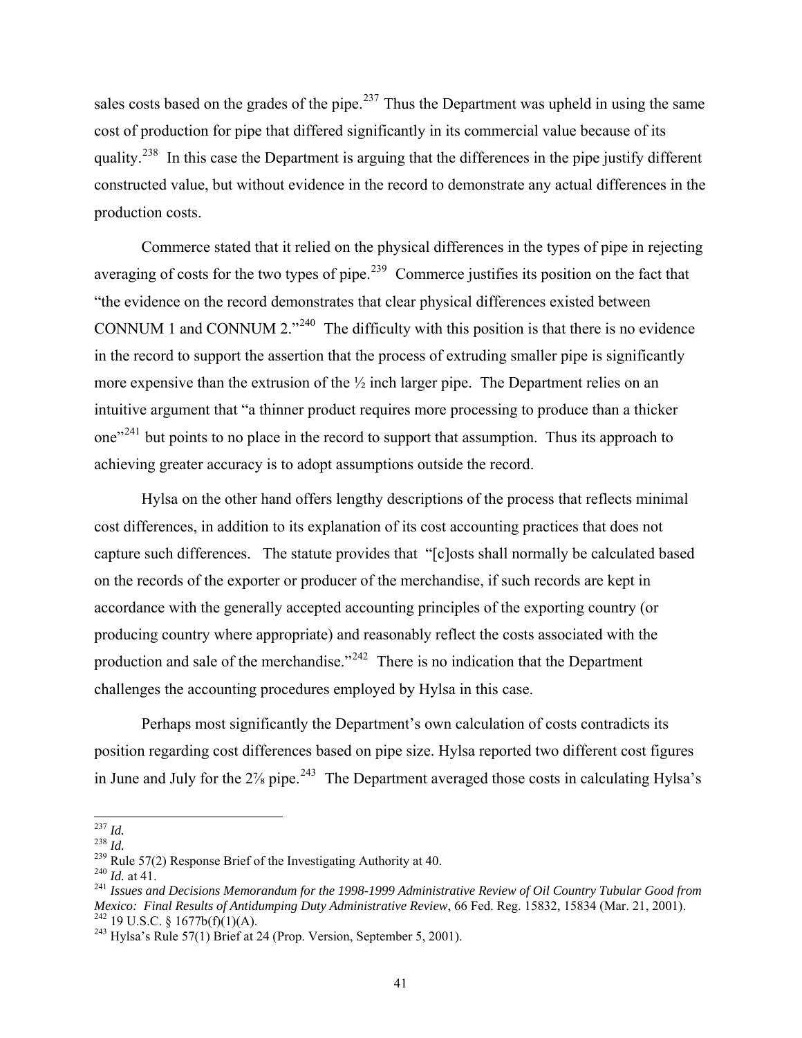sales costs based on the grades of the pipe.[237] Thus the Department was upheld in using the same cost of production for pipe that differed significantly in its commercial value because of its quality.[238] In this case the Department is arguing that the differences in the pipe justify different constructed value, but without evidence in the record to demonstrate any actual differences in the production costs.

Commerce stated that it relied on the physical differences in the types of pipe in rejecting averaging of costs for the two types of pipe.[239] Commerce justifies its position on the fact that "the evidence on the record demonstrates that clear physical differences existed between CONNUM 1 and CONNUM 2."[240] The difficulty with this position is that there is no evidence in the record to support the assertion that the process of extruding smaller pipe is significantly more expensive than the extrusion of the ½ inch larger pipe. The Department relies on an intuitive argument that "a thinner product requires more processing to produce than a thicker one"[241] but points to no place in the record to support that assumption. Thus its approach to achieving greater accuracy is to adopt assumptions outside the record.

Hylsa on the other hand offers lengthy descriptions of the process that reflects minimal cost differences, in addition to its explanation of its cost accounting practices that does not capture such differences. The statute provides that "[c]osts shall normally be calculated based on the records of the exporter or producer of the merchandise, if such records are kept in accordance with the generally accepted accounting principles of the exporting country (or producing country where appropriate) and reasonably reflect the costs associated with the production and sale of the merchandise."[242] There is no indication that the Department challenges the accounting procedures employed by Hylsa in this case.

Perhaps most significantly the Department's own calculation of costs contradicts its position regarding cost differences based on pipe size. Hylsa reported two different cost figures in June and July for the 2⅞ pipe.[243] The Department averaged those costs in calculating Hylsa's

---

[237] *Id.*

[238] *Id.*

[239] Rule 57(2) Response Brief of the Investigating Authority at 40.

[240] *Id.* at 41.

[241] *Issues and Decisions Memorandum for the 1998-1999 Administrative Review of Oil Country Tubular Good from Mexico: Final Results of Antidumping Duty Administrative Review*, 66 Fed. Reg. 15832, 15834 (Mar. 21, 2001).

[242] 19 U.S.C. § 1677b(f)(1)(A).

[243] Hylsa's Rule 57(1) Brief at 24 (Prop. Version, September 5, 2001).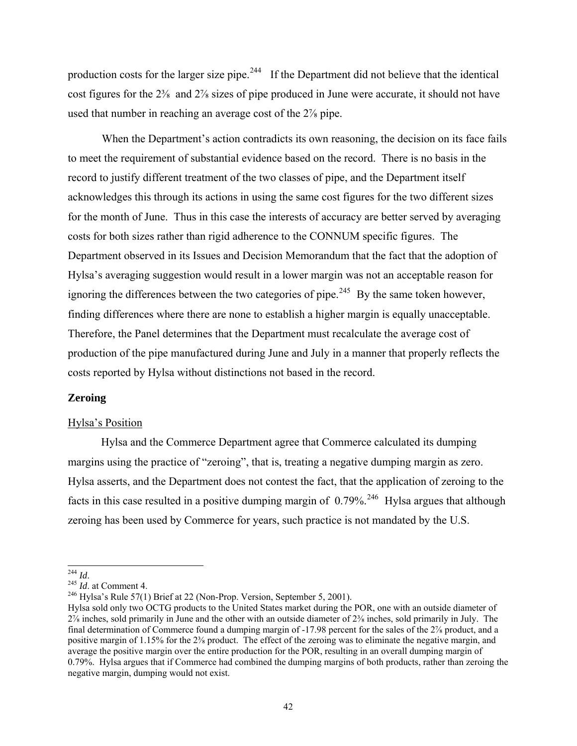production costs for the larger size pipe.[244] If the Department did not believe that the identical cost figures for the 2⅜ and 2⅞ sizes of pipe produced in June were accurate, it should not have used that number in reaching an average cost of the 2⅞ pipe.

When the Department's action contradicts its own reasoning, the decision on its face fails to meet the requirement of substantial evidence based on the record. There is no basis in the record to justify different treatment of the two classes of pipe, and the Department itself acknowledges this through its actions in using the same cost figures for the two different sizes for the month of June. Thus in this case the interests of accuracy are better served by averaging costs for both sizes rather than rigid adherence to the CONNUM specific figures. The Department observed in its Issues and Decision Memorandum that the fact that the adoption of Hylsa's averaging suggestion would result in a lower margin was not an acceptable reason for ignoring the differences between the two categories of pipe.[245] By the same token however, finding differences where there are none to establish a higher margin is equally unacceptable. Therefore, the Panel determines that the Department must recalculate the average cost of production of the pipe manufactured during June and July in a manner that properly reflects the costs reported by Hylsa without distinctions not based in the record.

**Zeroing**

Hylsa's Position

Hylsa and the Commerce Department agree that Commerce calculated its dumping margins using the practice of "zeroing", that is, treating a negative dumping margin as zero. Hylsa asserts, and the Department does not contest the fact, that the application of zeroing to the facts in this case resulted in a positive dumping margin of 0.79%.[246] Hylsa argues that although zeroing has been used by Commerce for years, such practice is not mandated by the U.S.

---

[244] *Id*.

[245] *Id*. at Comment 4.

[246] Hylsa's Rule 57(1) Brief at 22 (Non-Prop. Version, September 5, 2001).

Hylsa sold only two OCTG products to the United States market during the POR, one with an outside diameter of 2⅞ inches, sold primarily in June and the other with an outside diameter of 2⅜ inches, sold primarily in July. The final determination of Commerce found a dumping margin of -17.98 percent for the sales of the 2⅞ product, and a positive margin of 1.15% for the 2⅜ product. The effect of the zeroing was to eliminate the negative margin, and average the positive margin over the entire production for the POR, resulting in an overall dumping margin of 0.79%. Hylsa argues that if Commerce had combined the dumping margins of both products, rather than zeroing the negative margin, dumping would not exist.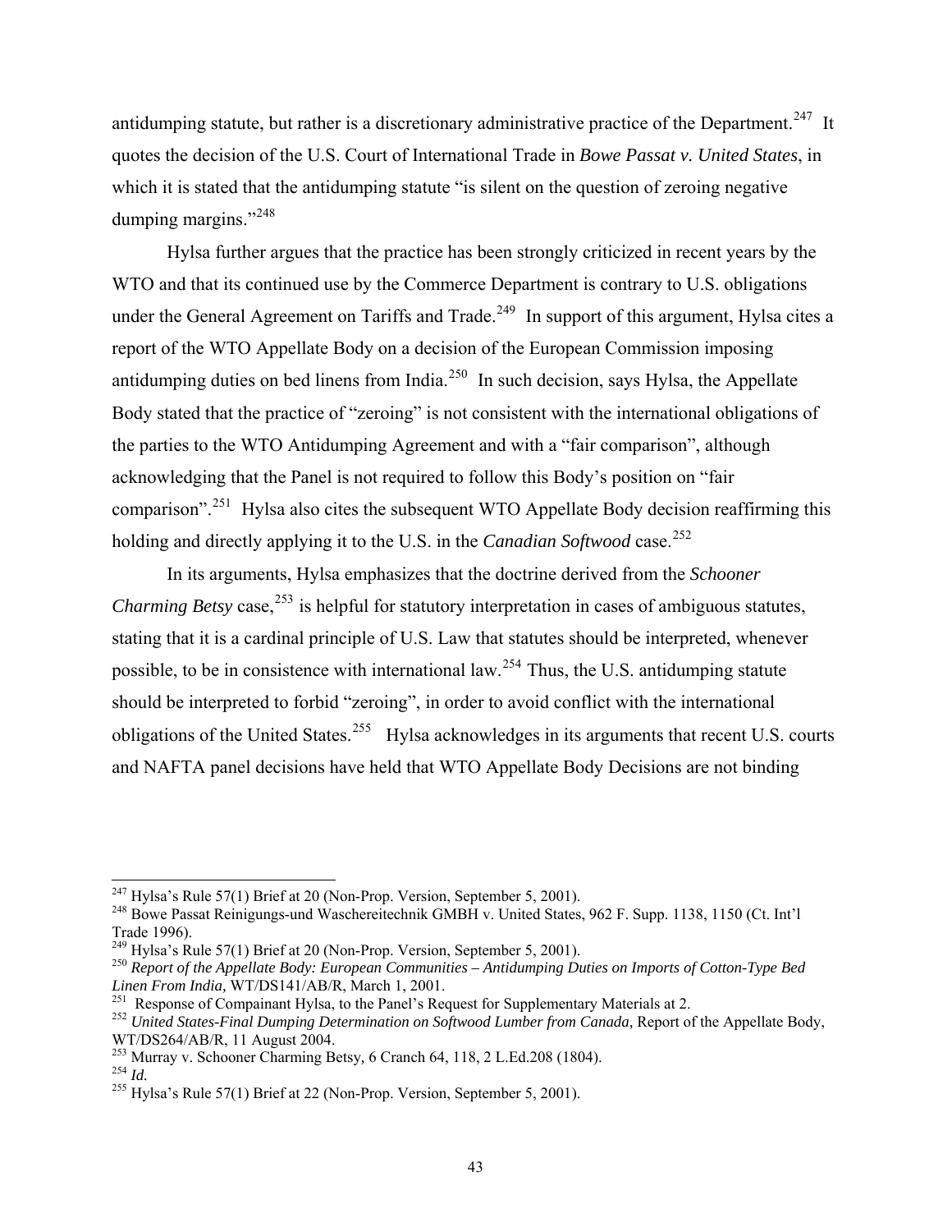antidumping statute, but rather is a discretionary administrative practice of the Department.[247] It quotes the decision of the U.S. Court of International Trade in *Bowe Passat v. United States*, in which it is stated that the antidumping statute "is silent on the question of zeroing negative dumping margins."[248]

Hylsa further argues that the practice has been strongly criticized in recent years by the WTO and that its continued use by the Commerce Department is contrary to U.S. obligations under the General Agreement on Tariffs and Trade.[249] In support of this argument, Hylsa cites a report of the WTO Appellate Body on a decision of the European Commission imposing antidumping duties on bed linens from India.[250] In such decision, says Hylsa, the Appellate Body stated that the practice of "zeroing" is not consistent with the international obligations of the parties to the WTO Antidumping Agreement and with a "fair comparison", although acknowledging that the Panel is not required to follow this Body's position on "fair comparison".[251] Hylsa also cites the subsequent WTO Appellate Body decision reaffirming this holding and directly applying it to the U.S. in the *Canadian Softwood* case.[252]

In its arguments, Hylsa emphasizes that the doctrine derived from the *Schooner Charming Betsy* case,[253] is helpful for statutory interpretation in cases of ambiguous statutes, stating that it is a cardinal principle of U.S. Law that statutes should be interpreted, whenever possible, to be in consistence with international law.[254] Thus, the U.S. antidumping statute should be interpreted to forbid "zeroing", in order to avoid conflict with the international obligations of the United States.[255] Hylsa acknowledges in its arguments that recent U.S. courts and NAFTA panel decisions have held that WTO Appellate Body Decisions are not binding

---

[247] Hylsa's Rule 57(1) Brief at 20 (Non-Prop. Version, September 5, 2001).

[248] Bowe Passat Reinigungs-und Waschereitechnik GMBH v. United States, 962 F. Supp. 1138, 1150 (Ct. Int'l Trade 1996).

[249] Hylsa's Rule 57(1) Brief at 20 (Non-Prop. Version, September 5, 2001).

[250] *Report of the Appellate Body: European Communities – Antidumping Duties on Imports of Cotton-Type Bed Linen From India,* WT/DS141/AB/R, March 1, 2001.

[251] Response of Compainant Hylsa, to the Panel's Request for Supplementary Materials at 2.

[252] *United States-Final Dumping Determination on Softwood Lumber from Canada,* Report of the Appellate Body, WT/DS264/AB/R, 11 August 2004.

[253] Murray v. Schooner Charming Betsy*,* 6 Cranch 64, 118, 2 L.Ed.208 (1804).

[254] *Id.*

[255] Hylsa's Rule 57(1) Brief at 22 (Non-Prop. Version, September 5, 2001).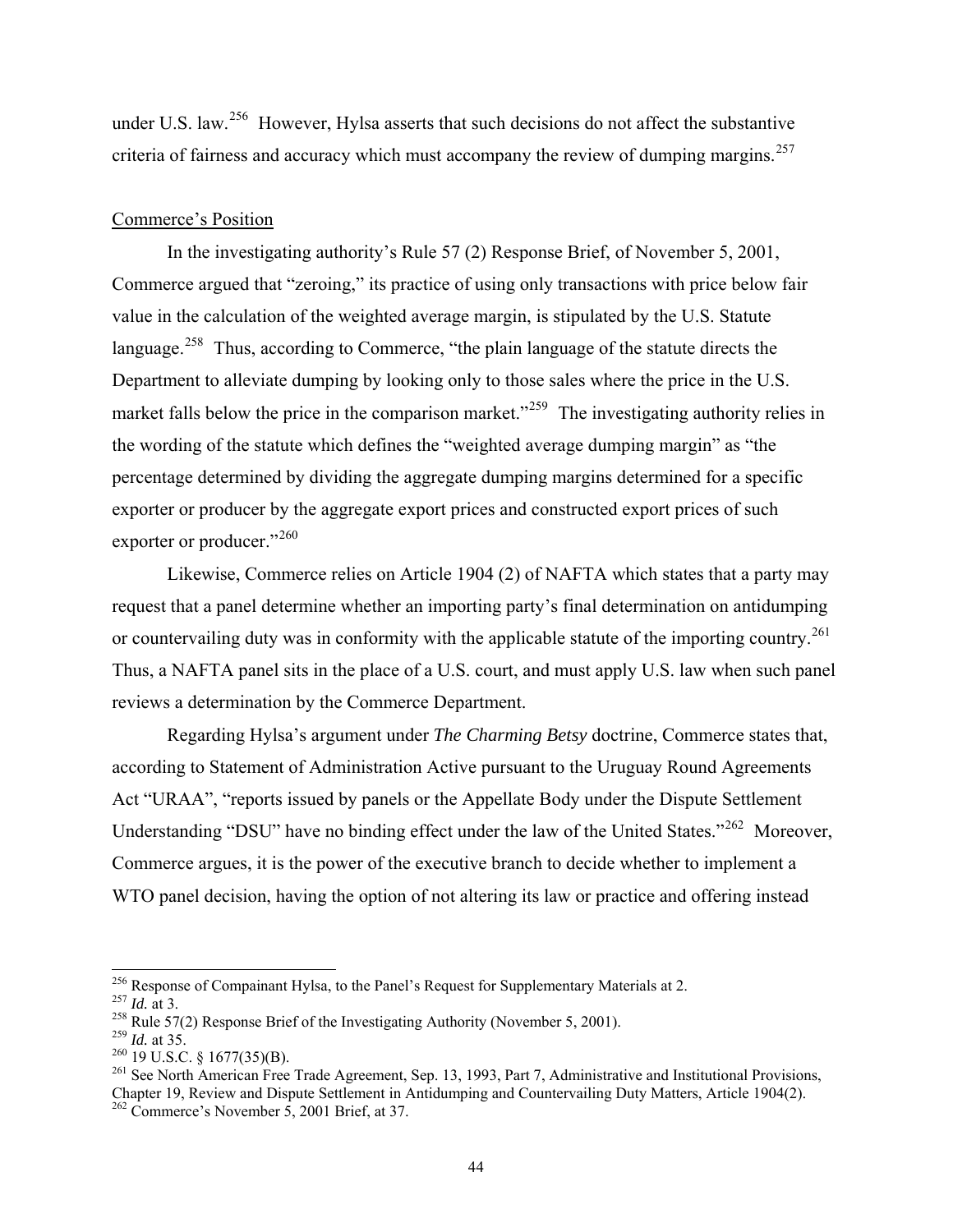under U.S. law.[256] However, Hylsa asserts that such decisions do not affect the substantive criteria of fairness and accuracy which must accompany the review of dumping margins.[257]

Commerce's Position

In the investigating authority's Rule 57 (2) Response Brief, of November 5, 2001, Commerce argued that "zeroing," its practice of using only transactions with price below fair value in the calculation of the weighted average margin, is stipulated by the U.S. Statute language.[258] Thus, according to Commerce, "the plain language of the statute directs the Department to alleviate dumping by looking only to those sales where the price in the U.S. market falls below the price in the comparison market."[259] The investigating authority relies in the wording of the statute which defines the "weighted average dumping margin" as "the percentage determined by dividing the aggregate dumping margins determined for a specific exporter or producer by the aggregate export prices and constructed export prices of such exporter or producer."[260]

Likewise, Commerce relies on Article 1904 (2) of NAFTA which states that a party may request that a panel determine whether an importing party's final determination on antidumping or countervailing duty was in conformity with the applicable statute of the importing country.[261] Thus, a NAFTA panel sits in the place of a U.S. court, and must apply U.S. law when such panel reviews a determination by the Commerce Department.

Regarding Hylsa's argument under *The Charming Betsy* doctrine, Commerce states that, according to Statement of Administration Active pursuant to the Uruguay Round Agreements Act "URAA", "reports issued by panels or the Appellate Body under the Dispute Settlement Understanding "DSU" have no binding effect under the law of the United States."[262] Moreover, Commerce argues, it is the power of the executive branch to decide whether to implement a WTO panel decision, having the option of not altering its law or practice and offering instead

---

[256] Response of Compainant Hylsa, to the Panel's Request for Supplementary Materials at 2.
[257] *Id.* at 3.
[258] Rule 57(2) Response Brief of the Investigating Authority (November 5, 2001).
[259] *Id.* at 35.
[260] 19 U.S.C. § 1677(35)(B).
[261] See North American Free Trade Agreement, Sep. 13, 1993, Part 7, Administrative and Institutional Provisions, Chapter 19, Review and Dispute Settlement in Antidumping and Countervailing Duty Matters, Article 1904(2).
[262] Commerce's November 5, 2001 Brief, at 37.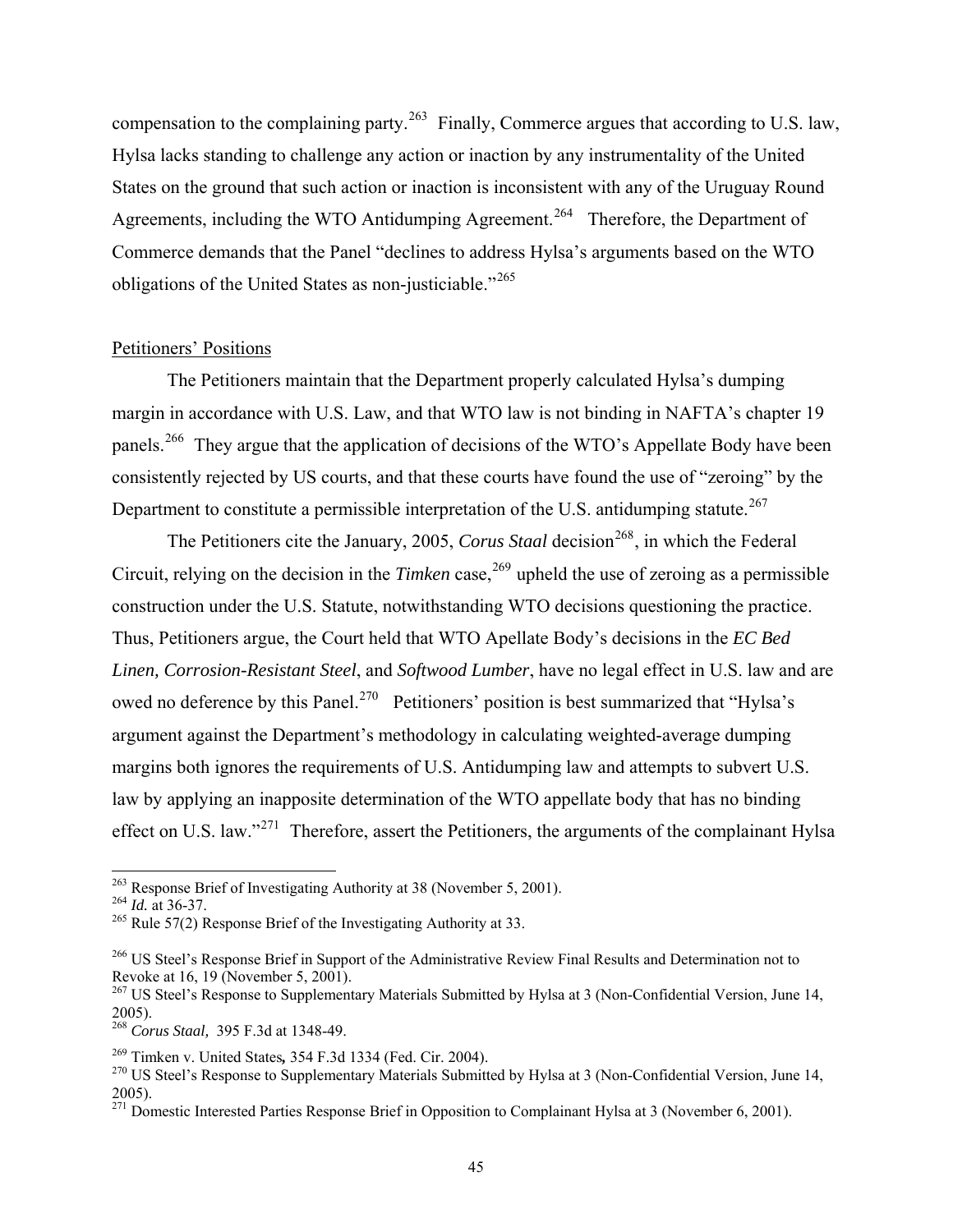compensation to the complaining party.[263] Finally, Commerce argues that according to U.S. law, Hylsa lacks standing to challenge any action or inaction by any instrumentality of the United States on the ground that such action or inaction is inconsistent with any of the Uruguay Round Agreements, including the WTO Antidumping Agreement.[264] Therefore, the Department of Commerce demands that the Panel "declines to address Hylsa's arguments based on the WTO obligations of the United States as non-justiciable."[265]

Petitioners' Positions

The Petitioners maintain that the Department properly calculated Hylsa's dumping margin in accordance with U.S. Law, and that WTO law is not binding in NAFTA's chapter 19 panels.[266] They argue that the application of decisions of the WTO's Appellate Body have been consistently rejected by US courts, and that these courts have found the use of "zeroing" by the Department to constitute a permissible interpretation of the U.S. antidumping statute.[267]

The Petitioners cite the January, 2005, *Corus Staal* decision[268], in which the Federal Circuit, relying on the decision in the *Timken* case,[269] upheld the use of zeroing as a permissible construction under the U.S. Statute, notwithstanding WTO decisions questioning the practice. Thus, Petitioners argue, the Court held that WTO Apellate Body's decisions in the *EC Bed Linen, Corrosion-Resistant Steel*, and *Softwood Lumber*, have no legal effect in U.S. law and are owed no deference by this Panel.[270] Petitioners' position is best summarized that "Hylsa's argument against the Department's methodology in calculating weighted-average dumping margins both ignores the requirements of U.S. Antidumping law and attempts to subvert U.S. law by applying an inapposite determination of the WTO appellate body that has no binding effect on U.S. law."[271] Therefore, assert the Petitioners, the arguments of the complainant Hylsa

---

[263] Response Brief of Investigating Authority at 38 (November 5, 2001).

[264] *Id.* at 36-37.

[265] Rule 57(2) Response Brief of the Investigating Authority at 33.

[266] US Steel's Response Brief in Support of the Administrative Review Final Results and Determination not to Revoke at 16, 19 (November 5, 2001).

[267] US Steel's Response to Supplementary Materials Submitted by Hylsa at 3 (Non-Confidential Version, June 14, 2005).

[268] *Corus Staal,* 395 F.3d at 1348-49.

[269] Timken v. United States**,** 354 F.3d 1334 (Fed. Cir. 2004).

[270] US Steel's Response to Supplementary Materials Submitted by Hylsa at 3 (Non-Confidential Version, June 14, 2005).

[271] Domestic Interested Parties Response Brief in Opposition to Complainant Hylsa at 3 (November 6, 2001).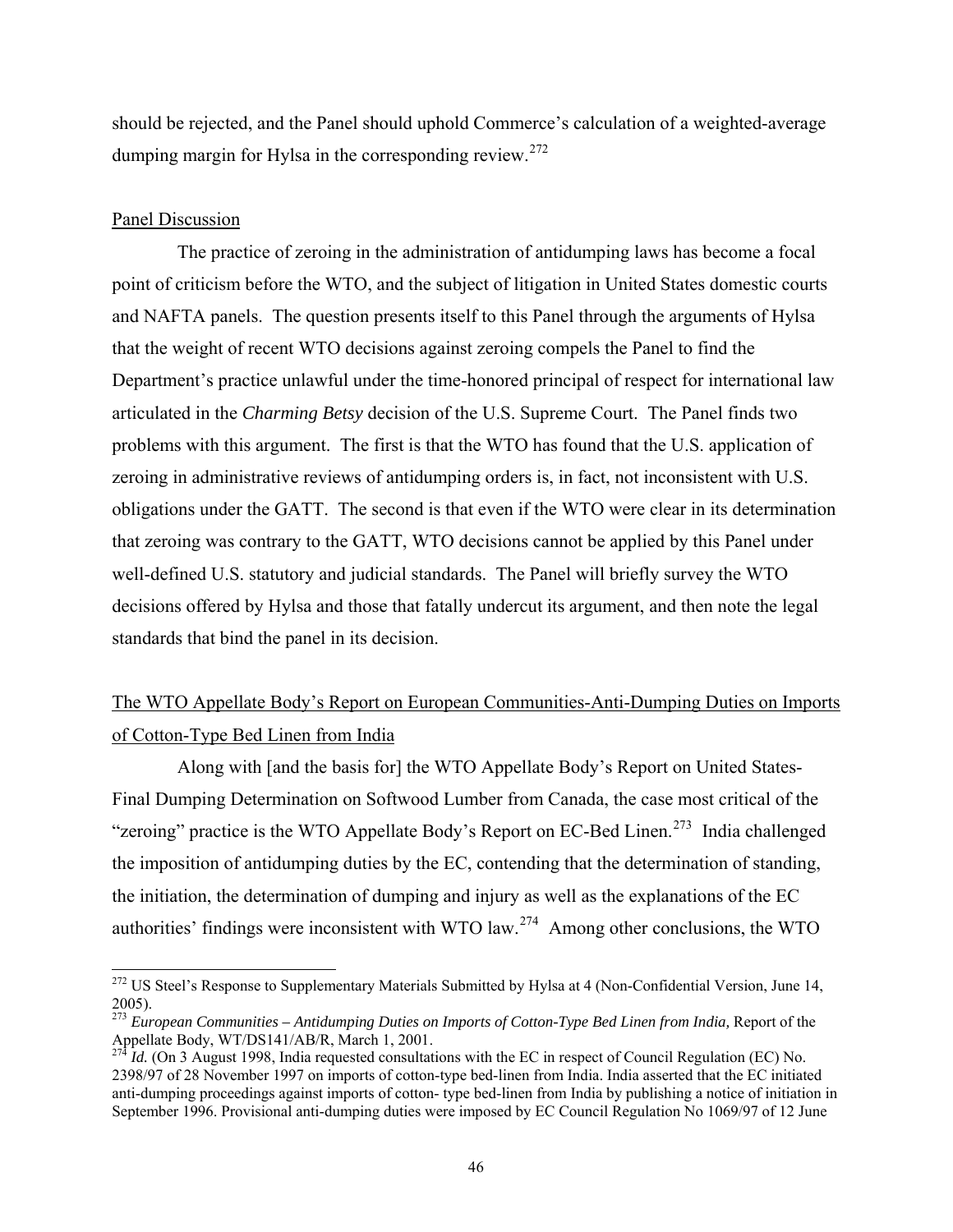should be rejected, and the Panel should uphold Commerce's calculation of a weighted-average dumping margin for Hylsa in the corresponding review.[272]

Panel Discussion

The practice of zeroing in the administration of antidumping laws has become a focal point of criticism before the WTO, and the subject of litigation in United States domestic courts and NAFTA panels. The question presents itself to this Panel through the arguments of Hylsa that the weight of recent WTO decisions against zeroing compels the Panel to find the Department's practice unlawful under the time-honored principal of respect for international law articulated in the *Charming Betsy* decision of the U.S. Supreme Court. The Panel finds two problems with this argument. The first is that the WTO has found that the U.S. application of zeroing in administrative reviews of antidumping orders is, in fact, not inconsistent with U.S. obligations under the GATT. The second is that even if the WTO were clear in its determination that zeroing was contrary to the GATT, WTO decisions cannot be applied by this Panel under well-defined U.S. statutory and judicial standards. The Panel will briefly survey the WTO decisions offered by Hylsa and those that fatally undercut its argument, and then note the legal standards that bind the panel in its decision.

The WTO Appellate Body's Report on European Communities-Anti-Dumping Duties on Imports of Cotton-Type Bed Linen from India

Along with [and the basis for] the WTO Appellate Body's Report on United States-Final Dumping Determination on Softwood Lumber from Canada, the case most critical of the "zeroing" practice is the WTO Appellate Body's Report on EC-Bed Linen.[273] India challenged the imposition of antidumping duties by the EC, contending that the determination of standing, the initiation, the determination of dumping and injury as well as the explanations of the EC authorities' findings were inconsistent with WTO law.[274] Among other conclusions, the WTO

---

[272] US Steel's Response to Supplementary Materials Submitted by Hylsa at 4 (Non-Confidential Version, June 14, 2005).

[273] *European Communities – Antidumping Duties on Imports of Cotton-Type Bed Linen from India,* Report of the Appellate Body, WT/DS141/AB/R, March 1, 2001.

[274] *Id.* (On 3 August 1998, India requested consultations with the EC in respect of Council Regulation (EC) No. 2398/97 of 28 November 1997 on imports of cotton-type bed-linen from India. India asserted that the EC initiated anti-dumping proceedings against imports of cotton- type bed-linen from India by publishing a notice of initiation in September 1996. Provisional anti-dumping duties were imposed by EC Council Regulation No 1069/97 of 12 June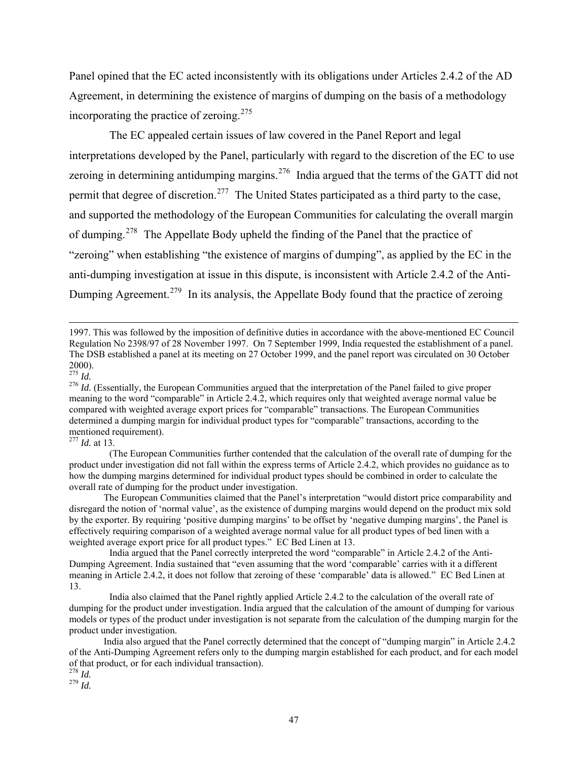Panel opined that the EC acted inconsistently with its obligations under Articles 2.4.2 of the AD Agreement, in determining the existence of margins of dumping on the basis of a methodology incorporating the practice of zeroing.[275]

The EC appealed certain issues of law covered in the Panel Report and legal interpretations developed by the Panel, particularly with regard to the discretion of the EC to use zeroing in determining antidumping margins.[276] India argued that the terms of the GATT did not permit that degree of discretion.[277] The United States participated as a third party to the case, and supported the methodology of the European Communities for calculating the overall margin of dumping.[278] The Appellate Body upheld the finding of the Panel that the practice of "zeroing" when establishing "the existence of margins of dumping", as applied by the EC in the anti-dumping investigation at issue in this dispute, is inconsistent with Article 2.4.2 of the Anti-Dumping Agreement.[279] In its analysis, the Appellate Body found that the practice of zeroing

---

1997. This was followed by the imposition of definitive duties in accordance with the above-mentioned EC Council Regulation No 2398/97 of 28 November 1997. On 7 September 1999, India requested the establishment of a panel. The DSB established a panel at its meeting on 27 October 1999, and the panel report was circulated on 30 October 2000).

[275] *Id.*

[276] *Id.* (Essentially, the European Communities argued that the interpretation of the Panel failed to give proper meaning to the word "comparable" in Article 2.4.2, which requires only that weighted average normal value be compared with weighted average export prices for "comparable" transactions. The European Communities determined a dumping margin for individual product types for "comparable" transactions, according to the mentioned requirement).

[277] *Id.* at 13.

(The European Communities further contended that the calculation of the overall rate of dumping for the product under investigation did not fall within the express terms of Article 2.4.2, which provides no guidance as to how the dumping margins determined for individual product types should be combined in order to calculate the overall rate of dumping for the product under investigation.

The European Communities claimed that the Panel's interpretation "would distort price comparability and disregard the notion of 'normal value', as the existence of dumping margins would depend on the product mix sold by the exporter. By requiring 'positive dumping margins' to be offset by 'negative dumping margins', the Panel is effectively requiring comparison of a weighted average normal value for all product types of bed linen with a weighted average export price for all product types." EC Bed Linen at 13.

India argued that the Panel correctly interpreted the word "comparable" in Article 2.4.2 of the Anti-Dumping Agreement. India sustained that "even assuming that the word 'comparable' carries with it a different meaning in Article 2.4.2, it does not follow that zeroing of these 'comparable' data is allowed." EC Bed Linen at 13.

India also claimed that the Panel rightly applied Article 2.4.2 to the calculation of the overall rate of dumping for the product under investigation. India argued that the calculation of the amount of dumping for various models or types of the product under investigation is not separate from the calculation of the dumping margin for the product under investigation.

India also argued that the Panel correctly determined that the concept of "dumping margin" in Article 2.4.2 of the Anti-Dumping Agreement refers only to the dumping margin established for each product, and for each model of that product, or for each individual transaction).

[278] *Id.*

[279] *Id.*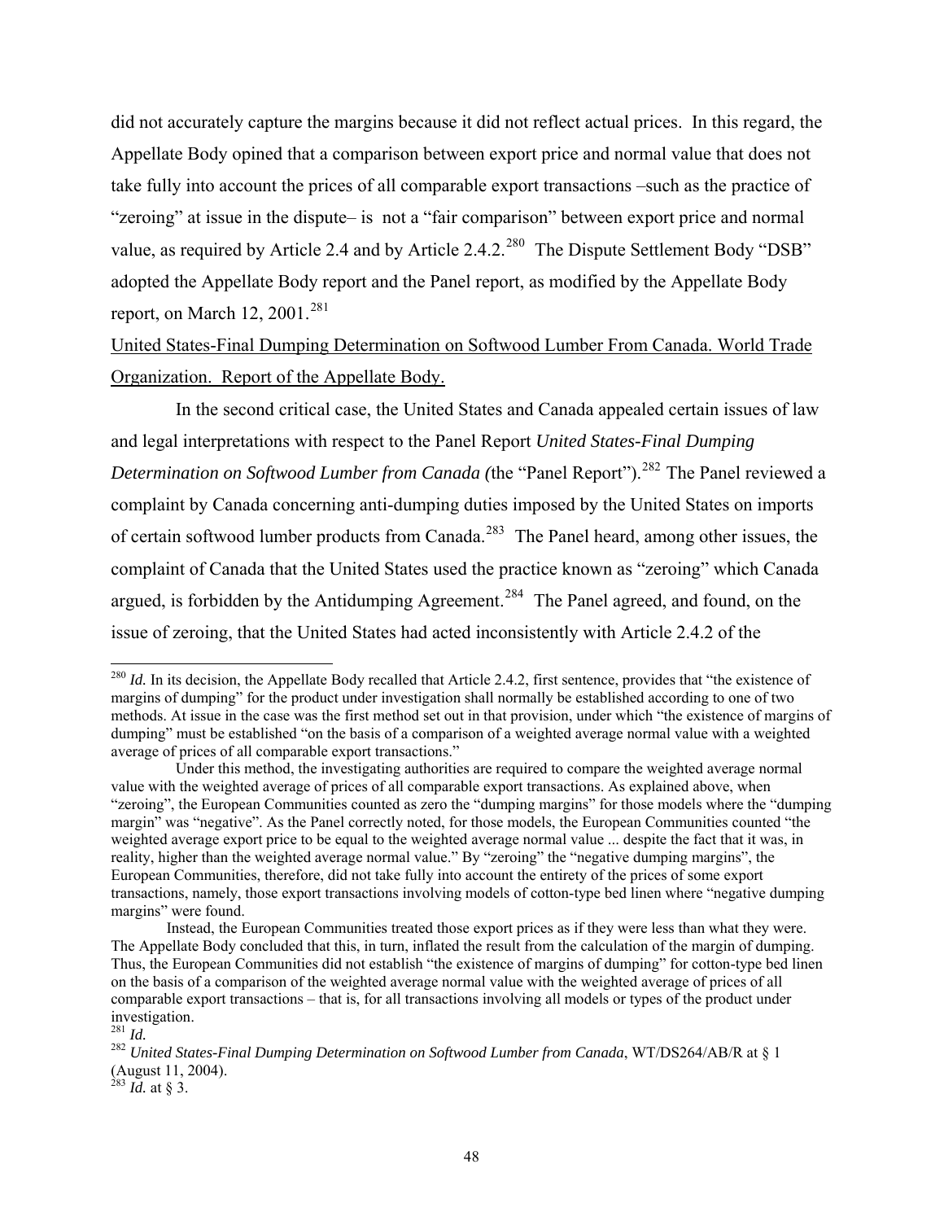did not accurately capture the margins because it did not reflect actual prices. In this regard, the Appellate Body opined that a comparison between export price and normal value that does not take fully into account the prices of all comparable export transactions –such as the practice of "zeroing" at issue in the dispute– is not a "fair comparison" between export price and normal value, as required by Article 2.4 and by Article 2.4.2.[280] The Dispute Settlement Body "DSB" adopted the Appellate Body report and the Panel report, as modified by the Appellate Body report, on March 12, 2001.[281]

<u>United States-Final Dumping Determination on Softwood Lumber From Canada. World Trade Organization. Report of the Appellate Body.</u>

In the second critical case, the United States and Canada appealed certain issues of law and legal interpretations with respect to the Panel Report *United States-Final Dumping Determination on Softwood Lumber from Canada (*the "Panel Report").[282] The Panel reviewed a complaint by Canada concerning anti-dumping duties imposed by the United States on imports of certain softwood lumber products from Canada.[283] The Panel heard, among other issues, the complaint of Canada that the United States used the practice known as "zeroing" which Canada argued, is forbidden by the Antidumping Agreement.[284] The Panel agreed, and found, on the issue of zeroing, that the United States had acted inconsistently with Article 2.4.2 of the

---

[280] *Id.* In its decision, the Appellate Body recalled that Article 2.4.2, first sentence, provides that "the existence of margins of dumping" for the product under investigation shall normally be established according to one of two methods. At issue in the case was the first method set out in that provision, under which "the existence of margins of dumping" must be established "on the basis of a comparison of a weighted average normal value with a weighted average of prices of all comparable export transactions."

Under this method, the investigating authorities are required to compare the weighted average normal value with the weighted average of prices of all comparable export transactions. As explained above, when "zeroing", the European Communities counted as zero the "dumping margins" for those models where the "dumping margin" was "negative". As the Panel correctly noted, for those models, the European Communities counted "the weighted average export price to be equal to the weighted average normal value ... despite the fact that it was, in reality, higher than the weighted average normal value." By "zeroing" the "negative dumping margins", the European Communities, therefore, did not take fully into account the entirety of the prices of some export transactions, namely, those export transactions involving models of cotton-type bed linen where "negative dumping margins" were found.

Instead, the European Communities treated those export prices as if they were less than what they were. The Appellate Body concluded that this, in turn, inflated the result from the calculation of the margin of dumping. Thus, the European Communities did not establish "the existence of margins of dumping" for cotton-type bed linen on the basis of a comparison of the weighted average normal value with the weighted average of prices of all comparable export transactions – that is, for all transactions involving all models or types of the product under investigation.

[281] *Id.*

[282] *United States-Final Dumping Determination on Softwood Lumber from Canada*, WT/DS264/AB/R at § 1 (August 11, 2004).

[283] *Id.* at § 3.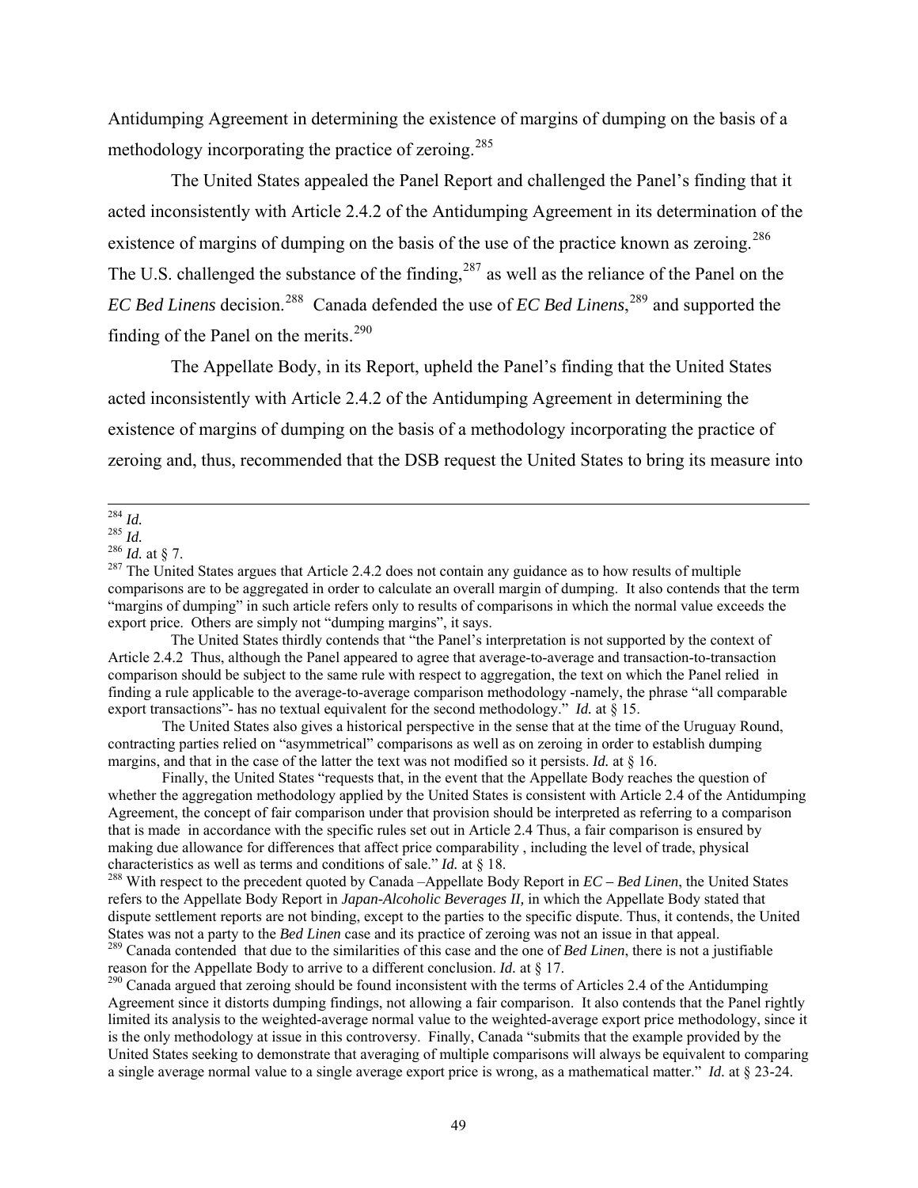Antidumping Agreement in determining the existence of margins of dumping on the basis of a methodology incorporating the practice of zeroing.[285]

The United States appealed the Panel Report and challenged the Panel's finding that it acted inconsistently with Article 2.4.2 of the Antidumping Agreement in its determination of the existence of margins of dumping on the basis of the use of the practice known as zeroing.[286] The U.S. challenged the substance of the finding,[287] as well as the reliance of the Panel on the *EC Bed Linens* decision.[288] Canada defended the use of *EC Bed Linens*,[289] and supported the finding of the Panel on the merits.[290]

The Appellate Body, in its Report, upheld the Panel's finding that the United States acted inconsistently with Article 2.4.2 of the Antidumping Agreement in determining the existence of margins of dumping on the basis of a methodology incorporating the practice of zeroing and, thus, recommended that the DSB request the United States to bring its measure into

---

[284] *Id.*

[285] *Id.*

[286] *Id.* at § 7.

[287] The United States argues that Article 2.4.2 does not contain any guidance as to how results of multiple comparisons are to be aggregated in order to calculate an overall margin of dumping. It also contends that the term "margins of dumping" in such article refers only to results of comparisons in which the normal value exceeds the export price. Others are simply not "dumping margins", it says.

The United States thirdly contends that "the Panel's interpretation is not supported by the context of Article 2.4.2 Thus, although the Panel appeared to agree that average-to-average and transaction-to-transaction comparison should be subject to the same rule with respect to aggregation, the text on which the Panel relied in finding a rule applicable to the average-to-average comparison methodology -namely, the phrase "all comparable export transactions"- has no textual equivalent for the second methodology." *Id.* at § 15.

The United States also gives a historical perspective in the sense that at the time of the Uruguay Round, contracting parties relied on "asymmetrical" comparisons as well as on zeroing in order to establish dumping margins, and that in the case of the latter the text was not modified so it persists. *Id.* at § 16.

Finally, the United States "requests that, in the event that the Appellate Body reaches the question of whether the aggregation methodology applied by the United States is consistent with Article 2.4 of the Antidumping Agreement, the concept of fair comparison under that provision should be interpreted as referring to a comparison that is made in accordance with the specific rules set out in Article 2.4 Thus, a fair comparison is ensured by making due allowance for differences that affect price comparability , including the level of trade, physical characteristics as well as terms and conditions of sale." *Id.* at § 18.

[288] With respect to the precedent quoted by Canada –Appellate Body Report in *EC – Bed Linen*, the United States refers to the Appellate Body Report in *Japan-Alcoholic Beverages II,* in which the Appellate Body stated that dispute settlement reports are not binding, except to the parties to the specific dispute. Thus, it contends, the United States was not a party to the *Bed Linen* case and its practice of zeroing was not an issue in that appeal.

[289] Canada contended that due to the similarities of this case and the one of *Bed Linen*, there is not a justifiable reason for the Appellate Body to arrive to a different conclusion. *Id.* at § 17.

[290] Canada argued that zeroing should be found inconsistent with the terms of Articles 2.4 of the Antidumping Agreement since it distorts dumping findings, not allowing a fair comparison. It also contends that the Panel rightly limited its analysis to the weighted-average normal value to the weighted-average export price methodology, since it is the only methodology at issue in this controversy. Finally, Canada "submits that the example provided by the United States seeking to demonstrate that averaging of multiple comparisons will always be equivalent to comparing a single average normal value to a single average export price is wrong, as a mathematical matter." *Id.* at § 23-24.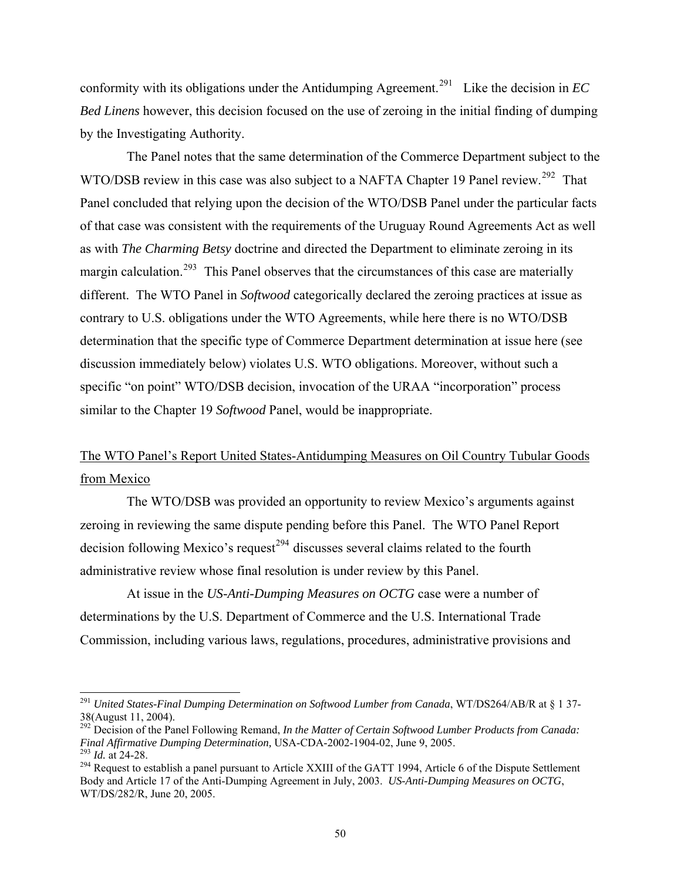conformity with its obligations under the Antidumping Agreement.[291] Like the decision in *EC Bed Linens* however, this decision focused on the use of zeroing in the initial finding of dumping by the Investigating Authority.

The Panel notes that the same determination of the Commerce Department subject to the WTO/DSB review in this case was also subject to a NAFTA Chapter 19 Panel review.[292] That Panel concluded that relying upon the decision of the WTO/DSB Panel under the particular facts of that case was consistent with the requirements of the Uruguay Round Agreements Act as well as with *The Charming Betsy* doctrine and directed the Department to eliminate zeroing in its margin calculation.[293] This Panel observes that the circumstances of this case are materially different. The WTO Panel in *Softwood* categorically declared the zeroing practices at issue as contrary to U.S. obligations under the WTO Agreements, while here there is no WTO/DSB determination that the specific type of Commerce Department determination at issue here (see discussion immediately below) violates U.S. WTO obligations. Moreover, without such a specific "on point" WTO/DSB decision, invocation of the URAA "incorporation" process similar to the Chapter 19 *Softwood* Panel, would be inappropriate.

<u>The WTO Panel's Report United States-Antidumping Measures on Oil Country Tubular Goods from Mexico</u>

The WTO/DSB was provided an opportunity to review Mexico's arguments against zeroing in reviewing the same dispute pending before this Panel. The WTO Panel Report decision following Mexico's request[294] discusses several claims related to the fourth administrative review whose final resolution is under review by this Panel.

At issue in the *US-Anti-Dumping Measures on OCTG* case were a number of determinations by the U.S. Department of Commerce and the U.S. International Trade Commission, including various laws, regulations, procedures, administrative provisions and

---

[291] *United States-Final Dumping Determination on Softwood Lumber from Canada*, WT/DS264/AB/R at § 1 37-38(August 11, 2004).

[292] Decision of the Panel Following Remand, *In the Matter of Certain Softwood Lumber Products from Canada: Final Affirmative Dumping Determination,* USA-CDA-2002-1904-02, June 9, 2005.

[293] *Id.* at 24-28.

[294] Request to establish a panel pursuant to Article XXIII of the GATT 1994, Article 6 of the Dispute Settlement Body and Article 17 of the Anti-Dumping Agreement in July, 2003. *US-Anti-Dumping Measures on OCTG*, WT/DS/282/R, June 20, 2005.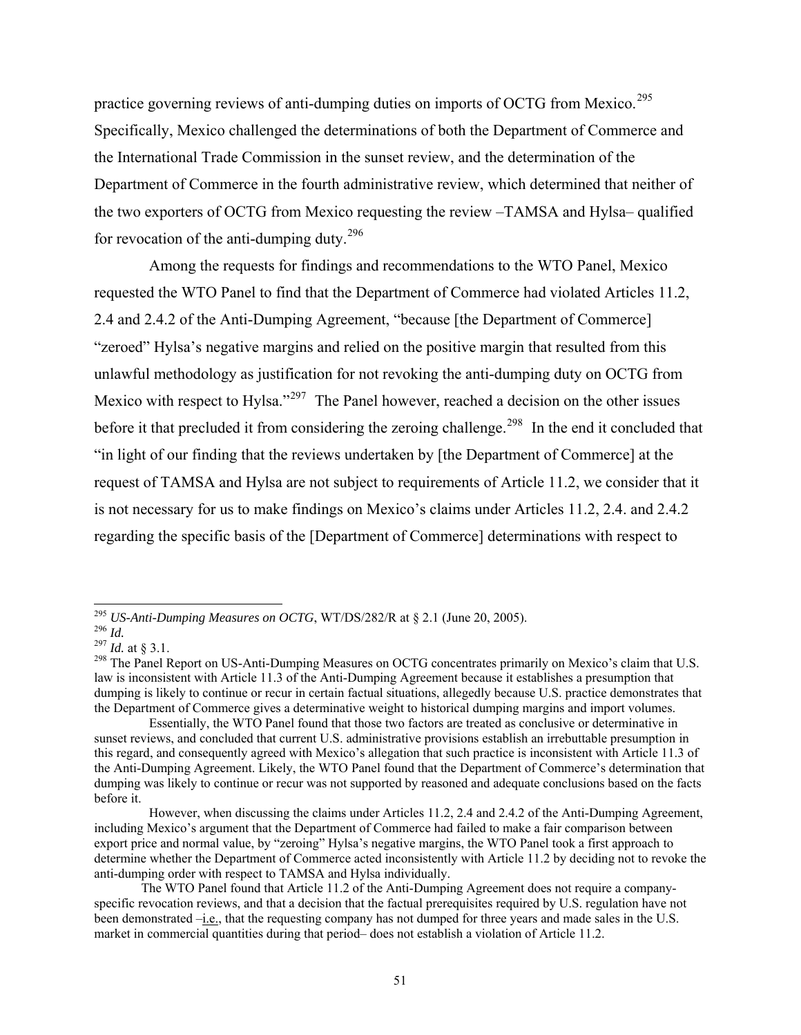practice governing reviews of anti-dumping duties on imports of OCTG from Mexico.[295] Specifically, Mexico challenged the determinations of both the Department of Commerce and the International Trade Commission in the sunset review, and the determination of the Department of Commerce in the fourth administrative review, which determined that neither of the two exporters of OCTG from Mexico requesting the review –TAMSA and Hylsa– qualified for revocation of the anti-dumping duty.[296]

Among the requests for findings and recommendations to the WTO Panel, Mexico requested the WTO Panel to find that the Department of Commerce had violated Articles 11.2, 2.4 and 2.4.2 of the Anti-Dumping Agreement, "because [the Department of Commerce] "zeroed" Hylsa's negative margins and relied on the positive margin that resulted from this unlawful methodology as justification for not revoking the anti-dumping duty on OCTG from Mexico with respect to Hylsa."[297] The Panel however, reached a decision on the other issues before it that precluded it from considering the zeroing challenge.[298] In the end it concluded that "in light of our finding that the reviews undertaken by [the Department of Commerce] at the request of TAMSA and Hylsa are not subject to requirements of Article 11.2, we consider that it is not necessary for us to make findings on Mexico's claims under Articles 11.2, 2.4. and 2.4.2 regarding the specific basis of the [Department of Commerce] determinations with respect to

---

[295] *US-Anti-Dumping Measures on OCTG*, WT/DS/282/R at § 2.1 (June 20, 2005).

[296] *Id.*

[297] *Id.* at § 3.1.

[298] The Panel Report on US-Anti-Dumping Measures on OCTG concentrates primarily on Mexico's claim that U.S. law is inconsistent with Article 11.3 of the Anti-Dumping Agreement because it establishes a presumption that dumping is likely to continue or recur in certain factual situations, allegedly because U.S. practice demonstrates that the Department of Commerce gives a determinative weight to historical dumping margins and import volumes.

Essentially, the WTO Panel found that those two factors are treated as conclusive or determinative in sunset reviews, and concluded that current U.S. administrative provisions establish an irrebuttable presumption in this regard, and consequently agreed with Mexico's allegation that such practice is inconsistent with Article 11.3 of the Anti-Dumping Agreement. Likely, the WTO Panel found that the Department of Commerce's determination that dumping was likely to continue or recur was not supported by reasoned and adequate conclusions based on the facts before it.

However, when discussing the claims under Articles 11.2, 2.4 and 2.4.2 of the Anti-Dumping Agreement, including Mexico's argument that the Department of Commerce had failed to make a fair comparison between export price and normal value, by "zeroing" Hylsa's negative margins, the WTO Panel took a first approach to determine whether the Department of Commerce acted inconsistently with Article 11.2 by deciding not to revoke the anti-dumping order with respect to TAMSA and Hylsa individually.

The WTO Panel found that Article 11.2 of the Anti-Dumping Agreement does not require a company-specific revocation reviews, and that a decision that the factual prerequisites required by U.S. regulation have not been demonstrated –i.e., that the requesting company has not dumped for three years and made sales in the U.S. market in commercial quantities during that period– does not establish a violation of Article 11.2.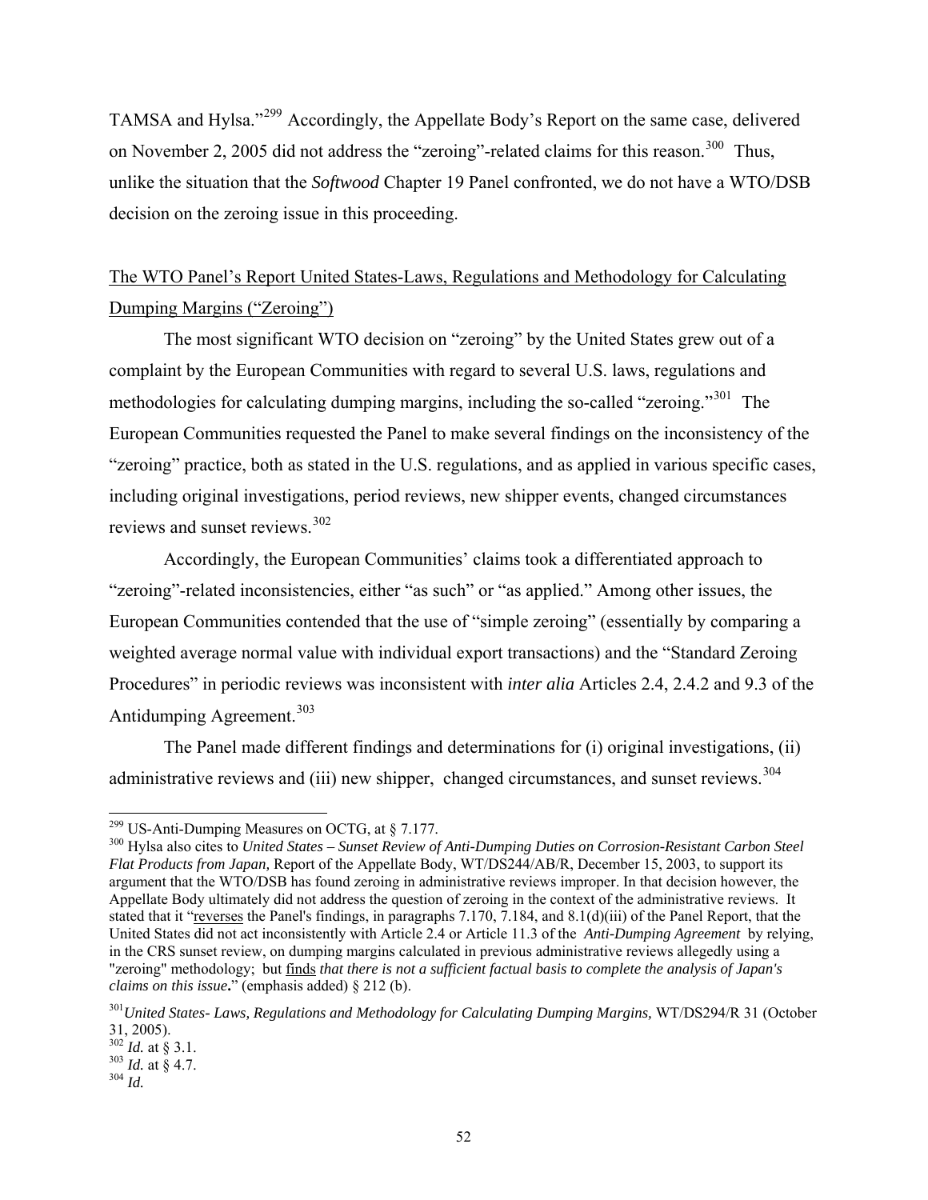TAMSA and Hylsa."[299] Accordingly, the Appellate Body's Report on the same case, delivered on November 2, 2005 did not address the "zeroing"-related claims for this reason.[300] Thus, unlike the situation that the *Softwood* Chapter 19 Panel confronted, we do not have a WTO/DSB decision on the zeroing issue in this proceeding.

<u>The WTO Panel's Report United States-Laws, Regulations and Methodology for Calculating Dumping Margins ("Zeroing")</u>

The most significant WTO decision on "zeroing" by the United States grew out of a complaint by the European Communities with regard to several U.S. laws, regulations and methodologies for calculating dumping margins, including the so-called "zeroing."[301] The European Communities requested the Panel to make several findings on the inconsistency of the "zeroing" practice, both as stated in the U.S. regulations, and as applied in various specific cases, including original investigations, period reviews, new shipper events, changed circumstances reviews and sunset reviews.[302]

Accordingly, the European Communities' claims took a differentiated approach to "zeroing"-related inconsistencies, either "as such" or "as applied." Among other issues, the European Communities contended that the use of "simple zeroing" (essentially by comparing a weighted average normal value with individual export transactions) and the "Standard Zeroing Procedures" in periodic reviews was inconsistent with *inter alia* Articles 2.4, 2.4.2 and 9.3 of the Antidumping Agreement.[303]

The Panel made different findings and determinations for (i) original investigations, (ii) administrative reviews and (iii) new shipper, changed circumstances, and sunset reviews.[304]

---

[299] US-Anti-Dumping Measures on OCTG, at § 7.177.

[300] Hylsa also cites to *United States – Sunset Review of Anti-Dumping Duties on Corrosion-Resistant Carbon Steel Flat Products from Japan,* Report of the Appellate Body, WT/DS244/AB/R, December 15, 2003, to support its argument that the WTO/DSB has found zeroing in administrative reviews improper. In that decision however, the Appellate Body ultimately did not address the question of zeroing in the context of the administrative reviews. It stated that it "<u>reverses</u> the Panel's findings, in paragraphs 7.170, 7.184, and 8.1(d)(iii) of the Panel Report, that the United States did not act inconsistently with Article 2.4 or Article 11.3 of the *Anti-Dumping Agreement* by relying, in the CRS sunset review, on dumping margins calculated in previous administrative reviews allegedly using a "zeroing" methodology; but <u>finds</u> *that there is not a sufficient factual basis to complete the analysis of Japan's claims on this issue***.**" (emphasis added) § 212 (b).

[301] *United States- Laws, Regulations and Methodology for Calculating Dumping Margins,* WT/DS294/R 31 (October 31, 2005).

[302] *Id.* at § 3.1.

[303] *Id.* at § 4.7.

[304] *Id.*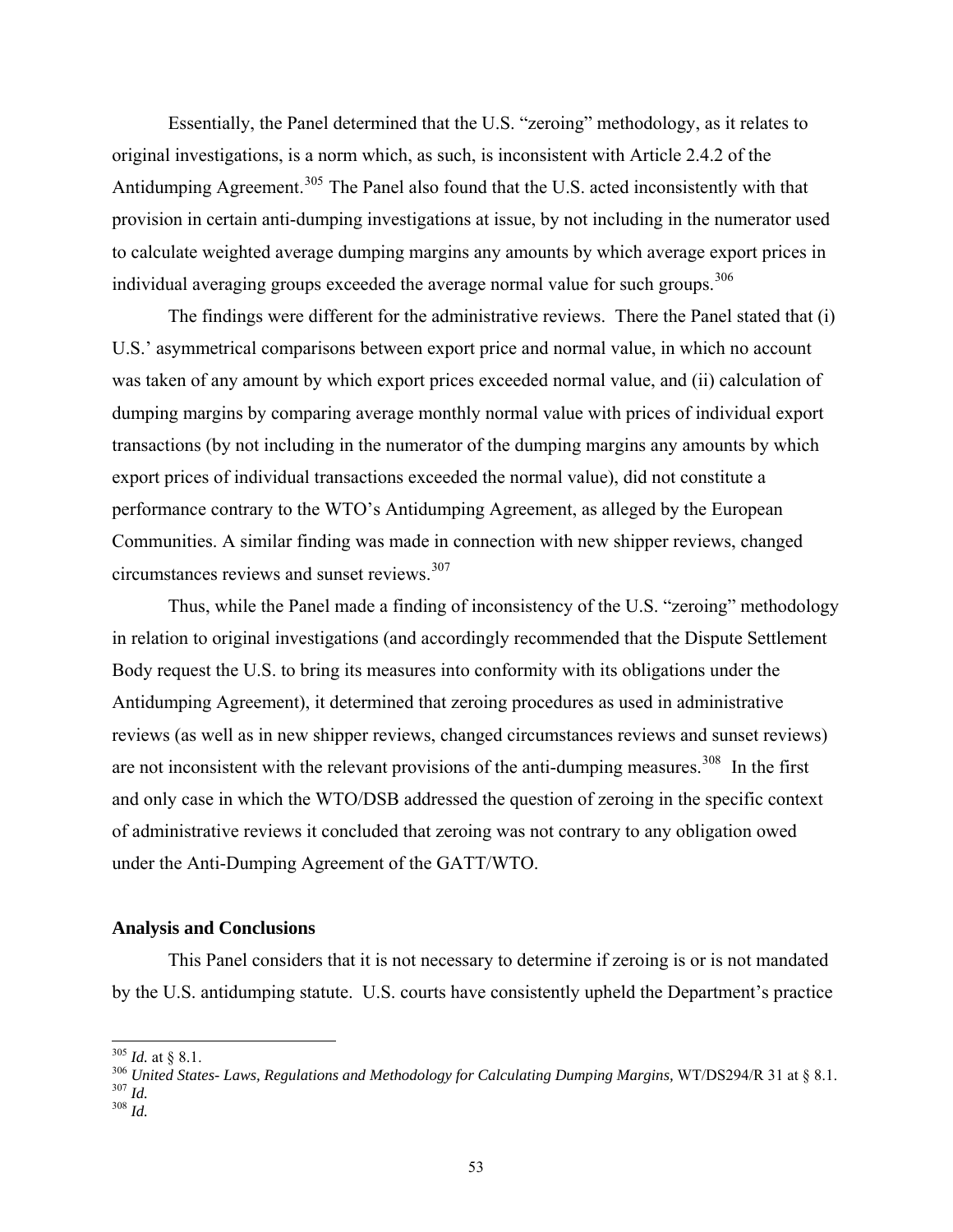Essentially, the Panel determined that the U.S. "zeroing" methodology, as it relates to original investigations, is a norm which, as such, is inconsistent with Article 2.4.2 of the Antidumping Agreement.[305] The Panel also found that the U.S. acted inconsistently with that provision in certain anti-dumping investigations at issue, by not including in the numerator used to calculate weighted average dumping margins any amounts by which average export prices in individual averaging groups exceeded the average normal value for such groups.[306]

The findings were different for the administrative reviews. There the Panel stated that (i) U.S.' asymmetrical comparisons between export price and normal value, in which no account was taken of any amount by which export prices exceeded normal value, and (ii) calculation of dumping margins by comparing average monthly normal value with prices of individual export transactions (by not including in the numerator of the dumping margins any amounts by which export prices of individual transactions exceeded the normal value), did not constitute a performance contrary to the WTO's Antidumping Agreement, as alleged by the European Communities. A similar finding was made in connection with new shipper reviews, changed circumstances reviews and sunset reviews.[307]

Thus, while the Panel made a finding of inconsistency of the U.S. "zeroing" methodology in relation to original investigations (and accordingly recommended that the Dispute Settlement Body request the U.S. to bring its measures into conformity with its obligations under the Antidumping Agreement), it determined that zeroing procedures as used in administrative reviews (as well as in new shipper reviews, changed circumstances reviews and sunset reviews) are not inconsistent with the relevant provisions of the anti-dumping measures.[308] In the first and only case in which the WTO/DSB addressed the question of zeroing in the specific context of administrative reviews it concluded that zeroing was not contrary to any obligation owed under the Anti-Dumping Agreement of the GATT/WTO.

**Analysis and Conclusions**

This Panel considers that it is not necessary to determine if zeroing is or is not mandated by the U.S. antidumping statute. U.S. courts have consistently upheld the Department's practice

---

[305] *Id.* at § 8.1.

[306] *United States- Laws, Regulations and Methodology for Calculating Dumping Margins,* WT/DS294/R 31 at § 8.1.

[307] *Id.*

[308] *Id.*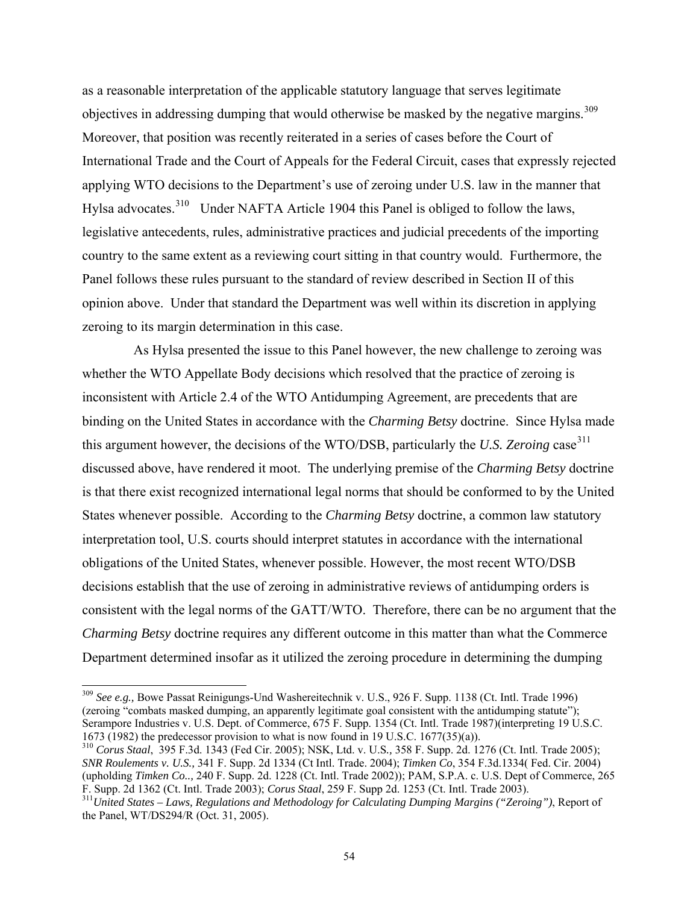as a reasonable interpretation of the applicable statutory language that serves legitimate objectives in addressing dumping that would otherwise be masked by the negative margins.[309] Moreover, that position was recently reiterated in a series of cases before the Court of International Trade and the Court of Appeals for the Federal Circuit, cases that expressly rejected applying WTO decisions to the Department's use of zeroing under U.S. law in the manner that Hylsa advocates.[310] Under NAFTA Article 1904 this Panel is obliged to follow the laws, legislative antecedents, rules, administrative practices and judicial precedents of the importing country to the same extent as a reviewing court sitting in that country would. Furthermore, the Panel follows these rules pursuant to the standard of review described in Section II of this opinion above. Under that standard the Department was well within its discretion in applying zeroing to its margin determination in this case.

As Hylsa presented the issue to this Panel however, the new challenge to zeroing was whether the WTO Appellate Body decisions which resolved that the practice of zeroing is inconsistent with Article 2.4 of the WTO Antidumping Agreement, are precedents that are binding on the United States in accordance with the *Charming Betsy* doctrine. Since Hylsa made this argument however, the decisions of the WTO/DSB, particularly the *U.S. Zeroing* case[311] discussed above, have rendered it moot. The underlying premise of the *Charming Betsy* doctrine is that there exist recognized international legal norms that should be conformed to by the United States whenever possible. According to the *Charming Betsy* doctrine, a common law statutory interpretation tool, U.S. courts should interpret statutes in accordance with the international obligations of the United States, whenever possible. However, the most recent WTO/DSB decisions establish that the use of zeroing in administrative reviews of antidumping orders is consistent with the legal norms of the GATT/WTO. Therefore, there can be no argument that the *Charming Betsy* doctrine requires any different outcome in this matter than what the Commerce Department determined insofar as it utilized the zeroing procedure in determining the dumping

---

[309] *See e.g.,* Bowe Passat Reinigungs-Und Washereitechnik v. U.S., 926 F. Supp. 1138 (Ct. Intl. Trade 1996) (zeroing "combats masked dumping, an apparently legitimate goal consistent with the antidumping statute"); Serampore Industries v. U.S. Dept. of Commerce, 675 F. Supp. 1354 (Ct. Intl. Trade 1987)(interpreting 19 U.S.C. 1673 (1982) the predecessor provision to what is now found in 19 U.S.C. 1677(35)(a)).

[310] *Corus Staal*, 395 F.3d. 1343 (Fed Cir. 2005); NSK, Ltd. v. U.S*.,* 358 F. Supp. 2d. 1276 (Ct. Intl. Trade 2005); *SNR Roulements v. U.S.,* 341 F. Supp. 2d 1334 (Ct Intl. Trade. 2004); *Timken Co*, 354 F.3d.1334( Fed. Cir. 2004) (upholding *Timken Co..,* 240 F. Supp. 2d. 1228 (Ct. Intl. Trade 2002)); PAM, S.P.A. c. U.S. Dept of Commerce, 265 F. Supp. 2d 1362 (Ct. Intl. Trade 2003); *Corus Staal*, 259 F. Supp 2d. 1253 (Ct. Intl. Trade 2003).

[311] *United States – Laws, Regulations and Methodology for Calculating Dumping Margins ("Zeroing")*, Report of the Panel, WT/DS294/R (Oct. 31, 2005).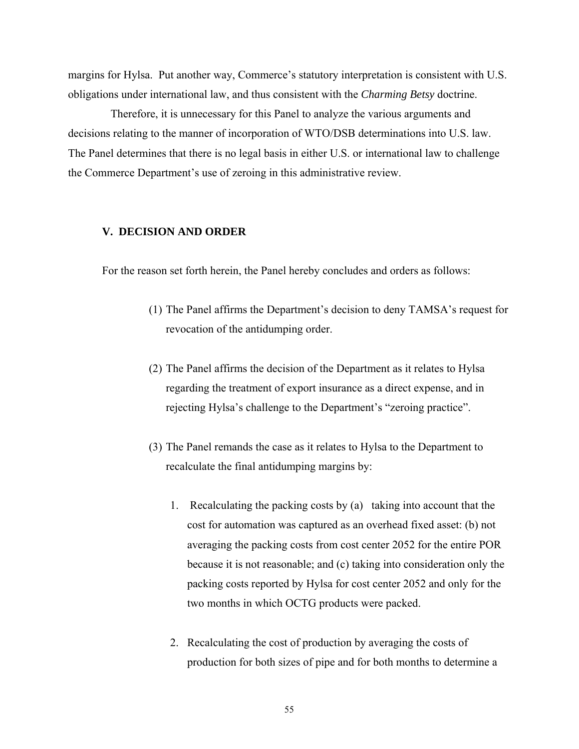margins for Hylsa. Put another way, Commerce's statutory interpretation is consistent with U.S. obligations under international law, and thus consistent with the *Charming Betsy* doctrine.

Therefore, it is unnecessary for this Panel to analyze the various arguments and decisions relating to the manner of incorporation of WTO/DSB determinations into U.S. law. The Panel determines that there is no legal basis in either U.S. or international law to challenge the Commerce Department's use of zeroing in this administrative review.

## V. DECISION AND ORDER

For the reason set forth herein, the Panel hereby concludes and orders as follows:

(1) The Panel affirms the Department's decision to deny TAMSA's request for revocation of the antidumping order.

(2) The Panel affirms the decision of the Department as it relates to Hylsa regarding the treatment of export insurance as a direct expense, and in rejecting Hylsa's challenge to the Department's "zeroing practice".

(3) The Panel remands the case as it relates to Hylsa to the Department to recalculate the final antidumping margins by:

1. Recalculating the packing costs by (a) taking into account that the cost for automation was captured as an overhead fixed asset: (b) not averaging the packing costs from cost center 2052 for the entire POR because it is not reasonable; and (c) taking into consideration only the packing costs reported by Hylsa for cost center 2052 and only for the two months in which OCTG products were packed.

2. Recalculating the cost of production by averaging the costs of production for both sizes of pipe and for both months to determine a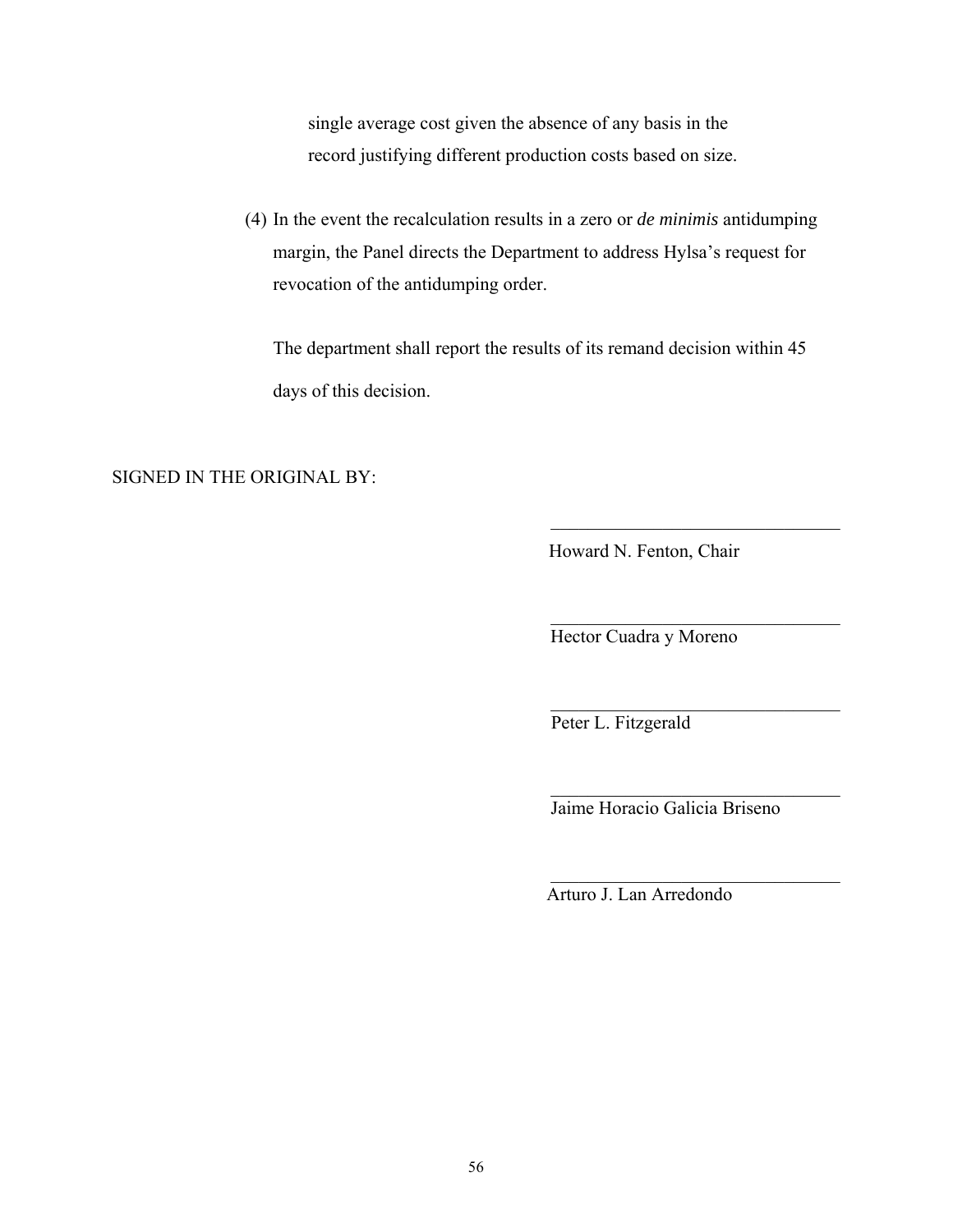single average cost given the absence of any basis in the record justifying different production costs based on size.

(4) In the event the recalculation results in a zero or *de minimis* antidumping margin, the Panel directs the Department to address Hylsa's request for revocation of the antidumping order.

The department shall report the results of its remand decision within 45 days of this decision.

SIGNED IN THE ORIGINAL BY:

Howard N. Fenton, Chair

Hector Cuadra y Moreno

Peter L. Fitzgerald

Jaime Horacio Galicia Briseno

Arturo J. Lan Arredondo